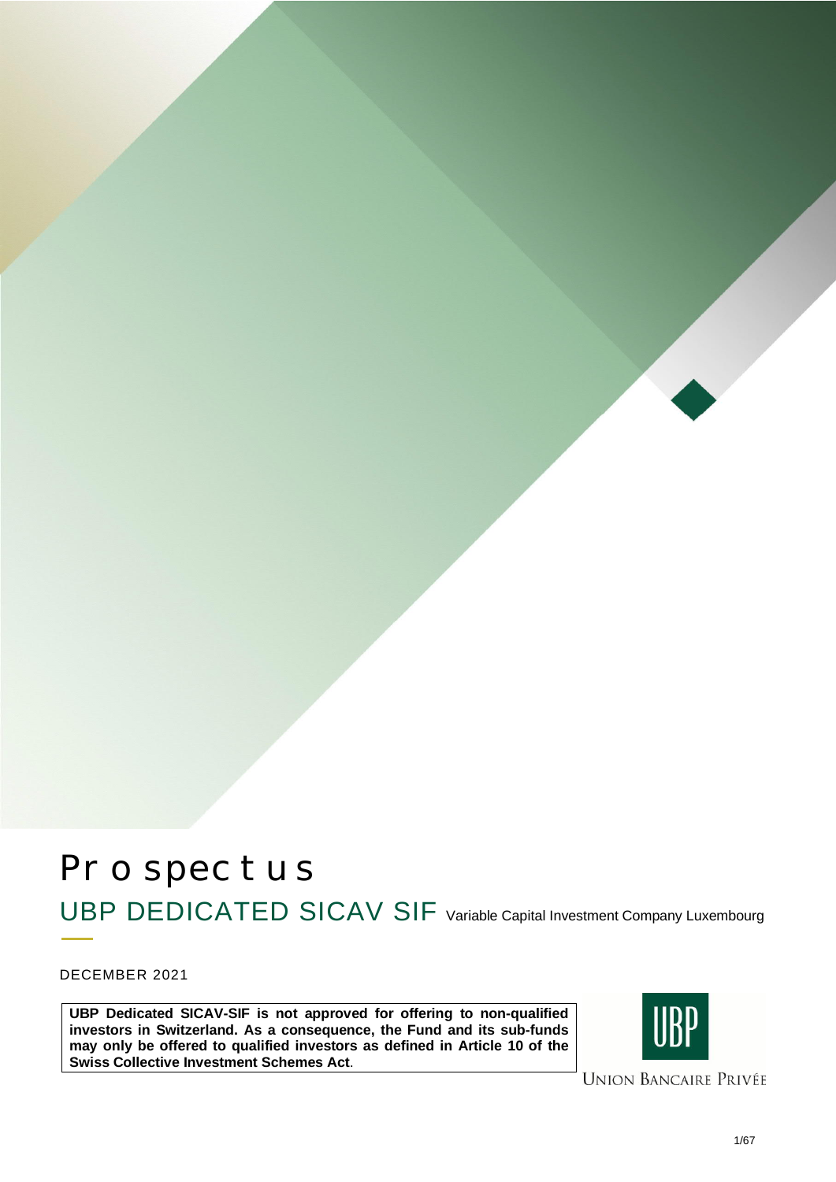# Prospectus

## UBP DEDICATED SICAV SIF Variable Capital Investment Company Luxembourg

DECEMBER 2021

**UBP Dedicated SICAV-SIF is not approved for offering to non-qualified investors in Switzerland. As a consequence, the Fund and its sub-funds may only be offered to qualified investors as defined in Article 10 of the Swiss Collective Investment Schemes Act**.

UNION BANCAIRE PRIVÉE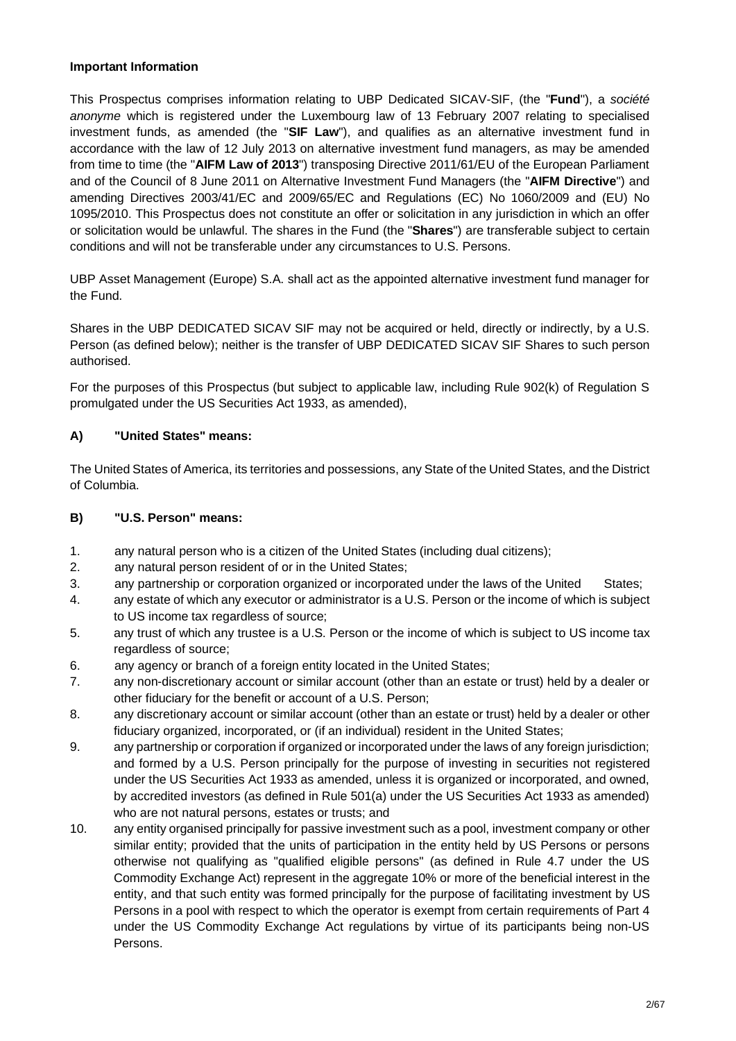**Important Information**

This Prospectus comprises information relating to UBP Dedicated SICAV-SIF, (the "**Fund**"), a *société anonyme* which is registered under the Luxembourg law of 13 February 2007 relating to specialised investment funds, as amended (the "**SIF Law**"), and qualifies as an alternative investment fund in accordance with the law of 12 July 2013 on alternative investment fund managers, as may be amended from time to time (the "**AIFM Law of 2013**") transposing Directive 2011/61/EU of the European Parliament and of the Council of 8 June 2011 on Alternative Investment Fund Managers (the "**AIFM Directive**") and amending Directives 2003/41/EC and 2009/65/EC and Regulations (EC) No 1060/2009 and (EU) No 1095/2010. This Prospectus does not constitute an offer or solicitation in any jurisdiction in which an offer or solicitation would be unlawful. The shares in the Fund (the "**Shares**") are transferable subject to certain conditions and will not be transferable under any circumstances to U.S. Persons.

UBP Asset Management (Europe) S.A. shall act as the appointed alternative investment fund manager for the Fund.

Shares in the UBP DEDICATED SICAV SIF may not be acquired or held, directly or indirectly, by a U.S. Person (as defined below); neither is the transfer of UBP DEDICATED SICAV SIF Shares to such person authorised.

For the purposes of this Prospectus (but subject to applicable law, including Rule 902(k) of Regulation S promulgated under the US Securities Act 1933, as amended),

**A) "United States" means:**

The United States of America, its territories and possessions, any State of the United States, and the District of Columbia.

**B) "U.S. Person" means:**

1. any natural person who is a citizen of the United States (including dual citizens);
2. any natural person resident of or in the United States;
3. any partnership or corporation organized or incorporated under the laws of the United States;
4. any estate of which any executor or administrator is a U.S. Person or the income of which is subject to US income tax regardless of source;
5. any trust of which any trustee is a U.S. Person or the income of which is subject to US income tax regardless of source;
6. any agency or branch of a foreign entity located in the United States;
7. any non-discretionary account or similar account (other than an estate or trust) held by a dealer or other fiduciary for the benefit or account of a U.S. Person;
8. any discretionary account or similar account (other than an estate or trust) held by a dealer or other fiduciary organized, incorporated, or (if an individual) resident in the United States;
9. any partnership or corporation if organized or incorporated under the laws of any foreign jurisdiction; and formed by a U.S. Person principally for the purpose of investing in securities not registered under the US Securities Act 1933 as amended, unless it is organized or incorporated, and owned, by accredited investors (as defined in Rule 501(a) under the US Securities Act 1933 as amended) who are not natural persons, estates or trusts; and
10. any entity organised principally for passive investment such as a pool, investment company or other similar entity; provided that the units of participation in the entity held by US Persons or persons otherwise not qualifying as "qualified eligible persons" (as defined in Rule 4.7 under the US Commodity Exchange Act) represent in the aggregate 10% or more of the beneficial interest in the entity, and that such entity was formed principally for the purpose of facilitating investment by US Persons in a pool with respect to which the operator is exempt from certain requirements of Part 4 under the US Commodity Exchange Act regulations by virtue of its participants being non-US Persons.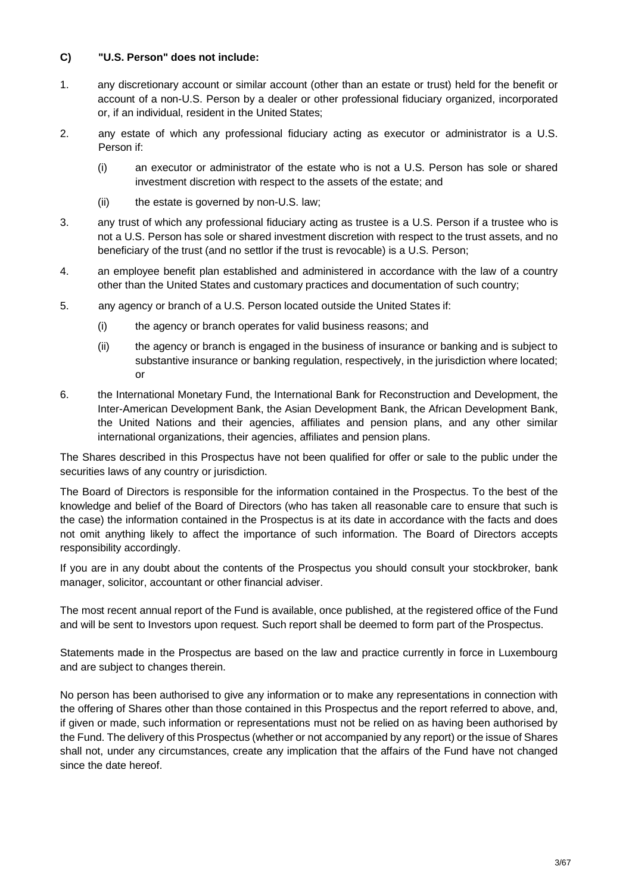**C) "U.S. Person" does not include:**

1. any discretionary account or similar account (other than an estate or trust) held for the benefit or account of a non-U.S. Person by a dealer or other professional fiduciary organized, incorporated or, if an individual, resident in the United States;

2. any estate of which any professional fiduciary acting as executor or administrator is a U.S. Person if:

   (i) an executor or administrator of the estate who is not a U.S. Person has sole or shared investment discretion with respect to the assets of the estate; and

   (ii) the estate is governed by non-U.S. law;

3. any trust of which any professional fiduciary acting as trustee is a U.S. Person if a trustee who is not a U.S. Person has sole or shared investment discretion with respect to the trust assets, and no beneficiary of the trust (and no settlor if the trust is revocable) is a U.S. Person;

4. an employee benefit plan established and administered in accordance with the law of a country other than the United States and customary practices and documentation of such country;

5. any agency or branch of a U.S. Person located outside the United States if:

   (i) the agency or branch operates for valid business reasons; and

   (ii) the agency or branch is engaged in the business of insurance or banking and is subject to substantive insurance or banking regulation, respectively, in the jurisdiction where located; or

6. the International Monetary Fund, the International Bank for Reconstruction and Development, the Inter-American Development Bank, the Asian Development Bank, the African Development Bank, the United Nations and their agencies, affiliates and pension plans, and any other similar international organizations, their agencies, affiliates and pension plans.

The Shares described in this Prospectus have not been qualified for offer or sale to the public under the securities laws of any country or jurisdiction.

The Board of Directors is responsible for the information contained in the Prospectus. To the best of the knowledge and belief of the Board of Directors (who has taken all reasonable care to ensure that such is the case) the information contained in the Prospectus is at its date in accordance with the facts and does not omit anything likely to affect the importance of such information. The Board of Directors accepts responsibility accordingly.

If you are in any doubt about the contents of the Prospectus you should consult your stockbroker, bank manager, solicitor, accountant or other financial adviser.

The most recent annual report of the Fund is available, once published, at the registered office of the Fund and will be sent to Investors upon request. Such report shall be deemed to form part of the Prospectus.

Statements made in the Prospectus are based on the law and practice currently in force in Luxembourg and are subject to changes therein.

No person has been authorised to give any information or to make any representations in connection with the offering of Shares other than those contained in this Prospectus and the report referred to above, and, if given or made, such information or representations must not be relied on as having been authorised by the Fund. The delivery of this Prospectus (whether or not accompanied by any report) or the issue of Shares shall not, under any circumstances, create any implication that the affairs of the Fund have not changed since the date hereof.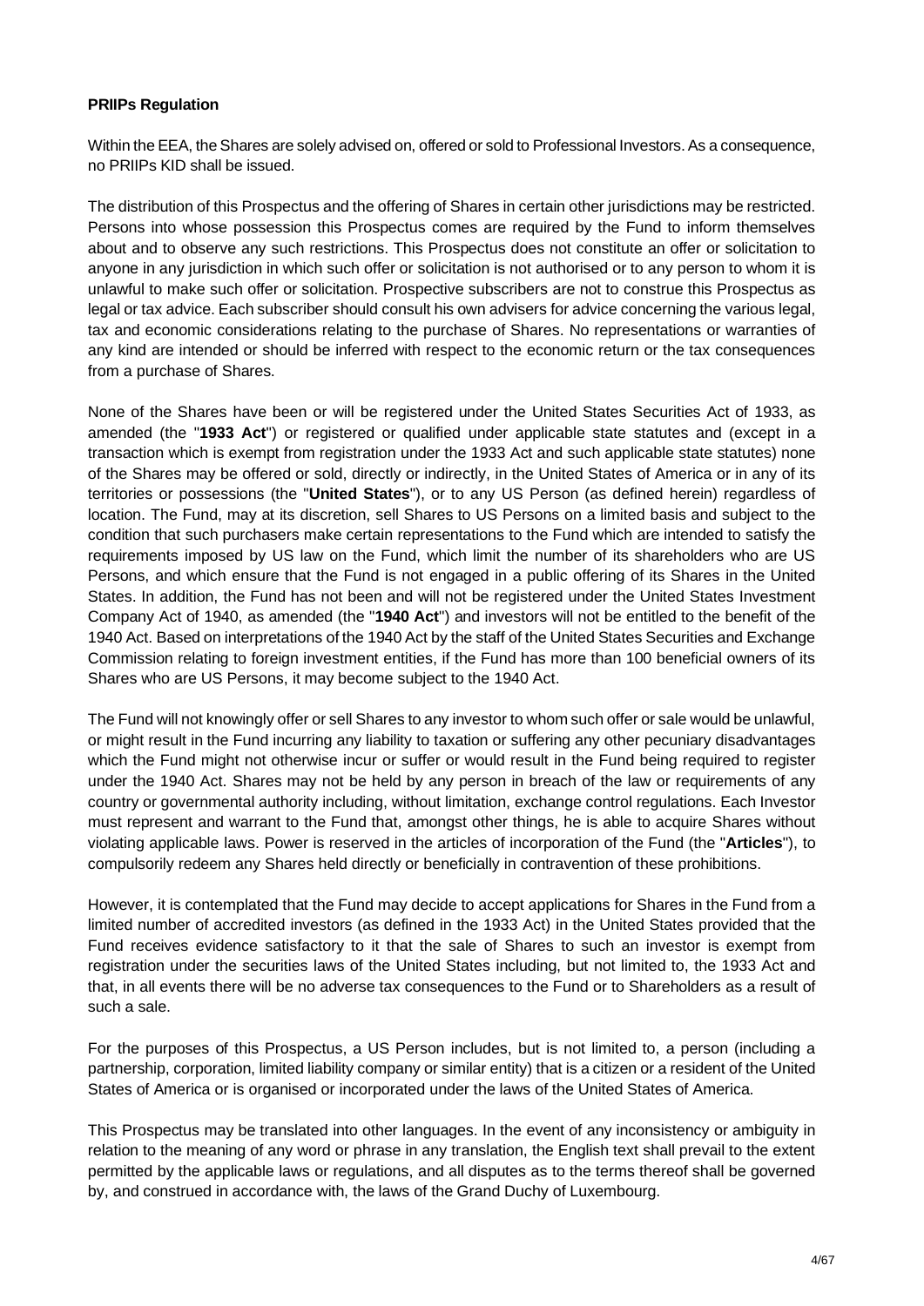**PRIIPs Regulation**

Within the EEA, the Shares are solely advised on, offered or sold to Professional Investors. As a consequence, no PRIIPs KID shall be issued.

The distribution of this Prospectus and the offering of Shares in certain other jurisdictions may be restricted. Persons into whose possession this Prospectus comes are required by the Fund to inform themselves about and to observe any such restrictions. This Prospectus does not constitute an offer or solicitation to anyone in any jurisdiction in which such offer or solicitation is not authorised or to any person to whom it is unlawful to make such offer or solicitation. Prospective subscribers are not to construe this Prospectus as legal or tax advice. Each subscriber should consult his own advisers for advice concerning the various legal, tax and economic considerations relating to the purchase of Shares. No representations or warranties of any kind are intended or should be inferred with respect to the economic return or the tax consequences from a purchase of Shares.

None of the Shares have been or will be registered under the United States Securities Act of 1933, as amended (the "**1933 Act**") or registered or qualified under applicable state statutes and (except in a transaction which is exempt from registration under the 1933 Act and such applicable state statutes) none of the Shares may be offered or sold, directly or indirectly, in the United States of America or in any of its territories or possessions (the "**United States**"), or to any US Person (as defined herein) regardless of location. The Fund, may at its discretion, sell Shares to US Persons on a limited basis and subject to the condition that such purchasers make certain representations to the Fund which are intended to satisfy the requirements imposed by US law on the Fund, which limit the number of its shareholders who are US Persons, and which ensure that the Fund is not engaged in a public offering of its Shares in the United States. In addition, the Fund has not been and will not be registered under the United States Investment Company Act of 1940, as amended (the "**1940 Act**") and investors will not be entitled to the benefit of the 1940 Act. Based on interpretations of the 1940 Act by the staff of the United States Securities and Exchange Commission relating to foreign investment entities, if the Fund has more than 100 beneficial owners of its Shares who are US Persons, it may become subject to the 1940 Act.

The Fund will not knowingly offer or sell Shares to any investor to whom such offer or sale would be unlawful, or might result in the Fund incurring any liability to taxation or suffering any other pecuniary disadvantages which the Fund might not otherwise incur or suffer or would result in the Fund being required to register under the 1940 Act. Shares may not be held by any person in breach of the law or requirements of any country or governmental authority including, without limitation, exchange control regulations. Each Investor must represent and warrant to the Fund that, amongst other things, he is able to acquire Shares without violating applicable laws. Power is reserved in the articles of incorporation of the Fund (the "**Articles**"), to compulsorily redeem any Shares held directly or beneficially in contravention of these prohibitions.

However, it is contemplated that the Fund may decide to accept applications for Shares in the Fund from a limited number of accredited investors (as defined in the 1933 Act) in the United States provided that the Fund receives evidence satisfactory to it that the sale of Shares to such an investor is exempt from registration under the securities laws of the United States including, but not limited to, the 1933 Act and that, in all events there will be no adverse tax consequences to the Fund or to Shareholders as a result of such a sale.

For the purposes of this Prospectus, a US Person includes, but is not limited to, a person (including a partnership, corporation, limited liability company or similar entity) that is a citizen or a resident of the United States of America or is organised or incorporated under the laws of the United States of America.

This Prospectus may be translated into other languages. In the event of any inconsistency or ambiguity in relation to the meaning of any word or phrase in any translation, the English text shall prevail to the extent permitted by the applicable laws or regulations, and all disputes as to the terms thereof shall be governed by, and construed in accordance with, the laws of the Grand Duchy of Luxembourg.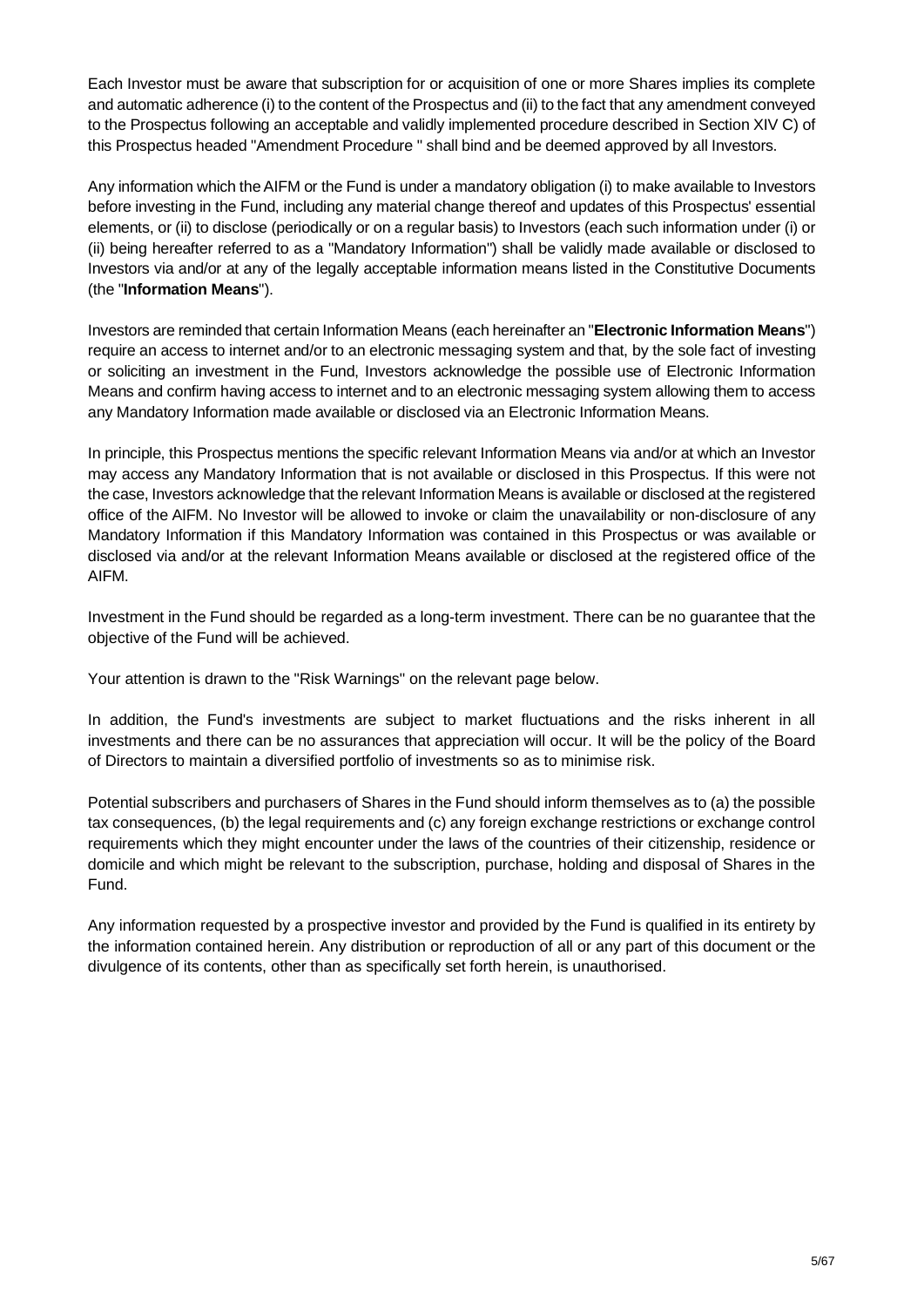Each Investor must be aware that subscription for or acquisition of one or more Shares implies its complete and automatic adherence (i) to the content of the Prospectus and (ii) to the fact that any amendment conveyed to the Prospectus following an acceptable and validly implemented procedure described in Section XIV C) of this Prospectus headed "Amendment Procedure " shall bind and be deemed approved by all Investors.

Any information which the AIFM or the Fund is under a mandatory obligation (i) to make available to Investors before investing in the Fund, including any material change thereof and updates of this Prospectus' essential elements, or (ii) to disclose (periodically or on a regular basis) to Investors (each such information under (i) or (ii) being hereafter referred to as a "Mandatory Information") shall be validly made available or disclosed to Investors via and/or at any of the legally acceptable information means listed in the Constitutive Documents (the "**Information Means**").

Investors are reminded that certain Information Means (each hereinafter an "**Electronic Information Means**") require an access to internet and/or to an electronic messaging system and that, by the sole fact of investing or soliciting an investment in the Fund, Investors acknowledge the possible use of Electronic Information Means and confirm having access to internet and to an electronic messaging system allowing them to access any Mandatory Information made available or disclosed via an Electronic Information Means.

In principle, this Prospectus mentions the specific relevant Information Means via and/or at which an Investor may access any Mandatory Information that is not available or disclosed in this Prospectus. If this were not the case, Investors acknowledge that the relevant Information Means is available or disclosed at the registered office of the AIFM. No Investor will be allowed to invoke or claim the unavailability or non-disclosure of any Mandatory Information if this Mandatory Information was contained in this Prospectus or was available or disclosed via and/or at the relevant Information Means available or disclosed at the registered office of the AIFM.

Investment in the Fund should be regarded as a long-term investment. There can be no guarantee that the objective of the Fund will be achieved.

Your attention is drawn to the "Risk Warnings" on the relevant page below.

In addition, the Fund's investments are subject to market fluctuations and the risks inherent in all investments and there can be no assurances that appreciation will occur. It will be the policy of the Board of Directors to maintain a diversified portfolio of investments so as to minimise risk.

Potential subscribers and purchasers of Shares in the Fund should inform themselves as to (a) the possible tax consequences, (b) the legal requirements and (c) any foreign exchange restrictions or exchange control requirements which they might encounter under the laws of the countries of their citizenship, residence or domicile and which might be relevant to the subscription, purchase, holding and disposal of Shares in the Fund.

Any information requested by a prospective investor and provided by the Fund is qualified in its entirety by the information contained herein. Any distribution or reproduction of all or any part of this document or the divulgence of its contents, other than as specifically set forth herein, is unauthorised.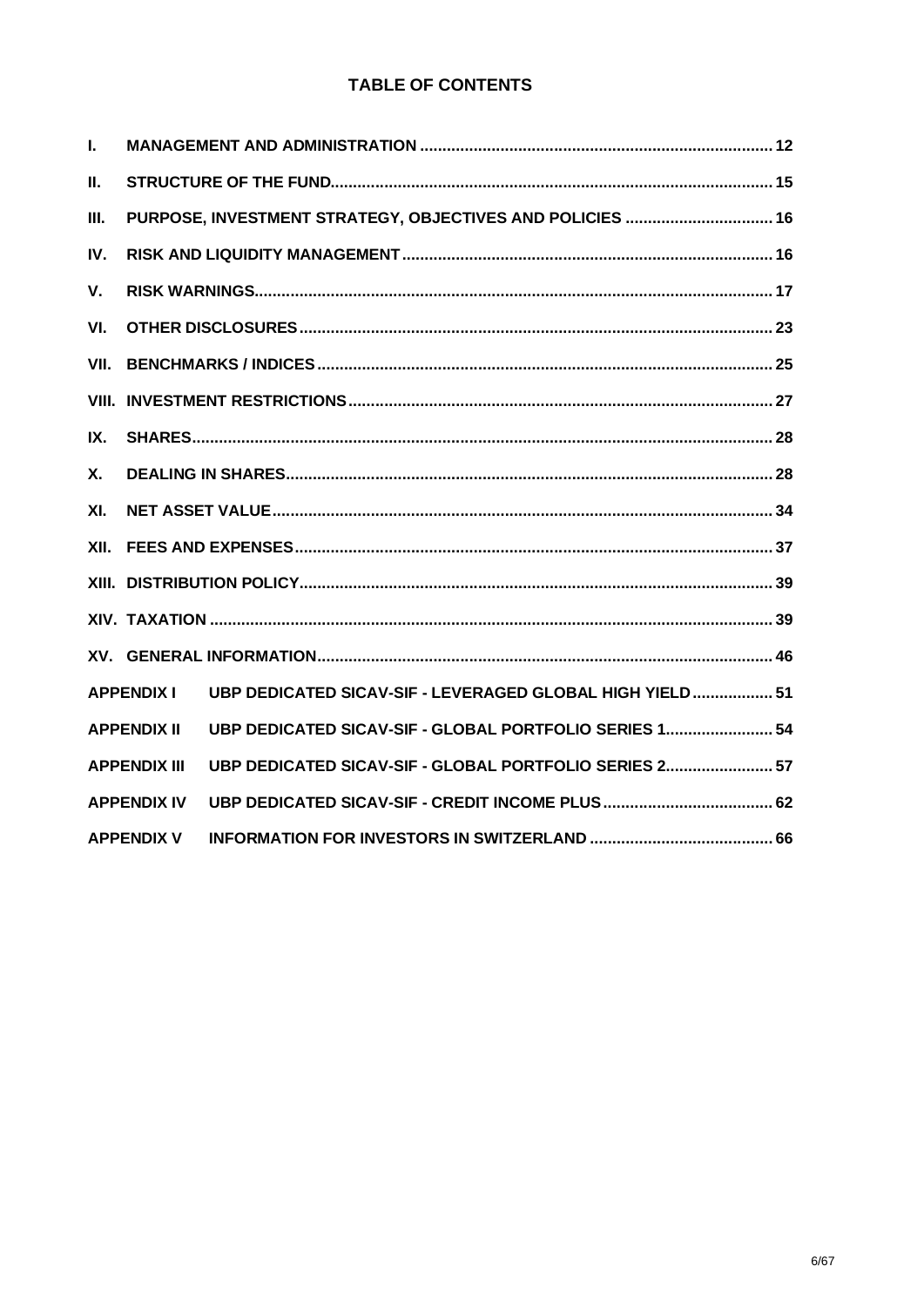## TABLE OF CONTENTS

| | | |
|---|---|---|
| **I.** | **MANAGEMENT AND ADMINISTRATION** | **12** |
| **II.** | **STRUCTURE OF THE FUND** | **15** |
| **III.** | **PURPOSE, INVESTMENT STRATEGY, OBJECTIVES AND POLICIES** | **16** |
| **IV.** | **RISK AND LIQUIDITY MANAGEMENT** | **16** |
| **V.** | **RISK WARNINGS** | **17** |
| **VI.** | **OTHER DISCLOSURES** | **23** |
| **VII.** | **BENCHMARKS / INDICES** | **25** |
| **VIII.** | **INVESTMENT RESTRICTIONS** | **27** |
| **IX.** | **SHARES** | **28** |
| **X.** | **DEALING IN SHARES** | **28** |
| **XI.** | **NET ASSET VALUE** | **34** |
| **XII.** | **FEES AND EXPENSES** | **37** |
| **XIII.** | **DISTRIBUTION POLICY** | **39** |
| **XIV.** | **TAXATION** | **39** |
| **XV.** | **GENERAL INFORMATION** | **46** |
| **APPENDIX I** | **UBP DEDICATED SICAV-SIF - LEVERAGED GLOBAL HIGH YIELD** | **51** |
| **APPENDIX II** | **UBP DEDICATED SICAV-SIF - GLOBAL PORTFOLIO SERIES 1** | **54** |
| **APPENDIX III** | **UBP DEDICATED SICAV-SIF - GLOBAL PORTFOLIO SERIES 2** | **57** |
| **APPENDIX IV** | **UBP DEDICATED SICAV-SIF - CREDIT INCOME PLUS** | **62** |
| **APPENDIX V** | **INFORMATION FOR INVESTORS IN SWITZERLAND** | **66** |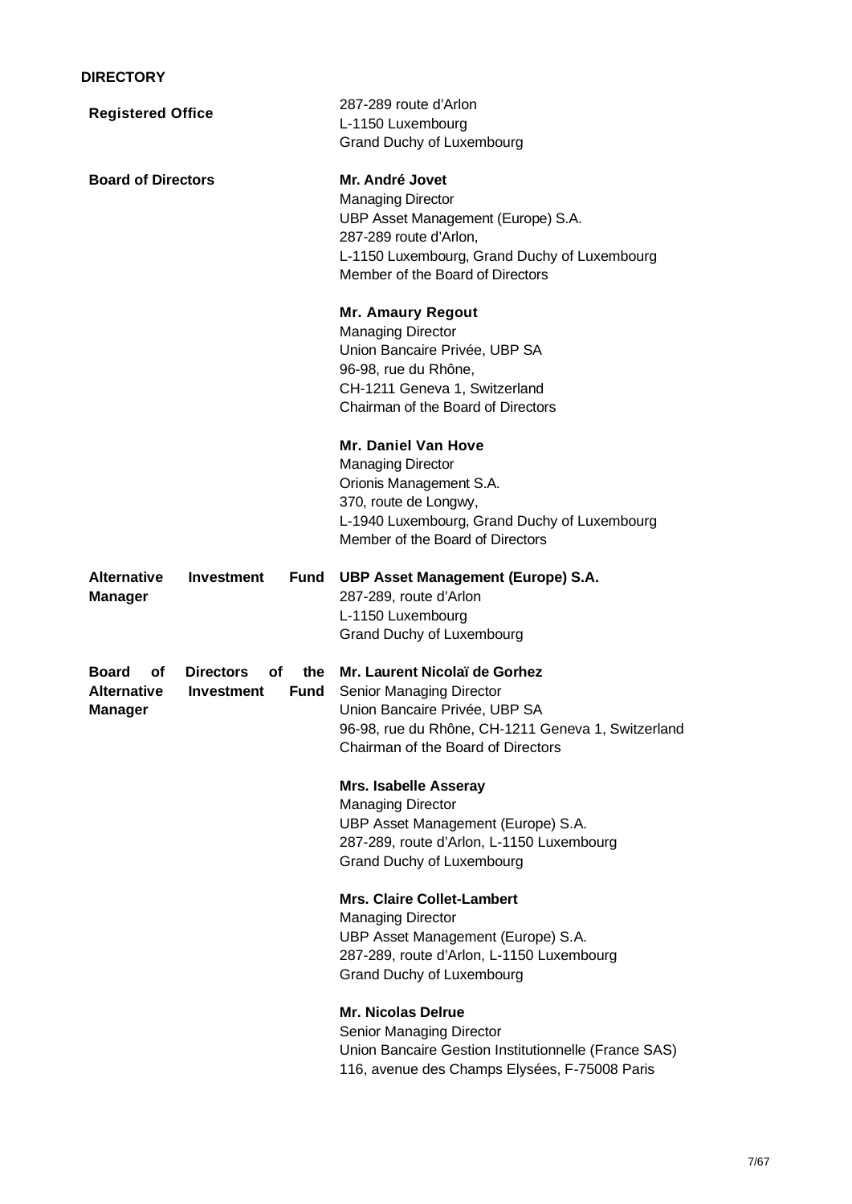## DIRECTORY

**Registered Office**

287-289 route d'Arlon
L-1150 Luxembourg
Grand Duchy of Luxembourg

**Board of Directors**

**Mr. André Jovet**
Managing Director
UBP Asset Management (Europe) S.A.
287-289 route d'Arlon,
L-1150 Luxembourg, Grand Duchy of Luxembourg
Member of the Board of Directors

**Mr. Amaury Regout**
Managing Director
Union Bancaire Privée, UBP SA
96-98, rue du Rhône,
CH-1211 Geneva 1, Switzerland
Chairman of the Board of Directors

**Mr. Daniel Van Hove**
Managing Director
Orionis Management S.A.
370, route de Longwy,
L-1940 Luxembourg, Grand Duchy of Luxembourg
Member of the Board of Directors

**Alternative Investment Fund Manager**

**UBP Asset Management (Europe) S.A.**
287-289, route d'Arlon
L-1150 Luxembourg
Grand Duchy of Luxembourg

**Board of Directors of the Alternative Investment Fund Manager**

**Mr. Laurent Nicolaï de Gorhez**
Senior Managing Director
Union Bancaire Privée, UBP SA
96-98, rue du Rhône, CH-1211 Geneva 1, Switzerland
Chairman of the Board of Directors

**Mrs. Isabelle Asseray**
Managing Director
UBP Asset Management (Europe) S.A.
287-289, route d'Arlon, L-1150 Luxembourg
Grand Duchy of Luxembourg

**Mrs. Claire Collet-Lambert**
Managing Director
UBP Asset Management (Europe) S.A.
287-289, route d'Arlon, L-1150 Luxembourg
Grand Duchy of Luxembourg

**Mr. Nicolas Delrue**
Senior Managing Director
Union Bancaire Gestion Institutionnelle (France SAS)
116, avenue des Champs Elysées, F-75008 Paris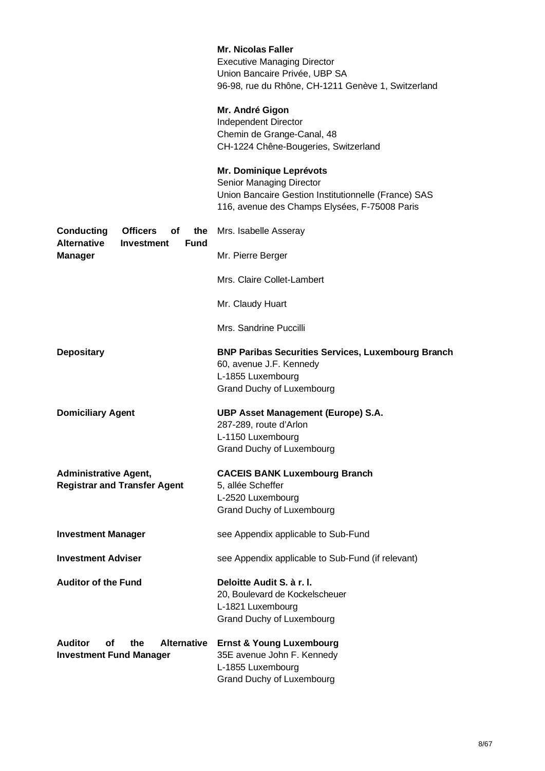|  |  |
| --- | --- |
|  | **Mr. Nicolas Faller**<br>Executive Managing Director<br>Union Bancaire Privée, UBP SA<br>96-98, rue du Rhône, CH-1211 Genève 1, Switzerland |
|  | **Mr. André Gigon**<br>Independent Director<br>Chemin de Grange-Canal, 48<br>CH-1224 Chêne-Bougeries, Switzerland |
|  | **Mr. Dominique Leprévots**<br>Senior Managing Director<br>Union Bancaire Gestion Institutionnelle (France) SAS<br>116, avenue des Champs Elysées, F-75008 Paris |
| **Conducting Officers of the Alternative Investment Fund Manager** | Mrs. Isabelle Asseray<br><br>Mr. Pierre Berger<br><br>Mrs. Claire Collet-Lambert<br><br>Mr. Claudy Huart<br><br>Mrs. Sandrine Puccilli |
| **Depositary** | **BNP Paribas Securities Services, Luxembourg Branch**<br>60, avenue J.F. Kennedy<br>L-1855 Luxembourg<br>Grand Duchy of Luxembourg |
| **Domiciliary Agent** | **UBP Asset Management (Europe) S.A.**<br>287-289, route d'Arlon<br>L-1150 Luxembourg<br>Grand Duchy of Luxembourg |
| **Administrative Agent, Registrar and Transfer Agent** | **CACEIS BANK Luxembourg Branch**<br>5, allée Scheffer<br>L-2520 Luxembourg<br>Grand Duchy of Luxembourg |
| **Investment Manager** | see Appendix applicable to Sub-Fund |
| **Investment Adviser** | see Appendix applicable to Sub-Fund (if relevant) |
| **Auditor of the Fund** | **Deloitte Audit S. à r. l.**<br>20, Boulevard de Kockelscheuer<br>L-1821 Luxembourg<br>Grand Duchy of Luxembourg |
| **Auditor of the Alternative Investment Fund Manager** | **Ernst & Young Luxembourg**<br>35E avenue John F. Kennedy<br>L-1855 Luxembourg<br>Grand Duchy of Luxembourg |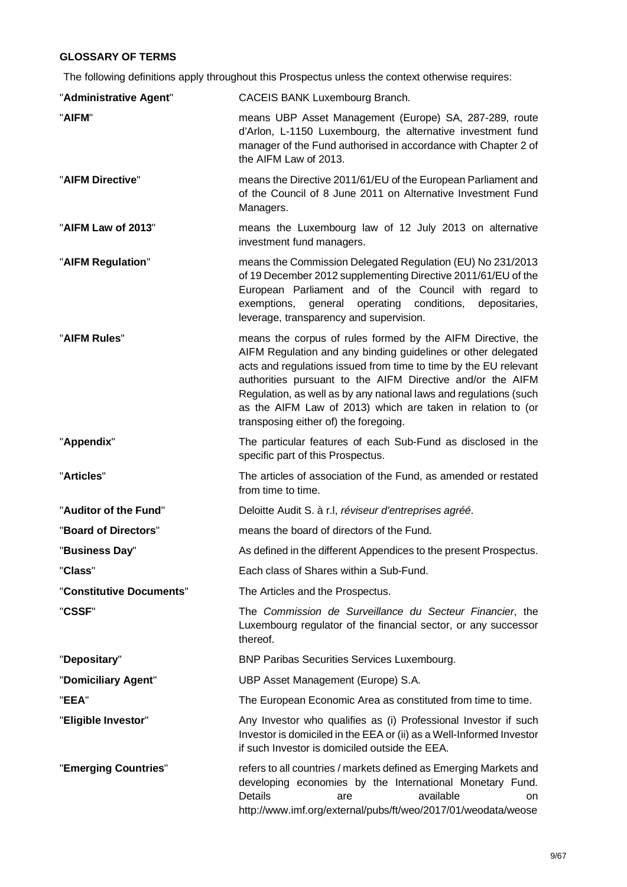## GLOSSARY OF TERMS

The following definitions apply throughout this Prospectus unless the context otherwise requires:

| | |
|---|---|
| "**Administrative Agent**" | CACEIS BANK Luxembourg Branch. |
| "**AIFM**" | means UBP Asset Management (Europe) SA, 287-289, route d'Arlon, L-1150 Luxembourg, the alternative investment fund manager of the Fund authorised in accordance with Chapter 2 of the AIFM Law of 2013. |
| "**AIFM Directive**" | means the Directive 2011/61/EU of the European Parliament and of the Council of 8 June 2011 on Alternative Investment Fund Managers. |
| "**AIFM Law of 2013**" | means the Luxembourg law of 12 July 2013 on alternative investment fund managers. |
| "**AIFM Regulation**" | means the Commission Delegated Regulation (EU) No 231/2013 of 19 December 2012 supplementing Directive 2011/61/EU of the European Parliament and of the Council with regard to exemptions, general operating conditions, depositaries, leverage, transparency and supervision. |
| "**AIFM Rules**" | means the corpus of rules formed by the AIFM Directive, the AIFM Regulation and any binding guidelines or other delegated acts and regulations issued from time to time by the EU relevant authorities pursuant to the AIFM Directive and/or the AIFM Regulation, as well as by any national laws and regulations (such as the AIFM Law of 2013) which are taken in relation to (or transposing either of) the foregoing. |
| "**Appendix**" | The particular features of each Sub-Fund as disclosed in the specific part of this Prospectus. |
| "**Articles**" | The articles of association of the Fund, as amended or restated from time to time. |
| "**Auditor of the Fund**" | Deloitte Audit S. à r.l, *réviseur d'entreprises agréé*. |
| "**Board of Directors**" | means the board of directors of the Fund. |
| "**Business Day**" | As defined in the different Appendices to the present Prospectus. |
| "**Class**" | Each class of Shares within a Sub-Fund. |
| "**Constitutive Documents**" | The Articles and the Prospectus. |
| "**CSSF**" | The *Commission de Surveillance du Secteur Financier*, the Luxembourg regulator of the financial sector, or any successor thereof. |
| "**Depositary**" | BNP Paribas Securities Services Luxembourg. |
| "**Domiciliary Agent**" | UBP Asset Management (Europe) S.A. |
| "**EEA**" | The European Economic Area as constituted from time to time. |
| "**Eligible Investor**" | Any Investor who qualifies as (i) Professional Investor if such Investor is domiciled in the EEA or (ii) as a Well-Informed Investor if such Investor is domiciled outside the EEA. |
| "**Emerging Countries**" | refers to all countries / markets defined as Emerging Markets and developing economies by the International Monetary Fund. Details are available on http://www.imf.org/external/pubs/ft/weo/2017/01/weodata/weose |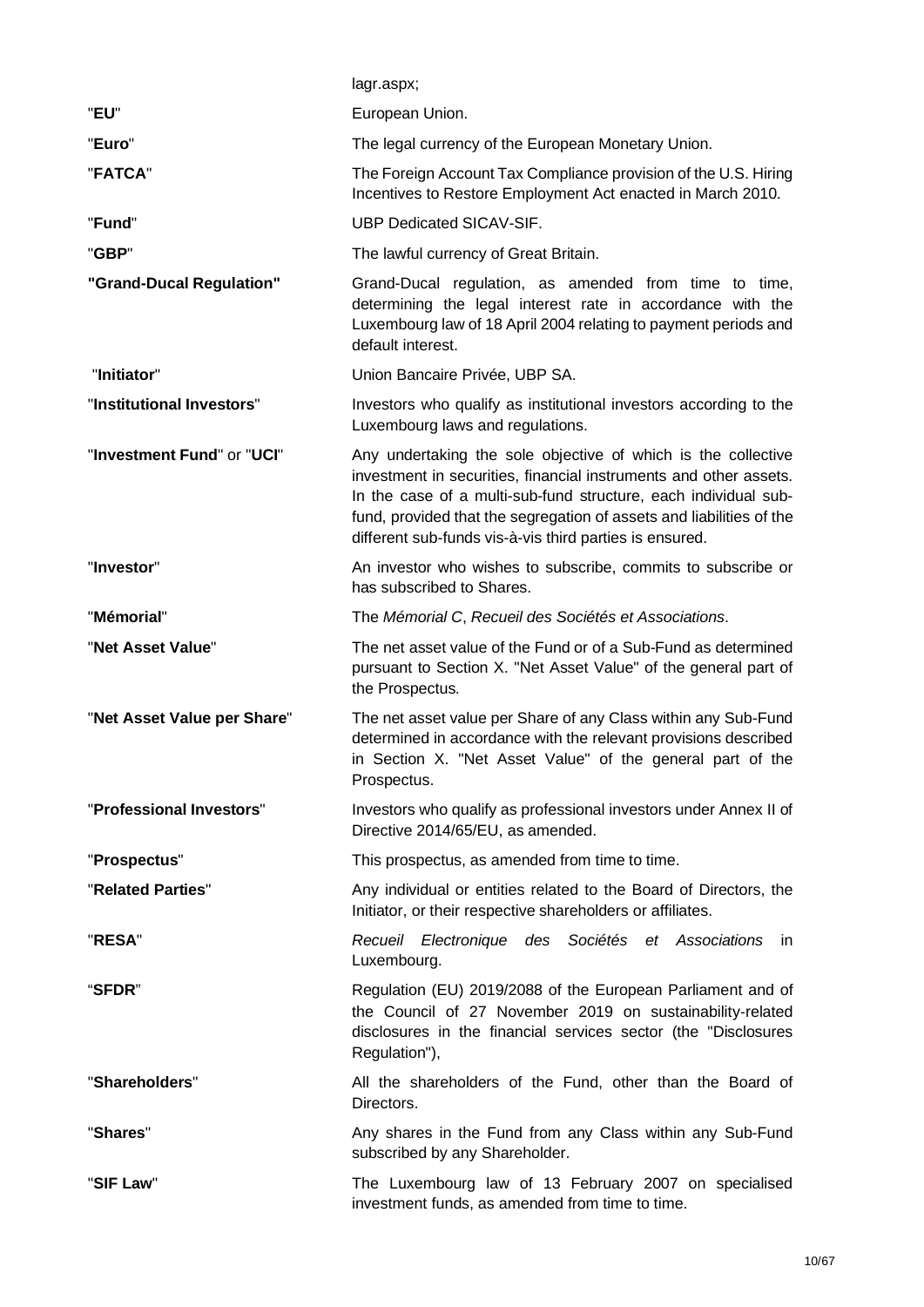| | |
|---|---|
| | lagr.aspx; |
| "**EU**" | European Union. |
| "**Euro**" | The legal currency of the European Monetary Union. |
| "**FATCA**" | The Foreign Account Tax Compliance provision of the U.S. Hiring Incentives to Restore Employment Act enacted in March 2010. |
| "**Fund**" | UBP Dedicated SICAV-SIF. |
| "**GBP**" | The lawful currency of Great Britain. |
| **"Grand-Ducal Regulation"** | Grand-Ducal regulation, as amended from time to time, determining the legal interest rate in accordance with the Luxembourg law of 18 April 2004 relating to payment periods and default interest. |
| "**Initiator**" | Union Bancaire Privée, UBP SA. |
| "**Institutional Investors**" | Investors who qualify as institutional investors according to the Luxembourg laws and regulations. |
| "**Investment Fund**" or "**UCI**" | Any undertaking the sole objective of which is the collective investment in securities, financial instruments and other assets. In the case of a multi-sub-fund structure, each individual sub-fund, provided that the segregation of assets and liabilities of the different sub-funds vis-à-vis third parties is ensured. |
| "**Investor**" | An investor who wishes to subscribe, commits to subscribe or has subscribed to Shares. |
| "**Mémorial**" | The *Mémorial C*, *Recueil des Sociétés et Associations*. |
| "**Net Asset Value**" | The net asset value of the Fund or of a Sub-Fund as determined pursuant to Section X. "Net Asset Value" of the general part of the Prospectus. |
| "**Net Asset Value per Share**" | The net asset value per Share of any Class within any Sub-Fund determined in accordance with the relevant provisions described in Section X. "Net Asset Value" of the general part of the Prospectus. |
| "**Professional Investors**" | Investors who qualify as professional investors under Annex II of Directive 2014/65/EU, as amended. |
| "**Prospectus**" | This prospectus, as amended from time to time. |
| "**Related Parties**" | Any individual or entities related to the Board of Directors, the Initiator, or their respective shareholders or affiliates. |
| "**RESA**" | *Recueil Electronique des Sociétés et Associations* in Luxembourg. |
| "**SFDR**" | Regulation (EU) 2019/2088 of the European Parliament and of the Council of 27 November 2019 on sustainability-related disclosures in the financial services sector (the "Disclosures Regulation"), |
| "**Shareholders**" | All the shareholders of the Fund, other than the Board of Directors. |
| "**Shares**" | Any shares in the Fund from any Class within any Sub-Fund subscribed by any Shareholder. |
| "**SIF Law**" | The Luxembourg law of 13 February 2007 on specialised investment funds, as amended from time to time. |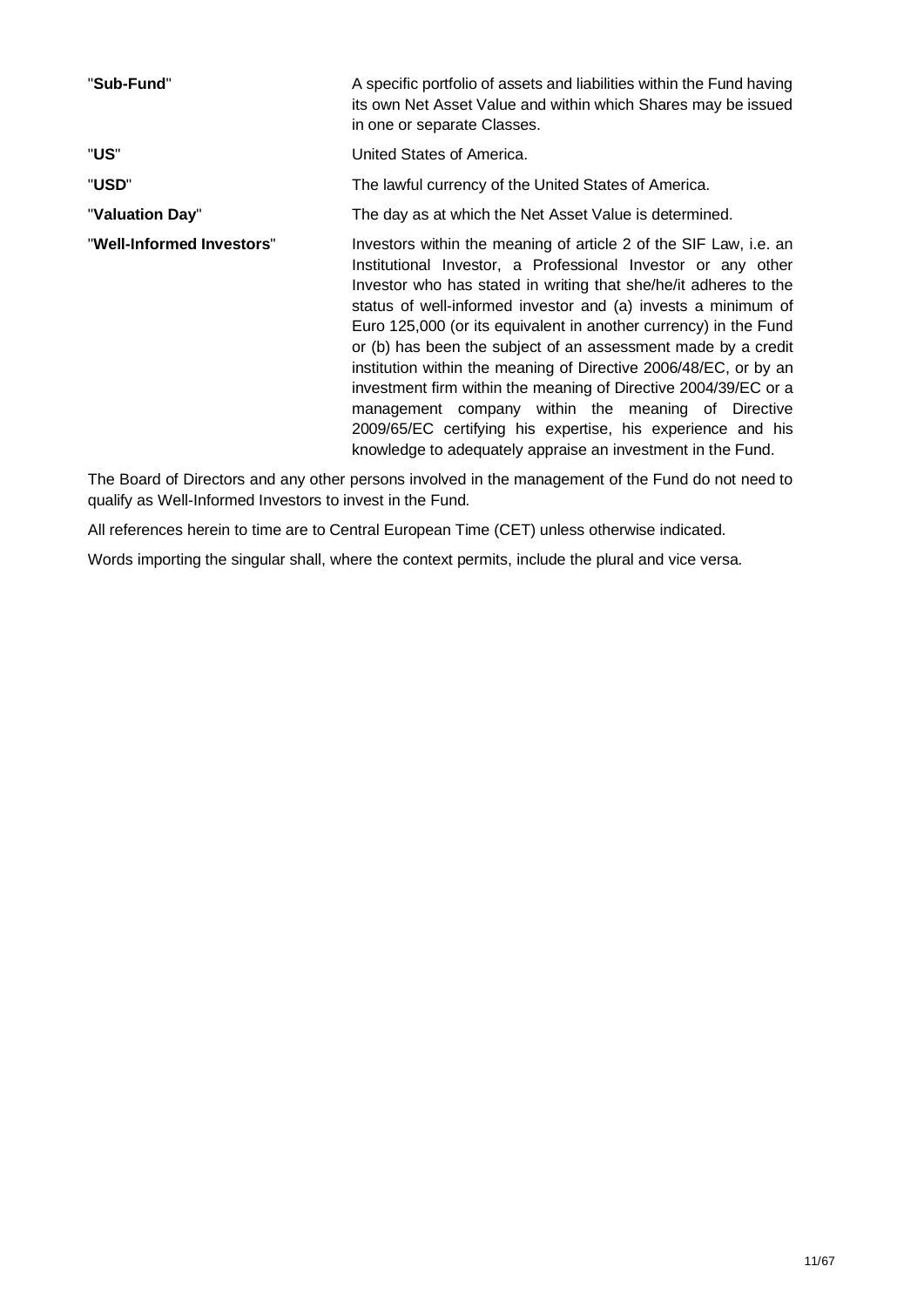| | |
|---|---|
| "**Sub-Fund**" | A specific portfolio of assets and liabilities within the Fund having its own Net Asset Value and within which Shares may be issued in one or separate Classes. |
| "**US**" | United States of America. |
| "**USD**" | The lawful currency of the United States of America. |
| "**Valuation Day**" | The day as at which the Net Asset Value is determined. |
| "**Well-Informed Investors**" | Investors within the meaning of article 2 of the SIF Law, i.e. an Institutional Investor, a Professional Investor or any other Investor who has stated in writing that she/he/it adheres to the status of well-informed investor and (a) invests a minimum of Euro 125,000 (or its equivalent in another currency) in the Fund or (b) has been the subject of an assessment made by a credit institution within the meaning of Directive 2006/48/EC, or by an investment firm within the meaning of Directive 2004/39/EC or a management company within the meaning of Directive 2009/65/EC certifying his expertise, his experience and his knowledge to adequately appraise an investment in the Fund. |

The Board of Directors and any other persons involved in the management of the Fund do not need to qualify as Well-Informed Investors to invest in the Fund.

All references herein to time are to Central European Time (CET) unless otherwise indicated.

Words importing the singular shall, where the context permits, include the plural and vice versa.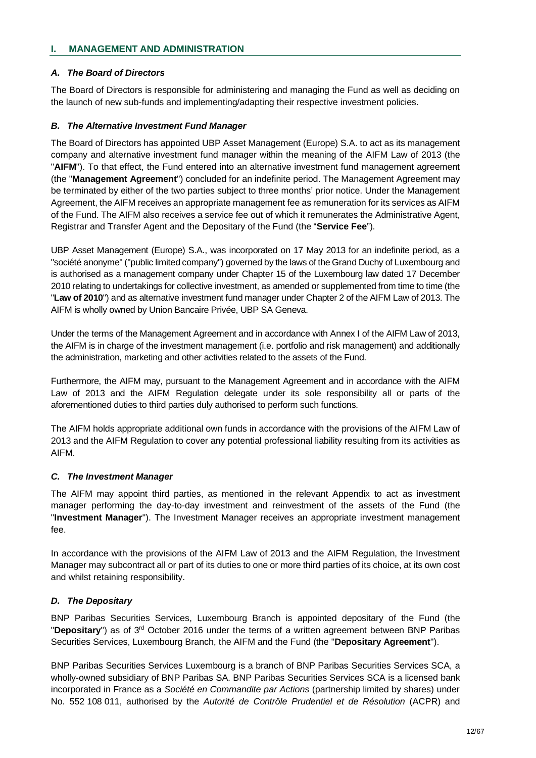## I. MANAGEMENT AND ADMINISTRATION

### *A. The Board of Directors*

The Board of Directors is responsible for administering and managing the Fund as well as deciding on the launch of new sub-funds and implementing/adapting their respective investment policies.

### *B. The Alternative Investment Fund Manager*

The Board of Directors has appointed UBP Asset Management (Europe) S.A. to act as its management company and alternative investment fund manager within the meaning of the AIFM Law of 2013 (the "**AIFM**"). To that effect, the Fund entered into an alternative investment fund management agreement (the "**Management Agreement**") concluded for an indefinite period. The Management Agreement may be terminated by either of the two parties subject to three months' prior notice. Under the Management Agreement, the AIFM receives an appropriate management fee as remuneration for its services as AIFM of the Fund. The AIFM also receives a service fee out of which it remunerates the Administrative Agent, Registrar and Transfer Agent and the Depositary of the Fund (the "**Service Fee**").

UBP Asset Management (Europe) S.A., was incorporated on 17 May 2013 for an indefinite period, as a "société anonyme" ("public limited company") governed by the laws of the Grand Duchy of Luxembourg and is authorised as a management company under Chapter 15 of the Luxembourg law dated 17 December 2010 relating to undertakings for collective investment, as amended or supplemented from time to time (the "**Law of 2010**") and as alternative investment fund manager under Chapter 2 of the AIFM Law of 2013. The AIFM is wholly owned by Union Bancaire Privée, UBP SA Geneva.

Under the terms of the Management Agreement and in accordance with Annex I of the AIFM Law of 2013, the AIFM is in charge of the investment management (i.e. portfolio and risk management) and additionally the administration, marketing and other activities related to the assets of the Fund.

Furthermore, the AIFM may, pursuant to the Management Agreement and in accordance with the AIFM Law of 2013 and the AIFM Regulation delegate under its sole responsibility all or parts of the aforementioned duties to third parties duly authorised to perform such functions.

The AIFM holds appropriate additional own funds in accordance with the provisions of the AIFM Law of 2013 and the AIFM Regulation to cover any potential professional liability resulting from its activities as AIFM.

### *C. The Investment Manager*

The AIFM may appoint third parties, as mentioned in the relevant Appendix to act as investment manager performing the day-to-day investment and reinvestment of the assets of the Fund (the "**Investment Manager**"). The Investment Manager receives an appropriate investment management fee.

In accordance with the provisions of the AIFM Law of 2013 and the AIFM Regulation, the Investment Manager may subcontract all or part of its duties to one or more third parties of its choice, at its own cost and whilst retaining responsibility.

### *D. The Depositary*

BNP Paribas Securities Services, Luxembourg Branch is appointed depositary of the Fund (the "**Depositary**") as of 3rd October 2016 under the terms of a written agreement between BNP Paribas Securities Services, Luxembourg Branch, the AIFM and the Fund (the "**Depositary Agreement**").

BNP Paribas Securities Services Luxembourg is a branch of BNP Paribas Securities Services SCA, a wholly-owned subsidiary of BNP Paribas SA. BNP Paribas Securities Services SCA is a licensed bank incorporated in France as a *Société en Commandite par Actions* (partnership limited by shares) under No. 552 108 011, authorised by the *Autorité de Contrôle Prudentiel et de Résolution* (ACPR) and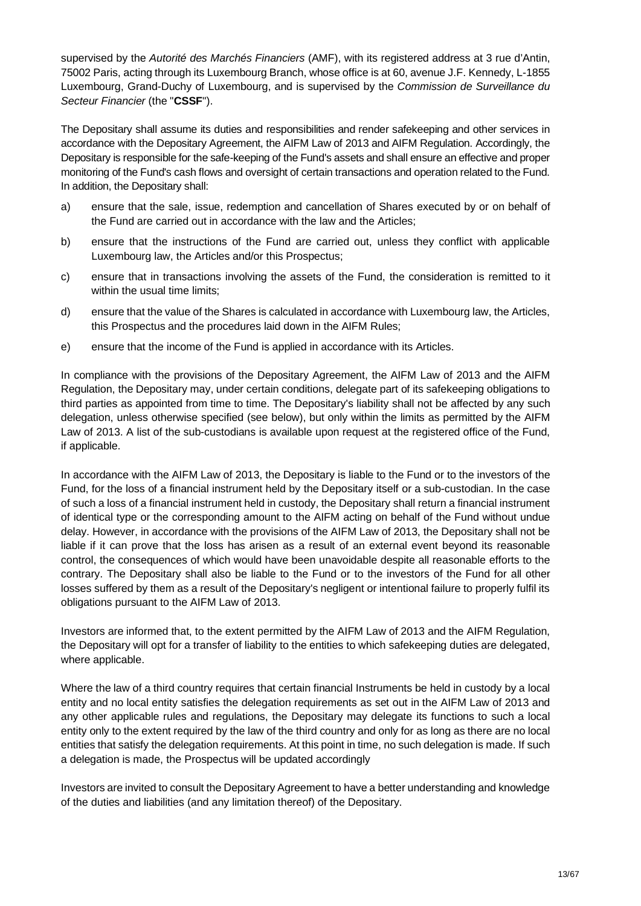supervised by the *Autorité des Marchés Financiers* (AMF), with its registered address at 3 rue d'Antin, 75002 Paris, acting through its Luxembourg Branch, whose office is at 60, avenue J.F. Kennedy, L-1855 Luxembourg, Grand-Duchy of Luxembourg, and is supervised by the *Commission de Surveillance du Secteur Financier* (the "**CSSF**").

The Depositary shall assume its duties and responsibilities and render safekeeping and other services in accordance with the Depositary Agreement, the AIFM Law of 2013 and AIFM Regulation. Accordingly, the Depositary is responsible for the safe-keeping of the Fund's assets and shall ensure an effective and proper monitoring of the Fund's cash flows and oversight of certain transactions and operation related to the Fund. In addition, the Depositary shall:

a) ensure that the sale, issue, redemption and cancellation of Shares executed by or on behalf of the Fund are carried out in accordance with the law and the Articles;

b) ensure that the instructions of the Fund are carried out, unless they conflict with applicable Luxembourg law, the Articles and/or this Prospectus;

c) ensure that in transactions involving the assets of the Fund, the consideration is remitted to it within the usual time limits;

d) ensure that the value of the Shares is calculated in accordance with Luxembourg law, the Articles, this Prospectus and the procedures laid down in the AIFM Rules;

e) ensure that the income of the Fund is applied in accordance with its Articles.

In compliance with the provisions of the Depositary Agreement, the AIFM Law of 2013 and the AIFM Regulation, the Depositary may, under certain conditions, delegate part of its safekeeping obligations to third parties as appointed from time to time. The Depositary's liability shall not be affected by any such delegation, unless otherwise specified (see below), but only within the limits as permitted by the AIFM Law of 2013. A list of the sub-custodians is available upon request at the registered office of the Fund, if applicable.

In accordance with the AIFM Law of 2013, the Depositary is liable to the Fund or to the investors of the Fund, for the loss of a financial instrument held by the Depositary itself or a sub-custodian. In the case of such a loss of a financial instrument held in custody, the Depositary shall return a financial instrument of identical type or the corresponding amount to the AIFM acting on behalf of the Fund without undue delay. However, in accordance with the provisions of the AIFM Law of 2013, the Depositary shall not be liable if it can prove that the loss has arisen as a result of an external event beyond its reasonable control, the consequences of which would have been unavoidable despite all reasonable efforts to the contrary. The Depositary shall also be liable to the Fund or to the investors of the Fund for all other losses suffered by them as a result of the Depositary's negligent or intentional failure to properly fulfil its obligations pursuant to the AIFM Law of 2013.

Investors are informed that, to the extent permitted by the AIFM Law of 2013 and the AIFM Regulation, the Depositary will opt for a transfer of liability to the entities to which safekeeping duties are delegated, where applicable.

Where the law of a third country requires that certain financial Instruments be held in custody by a local entity and no local entity satisfies the delegation requirements as set out in the AIFM Law of 2013 and any other applicable rules and regulations, the Depositary may delegate its functions to such a local entity only to the extent required by the law of the third country and only for as long as there are no local entities that satisfy the delegation requirements. At this point in time, no such delegation is made. If such a delegation is made, the Prospectus will be updated accordingly

Investors are invited to consult the Depositary Agreement to have a better understanding and knowledge of the duties and liabilities (and any limitation thereof) of the Depositary.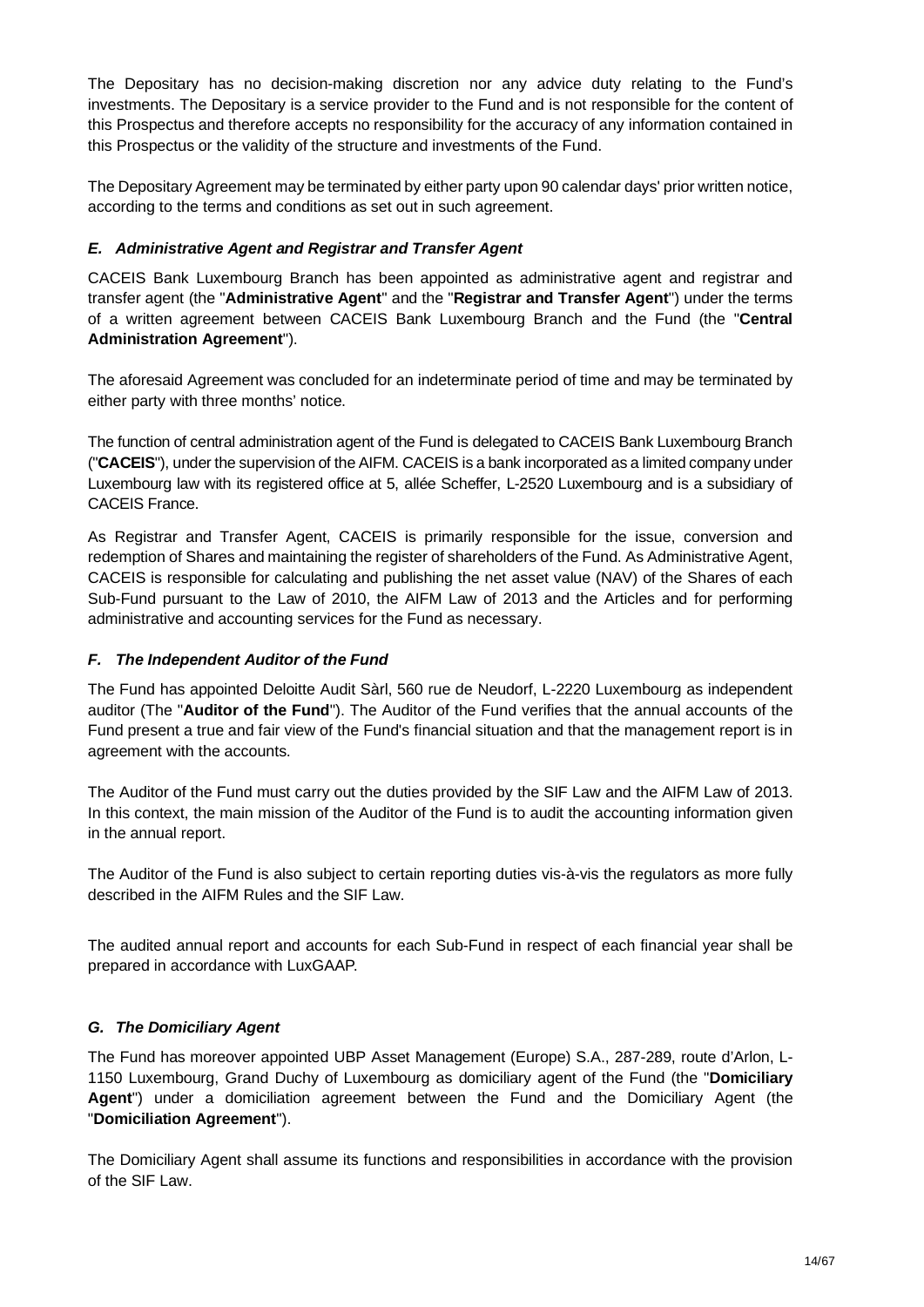The Depositary has no decision-making discretion nor any advice duty relating to the Fund's investments. The Depositary is a service provider to the Fund and is not responsible for the content of this Prospectus and therefore accepts no responsibility for the accuracy of any information contained in this Prospectus or the validity of the structure and investments of the Fund.

The Depositary Agreement may be terminated by either party upon 90 calendar days' prior written notice, according to the terms and conditions as set out in such agreement.

### *E. Administrative Agent and Registrar and Transfer Agent*

CACEIS Bank Luxembourg Branch has been appointed as administrative agent and registrar and transfer agent (the "**Administrative Agent**" and the "**Registrar and Transfer Agent**") under the terms of a written agreement between CACEIS Bank Luxembourg Branch and the Fund (the "**Central Administration Agreement**").

The aforesaid Agreement was concluded for an indeterminate period of time and may be terminated by either party with three months' notice.

The function of central administration agent of the Fund is delegated to CACEIS Bank Luxembourg Branch ("**CACEIS**"), under the supervision of the AIFM. CACEIS is a bank incorporated as a limited company under Luxembourg law with its registered office at 5, allée Scheffer, L-2520 Luxembourg and is a subsidiary of CACEIS France.

As Registrar and Transfer Agent, CACEIS is primarily responsible for the issue, conversion and redemption of Shares and maintaining the register of shareholders of the Fund. As Administrative Agent, CACEIS is responsible for calculating and publishing the net asset value (NAV) of the Shares of each Sub-Fund pursuant to the Law of 2010, the AIFM Law of 2013 and the Articles and for performing administrative and accounting services for the Fund as necessary.

### *F. The Independent Auditor of the Fund*

The Fund has appointed Deloitte Audit Sàrl, 560 rue de Neudorf, L-2220 Luxembourg as independent auditor (The "**Auditor of the Fund**"). The Auditor of the Fund verifies that the annual accounts of the Fund present a true and fair view of the Fund's financial situation and that the management report is in agreement with the accounts.

The Auditor of the Fund must carry out the duties provided by the SIF Law and the AIFM Law of 2013. In this context, the main mission of the Auditor of the Fund is to audit the accounting information given in the annual report.

The Auditor of the Fund is also subject to certain reporting duties vis-à-vis the regulators as more fully described in the AIFM Rules and the SIF Law.

The audited annual report and accounts for each Sub-Fund in respect of each financial year shall be prepared in accordance with LuxGAAP.

### *G. The Domiciliary Agent*

The Fund has moreover appointed UBP Asset Management (Europe) S.A., 287-289, route d'Arlon, L-1150 Luxembourg, Grand Duchy of Luxembourg as domiciliary agent of the Fund (the "**Domiciliary Agent**") under a domiciliation agreement between the Fund and the Domiciliary Agent (the "**Domiciliation Agreement**").

The Domiciliary Agent shall assume its functions and responsibilities in accordance with the provision of the SIF Law.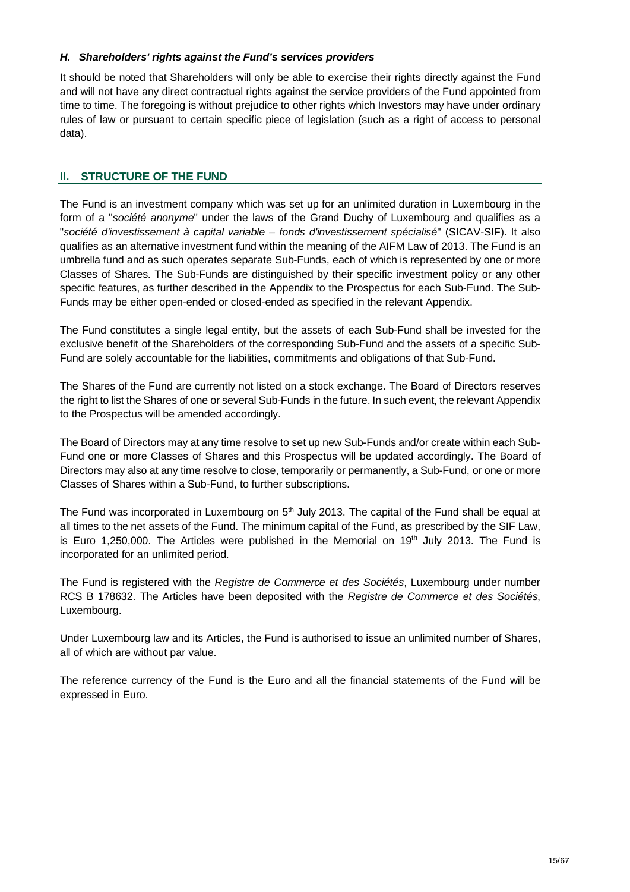### *H. Shareholders' rights against the Fund's services providers*

It should be noted that Shareholders will only be able to exercise their rights directly against the Fund and will not have any direct contractual rights against the service providers of the Fund appointed from time to time. The foregoing is without prejudice to other rights which Investors may have under ordinary rules of law or pursuant to certain specific piece of legislation (such as a right of access to personal data).

## II. STRUCTURE OF THE FUND

The Fund is an investment company which was set up for an unlimited duration in Luxembourg in the form of a "*société anonyme*" under the laws of the Grand Duchy of Luxembourg and qualifies as a "*société d'investissement à capital variable – fonds d'investissement spécialisé*" (SICAV-SIF). It also qualifies as an alternative investment fund within the meaning of the AIFM Law of 2013. The Fund is an umbrella fund and as such operates separate Sub-Funds, each of which is represented by one or more Classes of Shares. The Sub-Funds are distinguished by their specific investment policy or any other specific features, as further described in the Appendix to the Prospectus for each Sub-Fund. The Sub-Funds may be either open-ended or closed-ended as specified in the relevant Appendix.

The Fund constitutes a single legal entity, but the assets of each Sub-Fund shall be invested for the exclusive benefit of the Shareholders of the corresponding Sub-Fund and the assets of a specific Sub-Fund are solely accountable for the liabilities, commitments and obligations of that Sub-Fund.

The Shares of the Fund are currently not listed on a stock exchange. The Board of Directors reserves the right to list the Shares of one or several Sub-Funds in the future. In such event, the relevant Appendix to the Prospectus will be amended accordingly.

The Board of Directors may at any time resolve to set up new Sub-Funds and/or create within each Sub-Fund one or more Classes of Shares and this Prospectus will be updated accordingly. The Board of Directors may also at any time resolve to close, temporarily or permanently, a Sub-Fund, or one or more Classes of Shares within a Sub-Fund, to further subscriptions.

The Fund was incorporated in Luxembourg on 5th July 2013. The capital of the Fund shall be equal at all times to the net assets of the Fund. The minimum capital of the Fund, as prescribed by the SIF Law, is Euro 1,250,000. The Articles were published in the Memorial on 19th July 2013. The Fund is incorporated for an unlimited period.

The Fund is registered with the *Registre de Commerce et des Sociétés*, Luxembourg under number RCS B 178632. The Articles have been deposited with the *Registre de Commerce et des Sociétés*, Luxembourg.

Under Luxembourg law and its Articles, the Fund is authorised to issue an unlimited number of Shares, all of which are without par value.

The reference currency of the Fund is the Euro and all the financial statements of the Fund will be expressed in Euro.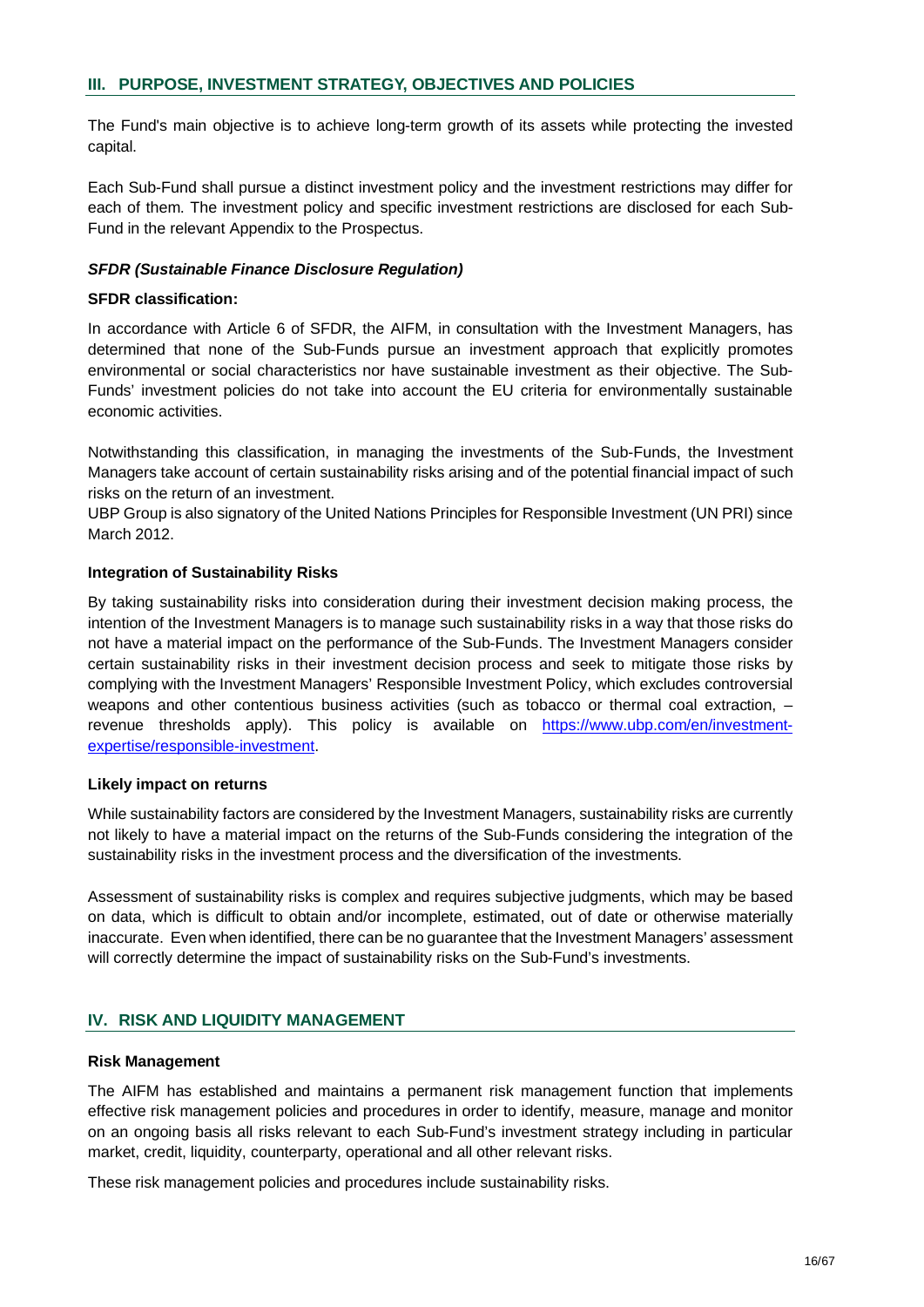## III. PURPOSE, INVESTMENT STRATEGY, OBJECTIVES AND POLICIES

The Fund's main objective is to achieve long-term growth of its assets while protecting the invested capital.

Each Sub-Fund shall pursue a distinct investment policy and the investment restrictions may differ for each of them. The investment policy and specific investment restrictions are disclosed for each Sub-Fund in the relevant Appendix to the Prospectus.

***SFDR (Sustainable Finance Disclosure Regulation)***

**SFDR classification:**

In accordance with Article 6 of SFDR, the AIFM, in consultation with the Investment Managers, has determined that none of the Sub-Funds pursue an investment approach that explicitly promotes environmental or social characteristics nor have sustainable investment as their objective. The Sub-Funds' investment policies do not take into account the EU criteria for environmentally sustainable economic activities.

Notwithstanding this classification, in managing the investments of the Sub-Funds, the Investment Managers take account of certain sustainability risks arising and of the potential financial impact of such risks on the return of an investment.
UBP Group is also signatory of the United Nations Principles for Responsible Investment (UN PRI) since March 2012.

**Integration of Sustainability Risks**

By taking sustainability risks into consideration during their investment decision making process, the intention of the Investment Managers is to manage such sustainability risks in a way that those risks do not have a material impact on the performance of the Sub-Funds. The Investment Managers consider certain sustainability risks in their investment decision process and seek to mitigate those risks by complying with the Investment Managers' Responsible Investment Policy, which excludes controversial weapons and other contentious business activities (such as tobacco or thermal coal extraction, – revenue thresholds apply). This policy is available on [https://www.ubp.com/en/investment-expertise/responsible-investment](https://www.ubp.com/en/investment-expertise/responsible-investment).

**Likely impact on returns**

While sustainability factors are considered by the Investment Managers, sustainability risks are currently not likely to have a material impact on the returns of the Sub-Funds considering the integration of the sustainability risks in the investment process and the diversification of the investments.

Assessment of sustainability risks is complex and requires subjective judgments, which may be based on data, which is difficult to obtain and/or incomplete, estimated, out of date or otherwise materially inaccurate. Even when identified, there can be no guarantee that the Investment Managers' assessment will correctly determine the impact of sustainability risks on the Sub-Fund's investments.

## IV. RISK AND LIQUIDITY MANAGEMENT

**Risk Management**

The AIFM has established and maintains a permanent risk management function that implements effective risk management policies and procedures in order to identify, measure, manage and monitor on an ongoing basis all risks relevant to each Sub-Fund's investment strategy including in particular market, credit, liquidity, counterparty, operational and all other relevant risks.

These risk management policies and procedures include sustainability risks.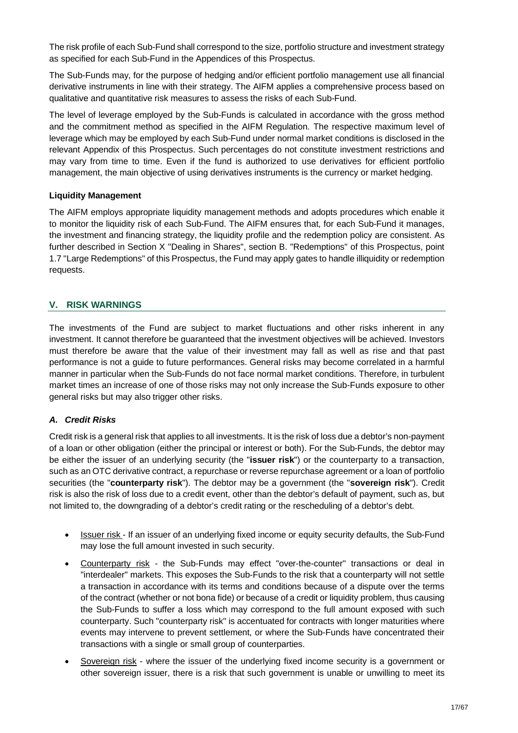The risk profile of each Sub-Fund shall correspond to the size, portfolio structure and investment strategy as specified for each Sub-Fund in the Appendices of this Prospectus.

The Sub-Funds may, for the purpose of hedging and/or efficient portfolio management use all financial derivative instruments in line with their strategy. The AIFM applies a comprehensive process based on qualitative and quantitative risk measures to assess the risks of each Sub-Fund.

The level of leverage employed by the Sub-Funds is calculated in accordance with the gross method and the commitment method as specified in the AIFM Regulation. The respective maximum level of leverage which may be employed by each Sub-Fund under normal market conditions is disclosed in the relevant Appendix of this Prospectus. Such percentages do not constitute investment restrictions and may vary from time to time. Even if the fund is authorized to use derivatives for efficient portfolio management, the main objective of using derivatives instruments is the currency or market hedging.

**Liquidity Management**

The AIFM employs appropriate liquidity management methods and adopts procedures which enable it to monitor the liquidity risk of each Sub-Fund. The AIFM ensures that, for each Sub-Fund it manages, the investment and financing strategy, the liquidity profile and the redemption policy are consistent. As further described in Section X "Dealing in Shares", section B. "Redemptions" of this Prospectus, point 1.7 "Large Redemptions" of this Prospectus, the Fund may apply gates to handle illiquidity or redemption requests.

## V. RISK WARNINGS

The investments of the Fund are subject to market fluctuations and other risks inherent in any investment. It cannot therefore be guaranteed that the investment objectives will be achieved. Investors must therefore be aware that the value of their investment may fall as well as rise and that past performance is not a guide to future performances. General risks may become correlated in a harmful manner in particular when the Sub-Funds do not face normal market conditions. Therefore, in turbulent market times an increase of one of those risks may not only increase the Sub-Funds exposure to other general risks but may also trigger other risks.

### *A. Credit Risks*

Credit risk is a general risk that applies to all investments. It is the risk of loss due a debtor's non-payment of a loan or other obligation (either the principal or interest or both). For the Sub-Funds, the debtor may be either the issuer of an underlying security (the "**issuer risk**") or the counterparty to a transaction, such as an OTC derivative contract, a repurchase or reverse repurchase agreement or a loan of portfolio securities (the "**counterparty risk**"). The debtor may be a government (the "**sovereign risk**"). Credit risk is also the risk of loss due to a credit event, other than the debtor's default of payment, such as, but not limited to, the downgrading of a debtor's credit rating or the rescheduling of a debtor's debt.

- Issuer risk - If an issuer of an underlying fixed income or equity security defaults, the Sub-Fund may lose the full amount invested in such security.
- Counterparty risk - the Sub-Funds may effect "over-the-counter" transactions or deal in "interdealer" markets. This exposes the Sub-Funds to the risk that a counterparty will not settle a transaction in accordance with its terms and conditions because of a dispute over the terms of the contract (whether or not bona fide) or because of a credit or liquidity problem, thus causing the Sub-Funds to suffer a loss which may correspond to the full amount exposed with such counterparty. Such "counterparty risk" is accentuated for contracts with longer maturities where events may intervene to prevent settlement, or where the Sub-Funds have concentrated their transactions with a single or small group of counterparties.
- Sovereign risk - where the issuer of the underlying fixed income security is a government or other sovereign issuer, there is a risk that such government is unable or unwilling to meet its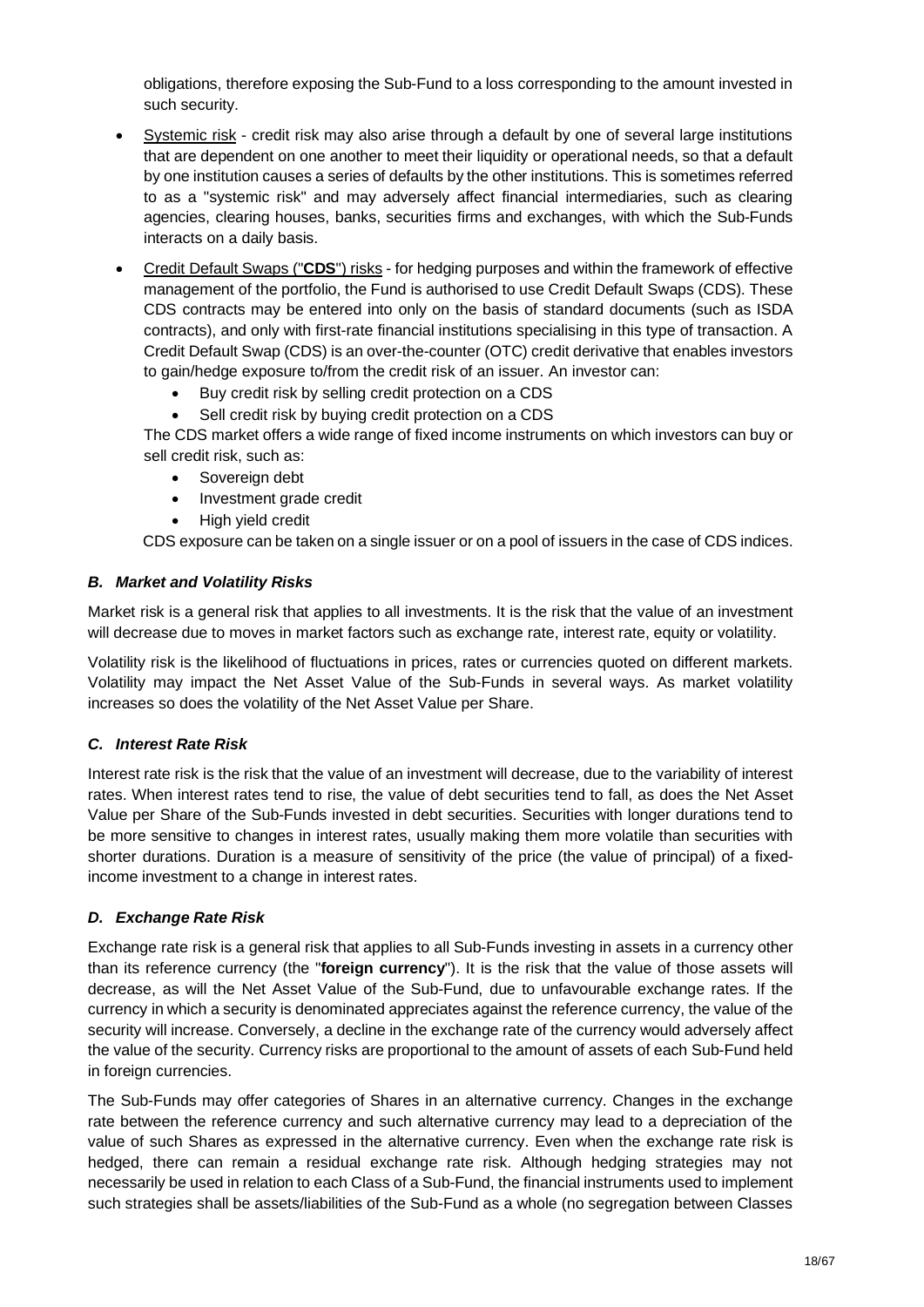obligations, therefore exposing the Sub-Fund to a loss corresponding to the amount invested in such security.

- Systemic risk - credit risk may also arise through a default by one of several large institutions that are dependent on one another to meet their liquidity or operational needs, so that a default by one institution causes a series of defaults by the other institutions. This is sometimes referred to as a "systemic risk" and may adversely affect financial intermediaries, such as clearing agencies, clearing houses, banks, securities firms and exchanges, with which the Sub-Funds interacts on a daily basis.
- Credit Default Swaps ("**CDS**") risks - for hedging purposes and within the framework of effective management of the portfolio, the Fund is authorised to use Credit Default Swaps (CDS). These CDS contracts may be entered into only on the basis of standard documents (such as ISDA contracts), and only with first-rate financial institutions specialising in this type of transaction. A Credit Default Swap (CDS) is an over-the-counter (OTC) credit derivative that enables investors to gain/hedge exposure to/from the credit risk of an issuer. An investor can:
    - Buy credit risk by selling credit protection on a CDS
    - Sell credit risk by buying credit protection on a CDS

  The CDS market offers a wide range of fixed income instruments on which investors can buy or sell credit risk, such as:
    - Sovereign debt
    - Investment grade credit
    - High yield credit

  CDS exposure can be taken on a single issuer or on a pool of issuers in the case of CDS indices.

### *B. Market and Volatility Risks*

Market risk is a general risk that applies to all investments. It is the risk that the value of an investment will decrease due to moves in market factors such as exchange rate, interest rate, equity or volatility.

Volatility risk is the likelihood of fluctuations in prices, rates or currencies quoted on different markets. Volatility may impact the Net Asset Value of the Sub-Funds in several ways. As market volatility increases so does the volatility of the Net Asset Value per Share.

### *C. Interest Rate Risk*

Interest rate risk is the risk that the value of an investment will decrease, due to the variability of interest rates. When interest rates tend to rise, the value of debt securities tend to fall, as does the Net Asset Value per Share of the Sub-Funds invested in debt securities. Securities with longer durations tend to be more sensitive to changes in interest rates, usually making them more volatile than securities with shorter durations. Duration is a measure of sensitivity of the price (the value of principal) of a fixed-income investment to a change in interest rates.

### *D. Exchange Rate Risk*

Exchange rate risk is a general risk that applies to all Sub-Funds investing in assets in a currency other than its reference currency (the "**foreign currency**"). It is the risk that the value of those assets will decrease, as will the Net Asset Value of the Sub-Fund, due to unfavourable exchange rates. If the currency in which a security is denominated appreciates against the reference currency, the value of the security will increase. Conversely, a decline in the exchange rate of the currency would adversely affect the value of the security. Currency risks are proportional to the amount of assets of each Sub-Fund held in foreign currencies.

The Sub-Funds may offer categories of Shares in an alternative currency. Changes in the exchange rate between the reference currency and such alternative currency may lead to a depreciation of the value of such Shares as expressed in the alternative currency. Even when the exchange rate risk is hedged, there can remain a residual exchange rate risk. Although hedging strategies may not necessarily be used in relation to each Class of a Sub-Fund, the financial instruments used to implement such strategies shall be assets/liabilities of the Sub-Fund as a whole (no segregation between Classes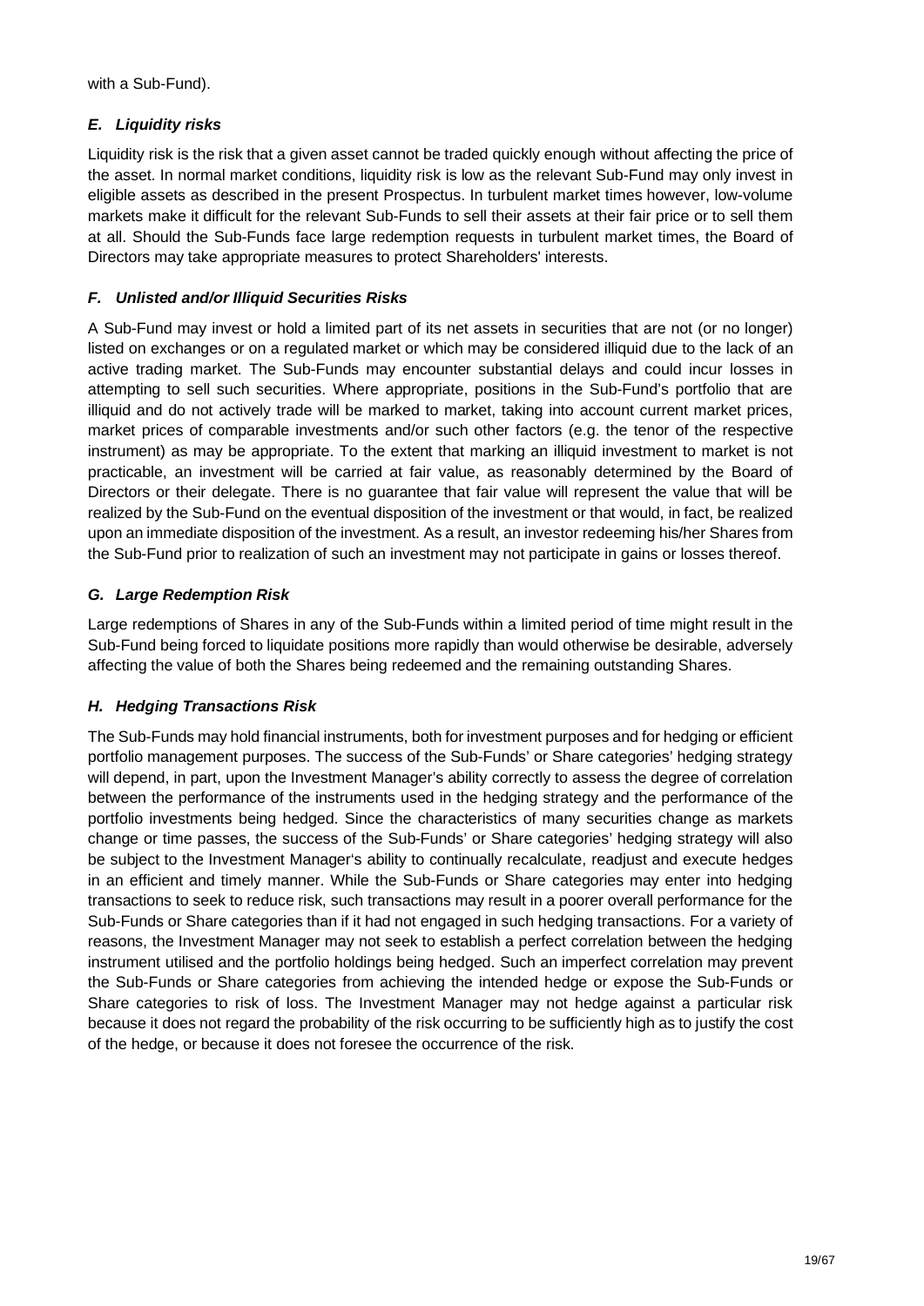with a Sub-Fund).

### *E. Liquidity risks*

Liquidity risk is the risk that a given asset cannot be traded quickly enough without affecting the price of the asset. In normal market conditions, liquidity risk is low as the relevant Sub-Fund may only invest in eligible assets as described in the present Prospectus. In turbulent market times however, low-volume markets make it difficult for the relevant Sub-Funds to sell their assets at their fair price or to sell them at all. Should the Sub-Funds face large redemption requests in turbulent market times, the Board of Directors may take appropriate measures to protect Shareholders' interests.

### *F. Unlisted and/or Illiquid Securities Risks*

A Sub-Fund may invest or hold a limited part of its net assets in securities that are not (or no longer) listed on exchanges or on a regulated market or which may be considered illiquid due to the lack of an active trading market. The Sub-Funds may encounter substantial delays and could incur losses in attempting to sell such securities. Where appropriate, positions in the Sub-Fund's portfolio that are illiquid and do not actively trade will be marked to market, taking into account current market prices, market prices of comparable investments and/or such other factors (e.g. the tenor of the respective instrument) as may be appropriate. To the extent that marking an illiquid investment to market is not practicable, an investment will be carried at fair value, as reasonably determined by the Board of Directors or their delegate. There is no guarantee that fair value will represent the value that will be realized by the Sub-Fund on the eventual disposition of the investment or that would, in fact, be realized upon an immediate disposition of the investment. As a result, an investor redeeming his/her Shares from the Sub-Fund prior to realization of such an investment may not participate in gains or losses thereof.

### *G. Large Redemption Risk*

Large redemptions of Shares in any of the Sub-Funds within a limited period of time might result in the Sub-Fund being forced to liquidate positions more rapidly than would otherwise be desirable, adversely affecting the value of both the Shares being redeemed and the remaining outstanding Shares.

### *H. Hedging Transactions Risk*

The Sub-Funds may hold financial instruments, both for investment purposes and for hedging or efficient portfolio management purposes. The success of the Sub-Funds' or Share categories' hedging strategy will depend, in part, upon the Investment Manager's ability correctly to assess the degree of correlation between the performance of the instruments used in the hedging strategy and the performance of the portfolio investments being hedged. Since the characteristics of many securities change as markets change or time passes, the success of the Sub-Funds' or Share categories' hedging strategy will also be subject to the Investment Manager's ability to continually recalculate, readjust and execute hedges in an efficient and timely manner. While the Sub-Funds or Share categories may enter into hedging transactions to seek to reduce risk, such transactions may result in a poorer overall performance for the Sub-Funds or Share categories than if it had not engaged in such hedging transactions. For a variety of reasons, the Investment Manager may not seek to establish a perfect correlation between the hedging instrument utilised and the portfolio holdings being hedged. Such an imperfect correlation may prevent the Sub-Funds or Share categories from achieving the intended hedge or expose the Sub-Funds or Share categories to risk of loss. The Investment Manager may not hedge against a particular risk because it does not regard the probability of the risk occurring to be sufficiently high as to justify the cost of the hedge, or because it does not foresee the occurrence of the risk.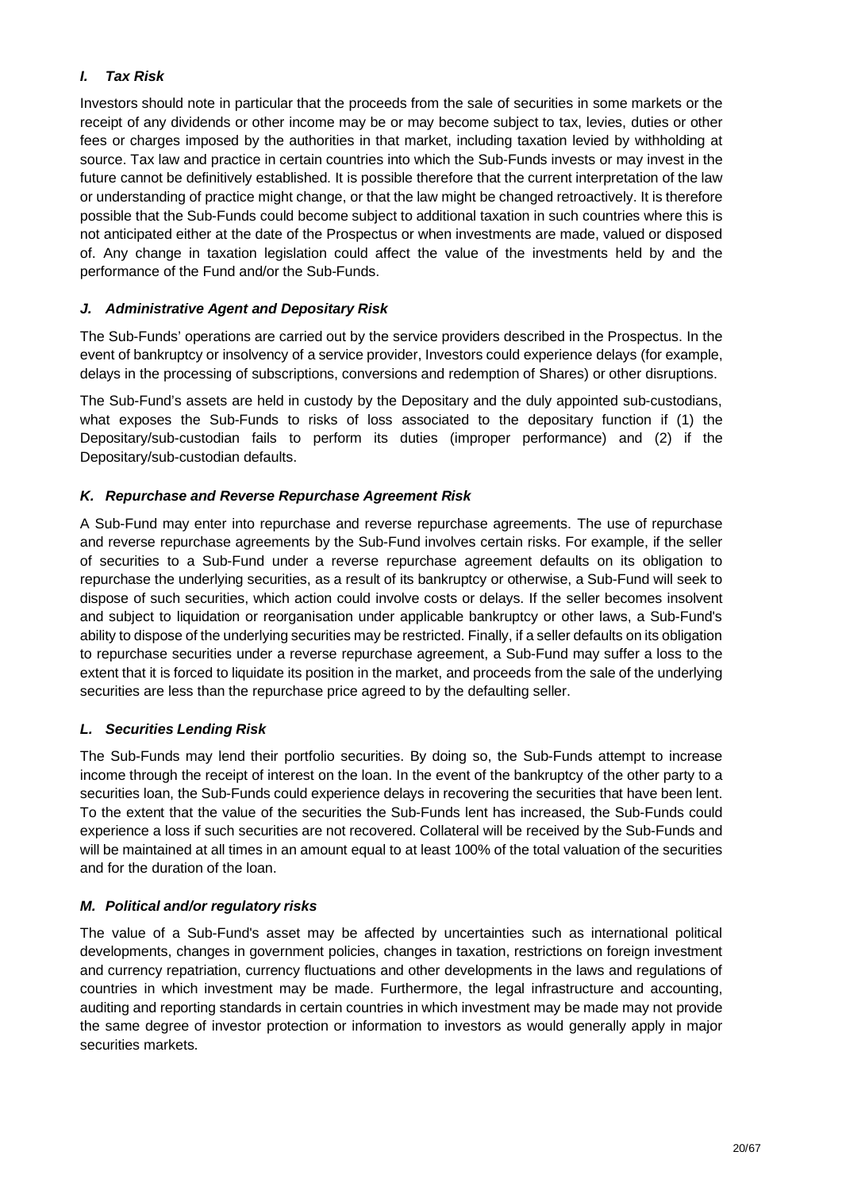### *I. Tax Risk*

Investors should note in particular that the proceeds from the sale of securities in some markets or the receipt of any dividends or other income may be or may become subject to tax, levies, duties or other fees or charges imposed by the authorities in that market, including taxation levied by withholding at source. Tax law and practice in certain countries into which the Sub-Funds invests or may invest in the future cannot be definitively established. It is possible therefore that the current interpretation of the law or understanding of practice might change, or that the law might be changed retroactively. It is therefore possible that the Sub-Funds could become subject to additional taxation in such countries where this is not anticipated either at the date of the Prospectus or when investments are made, valued or disposed of. Any change in taxation legislation could affect the value of the investments held by and the performance of the Fund and/or the Sub-Funds.

### *J. Administrative Agent and Depositary Risk*

The Sub-Funds' operations are carried out by the service providers described in the Prospectus. In the event of bankruptcy or insolvency of a service provider, Investors could experience delays (for example, delays in the processing of subscriptions, conversions and redemption of Shares) or other disruptions.

The Sub-Fund's assets are held in custody by the Depositary and the duly appointed sub-custodians, what exposes the Sub-Funds to risks of loss associated to the depositary function if (1) the Depositary/sub-custodian fails to perform its duties (improper performance) and (2) if the Depositary/sub-custodian defaults.

### *K. Repurchase and Reverse Repurchase Agreement Risk*

A Sub-Fund may enter into repurchase and reverse repurchase agreements. The use of repurchase and reverse repurchase agreements by the Sub-Fund involves certain risks. For example, if the seller of securities to a Sub-Fund under a reverse repurchase agreement defaults on its obligation to repurchase the underlying securities, as a result of its bankruptcy or otherwise, a Sub-Fund will seek to dispose of such securities, which action could involve costs or delays. If the seller becomes insolvent and subject to liquidation or reorganisation under applicable bankruptcy or other laws, a Sub-Fund's ability to dispose of the underlying securities may be restricted. Finally, if a seller defaults on its obligation to repurchase securities under a reverse repurchase agreement, a Sub-Fund may suffer a loss to the extent that it is forced to liquidate its position in the market, and proceeds from the sale of the underlying securities are less than the repurchase price agreed to by the defaulting seller.

### *L. Securities Lending Risk*

The Sub-Funds may lend their portfolio securities. By doing so, the Sub-Funds attempt to increase income through the receipt of interest on the loan. In the event of the bankruptcy of the other party to a securities loan, the Sub-Funds could experience delays in recovering the securities that have been lent. To the extent that the value of the securities the Sub-Funds lent has increased, the Sub-Funds could experience a loss if such securities are not recovered. Collateral will be received by the Sub-Funds and will be maintained at all times in an amount equal to at least 100% of the total valuation of the securities and for the duration of the loan.

### *M. Political and/or regulatory risks*

The value of a Sub-Fund's asset may be affected by uncertainties such as international political developments, changes in government policies, changes in taxation, restrictions on foreign investment and currency repatriation, currency fluctuations and other developments in the laws and regulations of countries in which investment may be made. Furthermore, the legal infrastructure and accounting, auditing and reporting standards in certain countries in which investment may be made may not provide the same degree of investor protection or information to investors as would generally apply in major securities markets.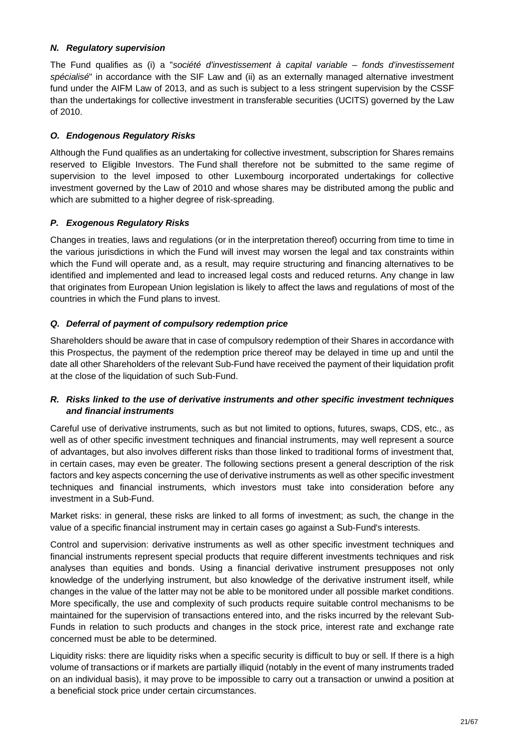### *N. Regulatory supervision*

The Fund qualifies as (i) a "*société d'investissement à capital variable – fonds d'investissement spécialisé*" in accordance with the SIF Law and (ii) as an externally managed alternative investment fund under the AIFM Law of 2013, and as such is subject to a less stringent supervision by the CSSF than the undertakings for collective investment in transferable securities (UCITS) governed by the Law of 2010.

### *O. Endogenous Regulatory Risks*

Although the Fund qualifies as an undertaking for collective investment, subscription for Shares remains reserved to Eligible Investors. The Fund shall therefore not be submitted to the same regime of supervision to the level imposed to other Luxembourg incorporated undertakings for collective investment governed by the Law of 2010 and whose shares may be distributed among the public and which are submitted to a higher degree of risk-spreading.

### *P. Exogenous Regulatory Risks*

Changes in treaties, laws and regulations (or in the interpretation thereof) occurring from time to time in the various jurisdictions in which the Fund will invest may worsen the legal and tax constraints within which the Fund will operate and, as a result, may require structuring and financing alternatives to be identified and implemented and lead to increased legal costs and reduced returns. Any change in law that originates from European Union legislation is likely to affect the laws and regulations of most of the countries in which the Fund plans to invest.

### *Q. Deferral of payment of compulsory redemption price*

Shareholders should be aware that in case of compulsory redemption of their Shares in accordance with this Prospectus, the payment of the redemption price thereof may be delayed in time up and until the date all other Shareholders of the relevant Sub-Fund have received the payment of their liquidation profit at the close of the liquidation of such Sub-Fund.

### *R. Risks linked to the use of derivative instruments and other specific investment techniques and financial instruments*

Careful use of derivative instruments, such as but not limited to options, futures, swaps, CDS, etc., as well as of other specific investment techniques and financial instruments, may well represent a source of advantages, but also involves different risks than those linked to traditional forms of investment that, in certain cases, may even be greater. The following sections present a general description of the risk factors and key aspects concerning the use of derivative instruments as well as other specific investment techniques and financial instruments, which investors must take into consideration before any investment in a Sub-Fund.

Market risks: in general, these risks are linked to all forms of investment; as such, the change in the value of a specific financial instrument may in certain cases go against a Sub-Fund's interests.

Control and supervision: derivative instruments as well as other specific investment techniques and financial instruments represent special products that require different investments techniques and risk analyses than equities and bonds. Using a financial derivative instrument presupposes not only knowledge of the underlying instrument, but also knowledge of the derivative instrument itself, while changes in the value of the latter may not be able to be monitored under all possible market conditions. More specifically, the use and complexity of such products require suitable control mechanisms to be maintained for the supervision of transactions entered into, and the risks incurred by the relevant Sub-Funds in relation to such products and changes in the stock price, interest rate and exchange rate concerned must be able to be determined.

Liquidity risks: there are liquidity risks when a specific security is difficult to buy or sell. If there is a high volume of transactions or if markets are partially illiquid (notably in the event of many instruments traded on an individual basis), it may prove to be impossible to carry out a transaction or unwind a position at a beneficial stock price under certain circumstances.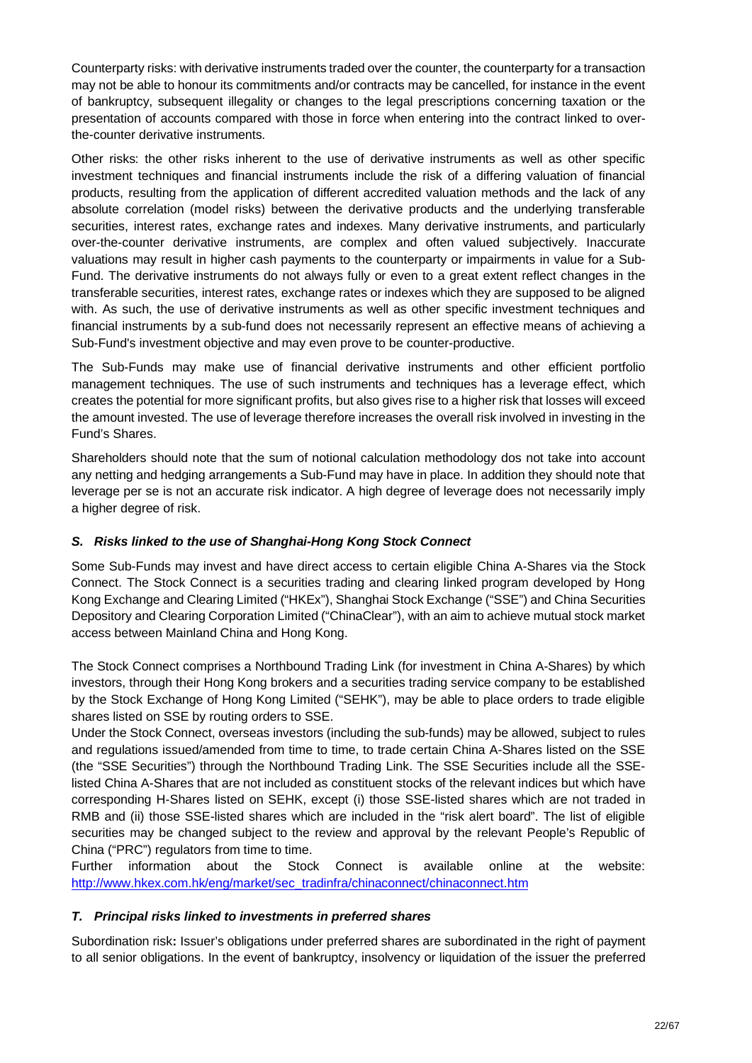Counterparty risks: with derivative instruments traded over the counter, the counterparty for a transaction may not be able to honour its commitments and/or contracts may be cancelled, for instance in the event of bankruptcy, subsequent illegality or changes to the legal prescriptions concerning taxation or the presentation of accounts compared with those in force when entering into the contract linked to over-the-counter derivative instruments.

Other risks: the other risks inherent to the use of derivative instruments as well as other specific investment techniques and financial instruments include the risk of a differing valuation of financial products, resulting from the application of different accredited valuation methods and the lack of any absolute correlation (model risks) between the derivative products and the underlying transferable securities, interest rates, exchange rates and indexes. Many derivative instruments, and particularly over-the-counter derivative instruments, are complex and often valued subjectively. Inaccurate valuations may result in higher cash payments to the counterparty or impairments in value for a Sub-Fund. The derivative instruments do not always fully or even to a great extent reflect changes in the transferable securities, interest rates, exchange rates or indexes which they are supposed to be aligned with. As such, the use of derivative instruments as well as other specific investment techniques and financial instruments by a sub-fund does not necessarily represent an effective means of achieving a Sub-Fund's investment objective and may even prove to be counter-productive.

The Sub-Funds may make use of financial derivative instruments and other efficient portfolio management techniques. The use of such instruments and techniques has a leverage effect, which creates the potential for more significant profits, but also gives rise to a higher risk that losses will exceed the amount invested. The use of leverage therefore increases the overall risk involved in investing in the Fund's Shares.

Shareholders should note that the sum of notional calculation methodology dos not take into account any netting and hedging arrangements a Sub-Fund may have in place. In addition they should note that leverage per se is not an accurate risk indicator. A high degree of leverage does not necessarily imply a higher degree of risk.

### *S. Risks linked to the use of Shanghai-Hong Kong Stock Connect*

Some Sub-Funds may invest and have direct access to certain eligible China A-Shares via the Stock Connect. The Stock Connect is a securities trading and clearing linked program developed by Hong Kong Exchange and Clearing Limited ("HKEx"), Shanghai Stock Exchange ("SSE") and China Securities Depository and Clearing Corporation Limited ("ChinaClear"), with an aim to achieve mutual stock market access between Mainland China and Hong Kong.

The Stock Connect comprises a Northbound Trading Link (for investment in China A-Shares) by which investors, through their Hong Kong brokers and a securities trading service company to be established by the Stock Exchange of Hong Kong Limited ("SEHK"), may be able to place orders to trade eligible shares listed on SSE by routing orders to SSE.

Under the Stock Connect, overseas investors (including the sub-funds) may be allowed, subject to rules and regulations issued/amended from time to time, to trade certain China A-Shares listed on the SSE (the "SSE Securities") through the Northbound Trading Link. The SSE Securities include all the SSE-listed China A-Shares that are not included as constituent stocks of the relevant indices but which have corresponding H-Shares listed on SEHK, except (i) those SSE-listed shares which are not traded in RMB and (ii) those SSE-listed shares which are included in the "risk alert board". The list of eligible securities may be changed subject to the review and approval by the relevant People's Republic of China ("PRC") regulators from time to time.

Further information about the Stock Connect is available online at the website: [http://www.hkex.com.hk/eng/market/sec_tradinfra/chinaconnect/chinaconnect.htm](http://www.hkex.com.hk/eng/market/sec_tradinfra/chinaconnect/chinaconnect.htm)

### *T. Principal risks linked to investments in preferred shares*

Subordination risk**:** Issuer's obligations under preferred shares are subordinated in the right of payment to all senior obligations. In the event of bankruptcy, insolvency or liquidation of the issuer the preferred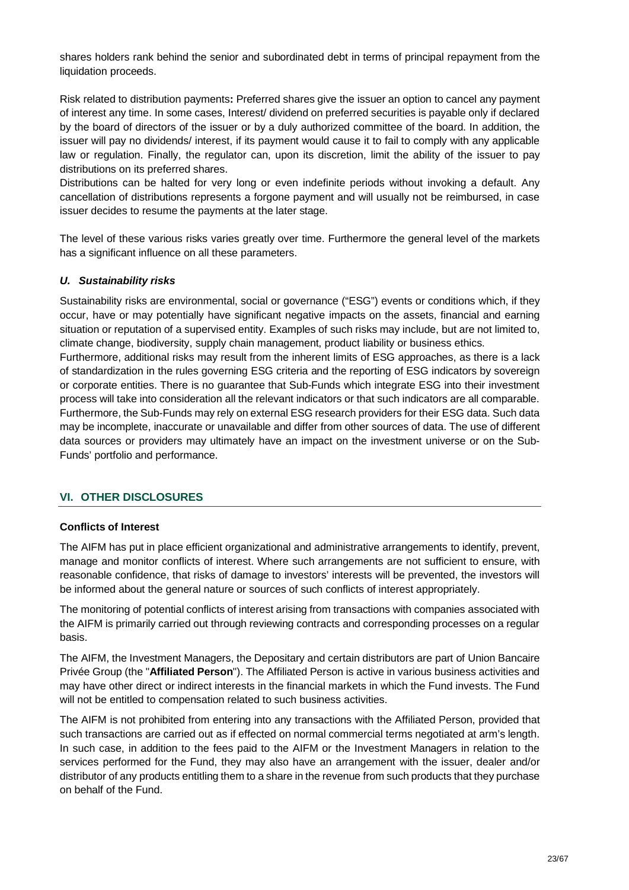shares holders rank behind the senior and subordinated debt in terms of principal repayment from the liquidation proceeds.

Risk related to distribution payments**:** Preferred shares give the issuer an option to cancel any payment of interest any time. In some cases, Interest/ dividend on preferred securities is payable only if declared by the board of directors of the issuer or by a duly authorized committee of the board. In addition, the issuer will pay no dividends/ interest, if its payment would cause it to fail to comply with any applicable law or regulation. Finally, the regulator can, upon its discretion, limit the ability of the issuer to pay distributions on its preferred shares.
Distributions can be halted for very long or even indefinite periods without invoking a default. Any cancellation of distributions represents a forgone payment and will usually not be reimbursed, in case issuer decides to resume the payments at the later stage.

The level of these various risks varies greatly over time. Furthermore the general level of the markets has a significant influence on all these parameters.

### *U. Sustainability risks*

Sustainability risks are environmental, social or governance ("ESG") events or conditions which, if they occur, have or may potentially have significant negative impacts on the assets, financial and earning situation or reputation of a supervised entity. Examples of such risks may include, but are not limited to, climate change, biodiversity, supply chain management, product liability or business ethics.
Furthermore, additional risks may result from the inherent limits of ESG approaches, as there is a lack of standardization in the rules governing ESG criteria and the reporting of ESG indicators by sovereign or corporate entities. There is no guarantee that Sub-Funds which integrate ESG into their investment process will take into consideration all the relevant indicators or that such indicators are all comparable. Furthermore, the Sub-Funds may rely on external ESG research providers for their ESG data. Such data may be incomplete, inaccurate or unavailable and differ from other sources of data. The use of different data sources or providers may ultimately have an impact on the investment universe or on the Sub-Funds' portfolio and performance.

## VI. OTHER DISCLOSURES

### Conflicts of Interest

The AIFM has put in place efficient organizational and administrative arrangements to identify, prevent, manage and monitor conflicts of interest. Where such arrangements are not sufficient to ensure, with reasonable confidence, that risks of damage to investors' interests will be prevented, the investors will be informed about the general nature or sources of such conflicts of interest appropriately.

The monitoring of potential conflicts of interest arising from transactions with companies associated with the AIFM is primarily carried out through reviewing contracts and corresponding processes on a regular basis.

The AIFM, the Investment Managers, the Depositary and certain distributors are part of Union Bancaire Privée Group (the "**Affiliated Person**"). The Affiliated Person is active in various business activities and may have other direct or indirect interests in the financial markets in which the Fund invests. The Fund will not be entitled to compensation related to such business activities.

The AIFM is not prohibited from entering into any transactions with the Affiliated Person, provided that such transactions are carried out as if effected on normal commercial terms negotiated at arm's length. In such case, in addition to the fees paid to the AIFM or the Investment Managers in relation to the services performed for the Fund, they may also have an arrangement with the issuer, dealer and/or distributor of any products entitling them to a share in the revenue from such products that they purchase on behalf of the Fund.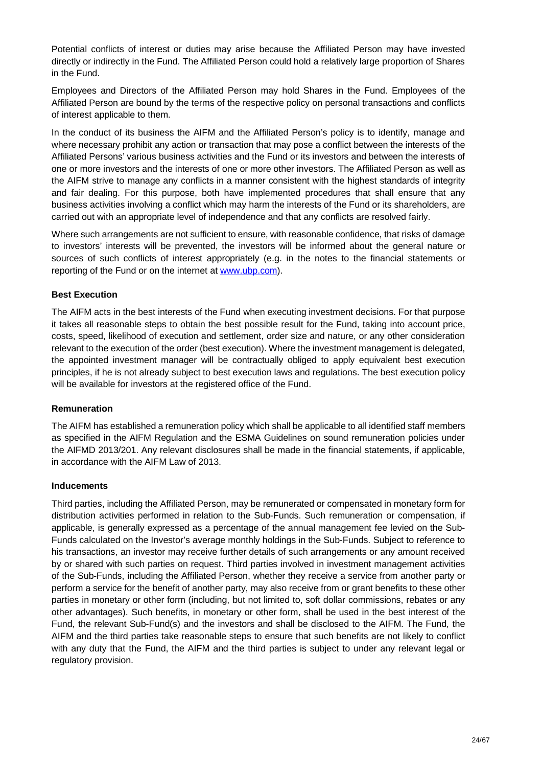Potential conflicts of interest or duties may arise because the Affiliated Person may have invested directly or indirectly in the Fund. The Affiliated Person could hold a relatively large proportion of Shares in the Fund.

Employees and Directors of the Affiliated Person may hold Shares in the Fund. Employees of the Affiliated Person are bound by the terms of the respective policy on personal transactions and conflicts of interest applicable to them.

In the conduct of its business the AIFM and the Affiliated Person's policy is to identify, manage and where necessary prohibit any action or transaction that may pose a conflict between the interests of the Affiliated Persons' various business activities and the Fund or its investors and between the interests of one or more investors and the interests of one or more other investors. The Affiliated Person as well as the AIFM strive to manage any conflicts in a manner consistent with the highest standards of integrity and fair dealing. For this purpose, both have implemented procedures that shall ensure that any business activities involving a conflict which may harm the interests of the Fund or its shareholders, are carried out with an appropriate level of independence and that any conflicts are resolved fairly.

Where such arrangements are not sufficient to ensure, with reasonable confidence, that risks of damage to investors' interests will be prevented, the investors will be informed about the general nature or sources of such conflicts of interest appropriately (e.g. in the notes to the financial statements or reporting of the Fund or on the internet at www.ubp.com).

**Best Execution**

The AIFM acts in the best interests of the Fund when executing investment decisions. For that purpose it takes all reasonable steps to obtain the best possible result for the Fund, taking into account price, costs, speed, likelihood of execution and settlement, order size and nature, or any other consideration relevant to the execution of the order (best execution). Where the investment management is delegated, the appointed investment manager will be contractually obliged to apply equivalent best execution principles, if he is not already subject to best execution laws and regulations. The best execution policy will be available for investors at the registered office of the Fund.

**Remuneration**

The AIFM has established a remuneration policy which shall be applicable to all identified staff members as specified in the AIFM Regulation and the ESMA Guidelines on sound remuneration policies under the AIFMD 2013/201. Any relevant disclosures shall be made in the financial statements, if applicable, in accordance with the AIFM Law of 2013.

**Inducements**

Third parties, including the Affiliated Person, may be remunerated or compensated in monetary form for distribution activities performed in relation to the Sub-Funds. Such remuneration or compensation, if applicable, is generally expressed as a percentage of the annual management fee levied on the Sub-Funds calculated on the Investor's average monthly holdings in the Sub-Funds. Subject to reference to his transactions, an investor may receive further details of such arrangements or any amount received by or shared with such parties on request. Third parties involved in investment management activities of the Sub-Funds, including the Affiliated Person, whether they receive a service from another party or perform a service for the benefit of another party, may also receive from or grant benefits to these other parties in monetary or other form (including, but not limited to, soft dollar commissions, rebates or any other advantages). Such benefits, in monetary or other form, shall be used in the best interest of the Fund, the relevant Sub-Fund(s) and the investors and shall be disclosed to the AIFM. The Fund, the AIFM and the third parties take reasonable steps to ensure that such benefits are not likely to conflict with any duty that the Fund, the AIFM and the third parties is subject to under any relevant legal or regulatory provision.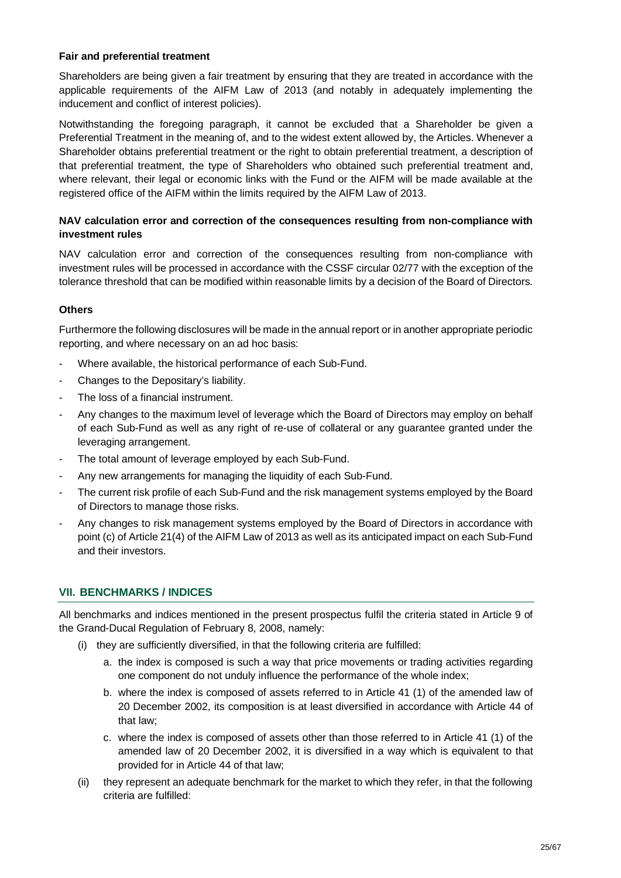**Fair and preferential treatment**

Shareholders are being given a fair treatment by ensuring that they are treated in accordance with the applicable requirements of the AIFM Law of 2013 (and notably in adequately implementing the inducement and conflict of interest policies).

Notwithstanding the foregoing paragraph, it cannot be excluded that a Shareholder be given a Preferential Treatment in the meaning of, and to the widest extent allowed by, the Articles. Whenever a Shareholder obtains preferential treatment or the right to obtain preferential treatment, a description of that preferential treatment, the type of Shareholders who obtained such preferential treatment and, where relevant, their legal or economic links with the Fund or the AIFM will be made available at the registered office of the AIFM within the limits required by the AIFM Law of 2013.

**NAV calculation error and correction of the consequences resulting from non-compliance with investment rules**

NAV calculation error and correction of the consequences resulting from non-compliance with investment rules will be processed in accordance with the CSSF circular 02/77 with the exception of the tolerance threshold that can be modified within reasonable limits by a decision of the Board of Directors.

**Others**

Furthermore the following disclosures will be made in the annual report or in another appropriate periodic reporting, and where necessary on an ad hoc basis:

- Where available, the historical performance of each Sub-Fund.
- Changes to the Depositary's liability.
- The loss of a financial instrument.
- Any changes to the maximum level of leverage which the Board of Directors may employ on behalf of each Sub-Fund as well as any right of re-use of collateral or any guarantee granted under the leveraging arrangement.
- The total amount of leverage employed by each Sub-Fund.
- Any new arrangements for managing the liquidity of each Sub-Fund.
- The current risk profile of each Sub-Fund and the risk management systems employed by the Board of Directors to manage those risks.
- Any changes to risk management systems employed by the Board of Directors in accordance with point (c) of Article 21(4) of the AIFM Law of 2013 as well as its anticipated impact on each Sub-Fund and their investors.

## VII. BENCHMARKS / INDICES

All benchmarks and indices mentioned in the present prospectus fulfil the criteria stated in Article 9 of the Grand-Ducal Regulation of February 8, 2008, namely:

(i) they are sufficiently diversified, in that the following criteria are fulfilled:

   a. the index is composed is such a way that price movements or trading activities regarding one component do not unduly influence the performance of the whole index;

   b. where the index is composed of assets referred to in Article 41 (1) of the amended law of 20 December 2002, its composition is at least diversified in accordance with Article 44 of that law;

   c. where the index is composed of assets other than those referred to in Article 41 (1) of the amended law of 20 December 2002, it is diversified in a way which is equivalent to that provided for in Article 44 of that law;

(ii) they represent an adequate benchmark for the market to which they refer, in that the following criteria are fulfilled: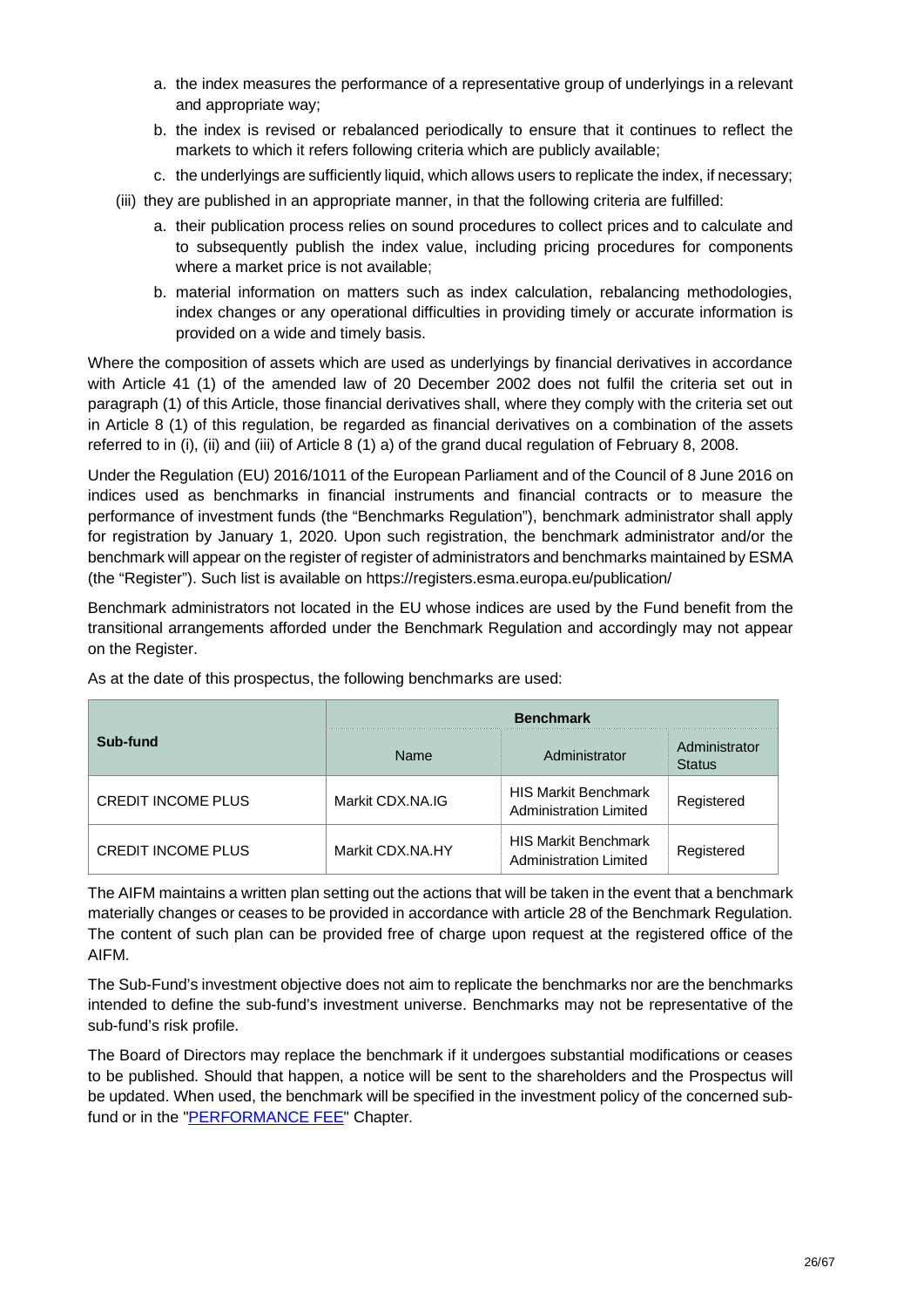a. the index measures the performance of a representative group of underlyings in a relevant and appropriate way;
   b. the index is revised or rebalanced periodically to ensure that it continues to reflect the markets to which it refers following criteria which are publicly available;
   c. the underlyings are sufficiently liquid, which allows users to replicate the index, if necessary;

(iii) they are published in an appropriate manner, in that the following criteria are fulfilled:

   a. their publication process relies on sound procedures to collect prices and to calculate and to subsequently publish the index value, including pricing procedures for components where a market price is not available;
   b. material information on matters such as index calculation, rebalancing methodologies, index changes or any operational difficulties in providing timely or accurate information is provided on a wide and timely basis.

Where the composition of assets which are used as underlyings by financial derivatives in accordance with Article 41 (1) of the amended law of 20 December 2002 does not fulfil the criteria set out in paragraph (1) of this Article, those financial derivatives shall, where they comply with the criteria set out in Article 8 (1) of this regulation, be regarded as financial derivatives on a combination of the assets referred to in (i), (ii) and (iii) of Article 8 (1) a) of the grand ducal regulation of February 8, 2008.

Under the Regulation (EU) 2016/1011 of the European Parliament and of the Council of 8 June 2016 on indices used as benchmarks in financial instruments and financial contracts or to measure the performance of investment funds (the "Benchmarks Regulation"), benchmark administrator shall apply for registration by January 1, 2020. Upon such registration, the benchmark administrator and/or the benchmark will appear on the register of register of administrators and benchmarks maintained by ESMA (the "Register"). Such list is available on https://registers.esma.europa.eu/publication/

Benchmark administrators not located in the EU whose indices are used by the Fund benefit from the transitional arrangements afforded under the Benchmark Regulation and accordingly may not appear on the Register.

As at the date of this prospectus, the following benchmarks are used:

| Sub-fund | Benchmark | | |
|---|---|---|---|
| | Name | Administrator | Administrator Status |
| CREDIT INCOME PLUS | Markit CDX.NA.IG | HIS Markit Benchmark Administration Limited | Registered |
| CREDIT INCOME PLUS | Markit CDX.NA.HY | HIS Markit Benchmark Administration Limited | Registered |

The AIFM maintains a written plan setting out the actions that will be taken in the event that a benchmark materially changes or ceases to be provided in accordance with article 28 of the Benchmark Regulation. The content of such plan can be provided free of charge upon request at the registered office of the AIFM.

The Sub-Fund's investment objective does not aim to replicate the benchmarks nor are the benchmarks intended to define the sub-fund's investment universe. Benchmarks may not be representative of the sub-fund's risk profile.

The Board of Directors may replace the benchmark if it undergoes substantial modifications or ceases to be published. Should that happen, a notice will be sent to the shareholders and the Prospectus will be updated. When used, the benchmark will be specified in the investment policy of the concerned sub-fund or in the "PERFORMANCE FEE" Chapter.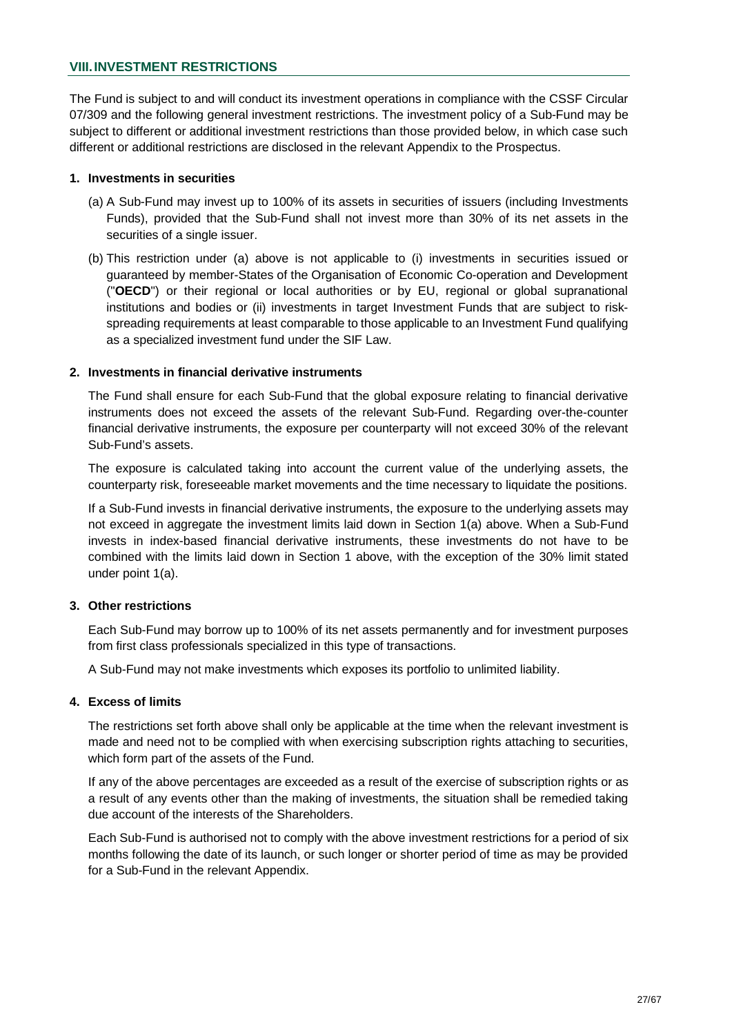## VIII. INVESTMENT RESTRICTIONS

The Fund is subject to and will conduct its investment operations in compliance with the CSSF Circular 07/309 and the following general investment restrictions. The investment policy of a Sub-Fund may be subject to different or additional investment restrictions than those provided below, in which case such different or additional restrictions are disclosed in the relevant Appendix to the Prospectus.

### 1. Investments in securities

(a) A Sub-Fund may invest up to 100% of its assets in securities of issuers (including Investments Funds), provided that the Sub-Fund shall not invest more than 30% of its net assets in the securities of a single issuer.

(b) This restriction under (a) above is not applicable to (i) investments in securities issued or guaranteed by member-States of the Organisation of Economic Co-operation and Development ("**OECD**") or their regional or local authorities or by EU, regional or global supranational institutions and bodies or (ii) investments in target Investment Funds that are subject to risk-spreading requirements at least comparable to those applicable to an Investment Fund qualifying as a specialized investment fund under the SIF Law.

### 2. Investments in financial derivative instruments

The Fund shall ensure for each Sub-Fund that the global exposure relating to financial derivative instruments does not exceed the assets of the relevant Sub-Fund. Regarding over-the-counter financial derivative instruments, the exposure per counterparty will not exceed 30% of the relevant Sub-Fund's assets.

The exposure is calculated taking into account the current value of the underlying assets, the counterparty risk, foreseeable market movements and the time necessary to liquidate the positions.

If a Sub-Fund invests in financial derivative instruments, the exposure to the underlying assets may not exceed in aggregate the investment limits laid down in Section 1(a) above. When a Sub-Fund invests in index-based financial derivative instruments, these investments do not have to be combined with the limits laid down in Section 1 above, with the exception of the 30% limit stated under point 1(a).

### 3. Other restrictions

Each Sub-Fund may borrow up to 100% of its net assets permanently and for investment purposes from first class professionals specialized in this type of transactions.

A Sub-Fund may not make investments which exposes its portfolio to unlimited liability.

### 4. Excess of limits

The restrictions set forth above shall only be applicable at the time when the relevant investment is made and need not to be complied with when exercising subscription rights attaching to securities, which form part of the assets of the Fund.

If any of the above percentages are exceeded as a result of the exercise of subscription rights or as a result of any events other than the making of investments, the situation shall be remedied taking due account of the interests of the Shareholders.

Each Sub-Fund is authorised not to comply with the above investment restrictions for a period of six months following the date of its launch, or such longer or shorter period of time as may be provided for a Sub-Fund in the relevant Appendix.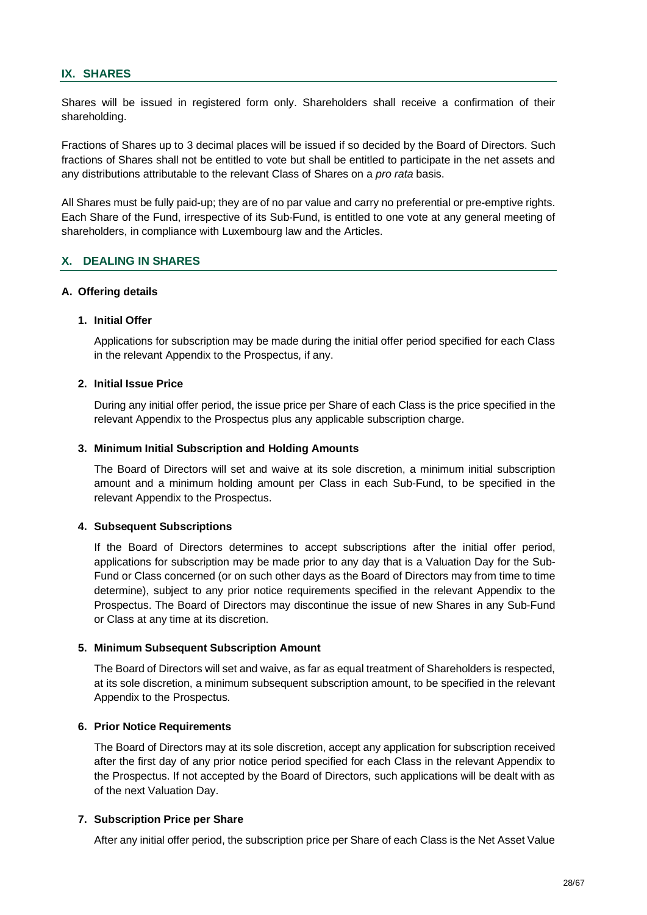## IX. SHARES

Shares will be issued in registered form only. Shareholders shall receive a confirmation of their shareholding.

Fractions of Shares up to 3 decimal places will be issued if so decided by the Board of Directors. Such fractions of Shares shall not be entitled to vote but shall be entitled to participate in the net assets and any distributions attributable to the relevant Class of Shares on a *pro rata* basis.

All Shares must be fully paid-up; they are of no par value and carry no preferential or pre-emptive rights. Each Share of the Fund, irrespective of its Sub-Fund, is entitled to one vote at any general meeting of shareholders, in compliance with Luxembourg law and the Articles.

## X. DEALING IN SHARES

### A. Offering details

#### 1. Initial Offer

Applications for subscription may be made during the initial offer period specified for each Class in the relevant Appendix to the Prospectus, if any.

#### 2. Initial Issue Price

During any initial offer period, the issue price per Share of each Class is the price specified in the relevant Appendix to the Prospectus plus any applicable subscription charge.

#### 3. Minimum Initial Subscription and Holding Amounts

The Board of Directors will set and waive at its sole discretion, a minimum initial subscription amount and a minimum holding amount per Class in each Sub-Fund, to be specified in the relevant Appendix to the Prospectus.

#### 4. Subsequent Subscriptions

If the Board of Directors determines to accept subscriptions after the initial offer period, applications for subscription may be made prior to any day that is a Valuation Day for the Sub-Fund or Class concerned (or on such other days as the Board of Directors may from time to time determine), subject to any prior notice requirements specified in the relevant Appendix to the Prospectus. The Board of Directors may discontinue the issue of new Shares in any Sub-Fund or Class at any time at its discretion.

#### 5. Minimum Subsequent Subscription Amount

The Board of Directors will set and waive, as far as equal treatment of Shareholders is respected, at its sole discretion, a minimum subsequent subscription amount, to be specified in the relevant Appendix to the Prospectus.

#### 6. Prior Notice Requirements

The Board of Directors may at its sole discretion, accept any application for subscription received after the first day of any prior notice period specified for each Class in the relevant Appendix to the Prospectus. If not accepted by the Board of Directors, such applications will be dealt with as of the next Valuation Day.

#### 7. Subscription Price per Share

After any initial offer period, the subscription price per Share of each Class is the Net Asset Value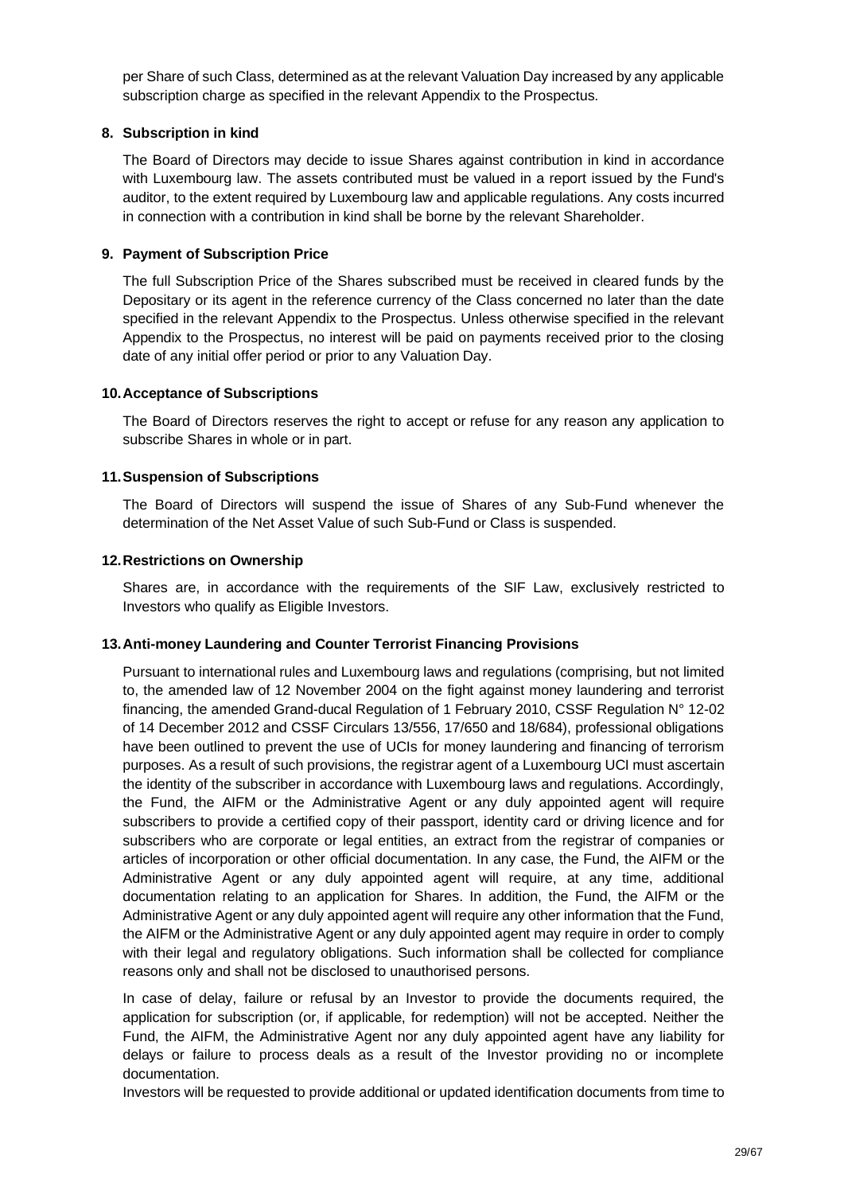per Share of such Class, determined as at the relevant Valuation Day increased by any applicable subscription charge as specified in the relevant Appendix to the Prospectus.

### 8. Subscription in kind

The Board of Directors may decide to issue Shares against contribution in kind in accordance with Luxembourg law. The assets contributed must be valued in a report issued by the Fund's auditor, to the extent required by Luxembourg law and applicable regulations. Any costs incurred in connection with a contribution in kind shall be borne by the relevant Shareholder.

### 9. Payment of Subscription Price

The full Subscription Price of the Shares subscribed must be received in cleared funds by the Depositary or its agent in the reference currency of the Class concerned no later than the date specified in the relevant Appendix to the Prospectus. Unless otherwise specified in the relevant Appendix to the Prospectus, no interest will be paid on payments received prior to the closing date of any initial offer period or prior to any Valuation Day.

### 10. Acceptance of Subscriptions

The Board of Directors reserves the right to accept or refuse for any reason any application to subscribe Shares in whole or in part.

### 11. Suspension of Subscriptions

The Board of Directors will suspend the issue of Shares of any Sub-Fund whenever the determination of the Net Asset Value of such Sub-Fund or Class is suspended.

### 12. Restrictions on Ownership

Shares are, in accordance with the requirements of the SIF Law, exclusively restricted to Investors who qualify as Eligible Investors.

### 13. Anti-money Laundering and Counter Terrorist Financing Provisions

Pursuant to international rules and Luxembourg laws and regulations (comprising, but not limited to, the amended law of 12 November 2004 on the fight against money laundering and terrorist financing, the amended Grand-ducal Regulation of 1 February 2010, CSSF Regulation N° 12-02 of 14 December 2012 and CSSF Circulars 13/556, 17/650 and 18/684), professional obligations have been outlined to prevent the use of UCIs for money laundering and financing of terrorism purposes. As a result of such provisions, the registrar agent of a Luxembourg UCI must ascertain the identity of the subscriber in accordance with Luxembourg laws and regulations. Accordingly, the Fund, the AIFM or the Administrative Agent or any duly appointed agent will require subscribers to provide a certified copy of their passport, identity card or driving licence and for subscribers who are corporate or legal entities, an extract from the registrar of companies or articles of incorporation or other official documentation. In any case, the Fund, the AIFM or the Administrative Agent or any duly appointed agent will require, at any time, additional documentation relating to an application for Shares. In addition, the Fund, the AIFM or the Administrative Agent or any duly appointed agent will require any other information that the Fund, the AIFM or the Administrative Agent or any duly appointed agent may require in order to comply with their legal and regulatory obligations. Such information shall be collected for compliance reasons only and shall not be disclosed to unauthorised persons.

In case of delay, failure or refusal by an Investor to provide the documents required, the application for subscription (or, if applicable, for redemption) will not be accepted. Neither the Fund, the AIFM, the Administrative Agent nor any duly appointed agent have any liability for delays or failure to process deals as a result of the Investor providing no or incomplete documentation.

Investors will be requested to provide additional or updated identification documents from time to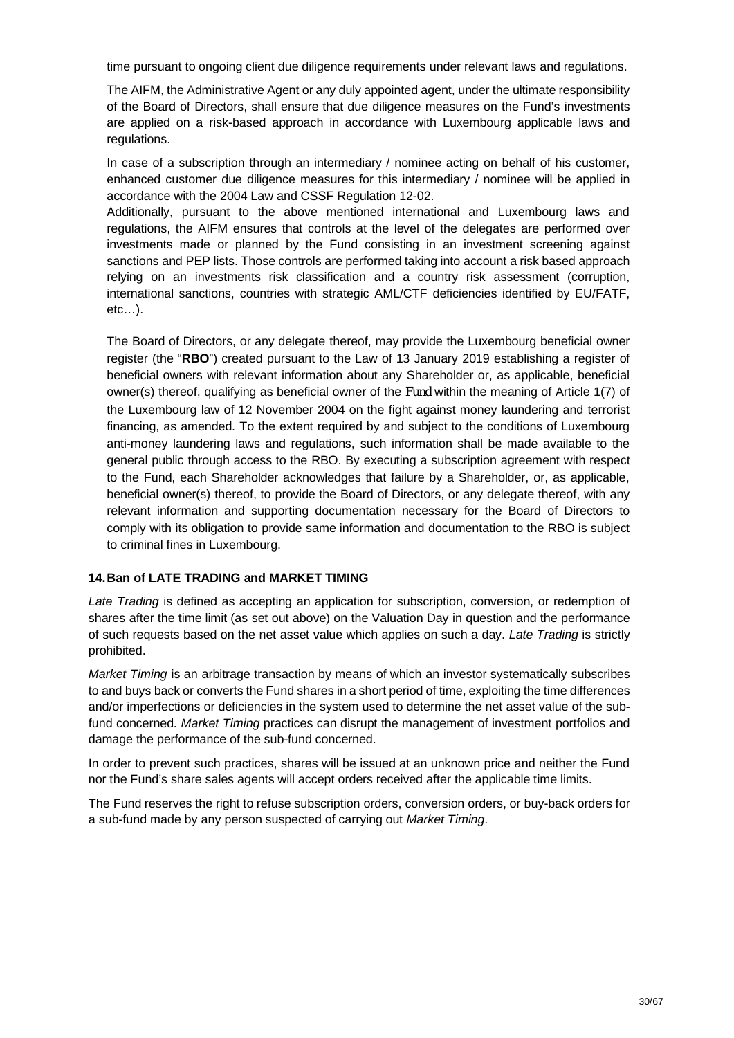time pursuant to ongoing client due diligence requirements under relevant laws and regulations.

The AIFM, the Administrative Agent or any duly appointed agent, under the ultimate responsibility of the Board of Directors, shall ensure that due diligence measures on the Fund's investments are applied on a risk-based approach in accordance with Luxembourg applicable laws and regulations.

In case of a subscription through an intermediary / nominee acting on behalf of his customer, enhanced customer due diligence measures for this intermediary / nominee will be applied in accordance with the 2004 Law and CSSF Regulation 12-02.

Additionally, pursuant to the above mentioned international and Luxembourg laws and regulations, the AIFM ensures that controls at the level of the delegates are performed over investments made or planned by the Fund consisting in an investment screening against sanctions and PEP lists. Those controls are performed taking into account a risk based approach relying on an investments risk classification and a country risk assessment (corruption, international sanctions, countries with strategic AML/CTF deficiencies identified by EU/FATF, etc…).

The Board of Directors, or any delegate thereof, may provide the Luxembourg beneficial owner register (the "**RBO**") created pursuant to the Law of 13 January 2019 establishing a register of beneficial owners with relevant information about any Shareholder or, as applicable, beneficial owner(s) thereof, qualifying as beneficial owner of the Fund within the meaning of Article 1(7) of the Luxembourg law of 12 November 2004 on the fight against money laundering and terrorist financing, as amended. To the extent required by and subject to the conditions of Luxembourg anti-money laundering laws and regulations, such information shall be made available to the general public through access to the RBO. By executing a subscription agreement with respect to the Fund, each Shareholder acknowledges that failure by a Shareholder, or, as applicable, beneficial owner(s) thereof, to provide the Board of Directors, or any delegate thereof, with any relevant information and supporting documentation necessary for the Board of Directors to comply with its obligation to provide same information and documentation to the RBO is subject to criminal fines in Luxembourg.

## 14. Ban of LATE TRADING and MARKET TIMING

*Late Trading* is defined as accepting an application for subscription, conversion, or redemption of shares after the time limit (as set out above) on the Valuation Day in question and the performance of such requests based on the net asset value which applies on such a day. *Late Trading* is strictly prohibited.

*Market Timing* is an arbitrage transaction by means of which an investor systematically subscribes to and buys back or converts the Fund shares in a short period of time, exploiting the time differences and/or imperfections or deficiencies in the system used to determine the net asset value of the sub-fund concerned. *Market Timing* practices can disrupt the management of investment portfolios and damage the performance of the sub-fund concerned.

In order to prevent such practices, shares will be issued at an unknown price and neither the Fund nor the Fund's share sales agents will accept orders received after the applicable time limits.

The Fund reserves the right to refuse subscription orders, conversion orders, or buy-back orders for a sub-fund made by any person suspected of carrying out *Market Timing*.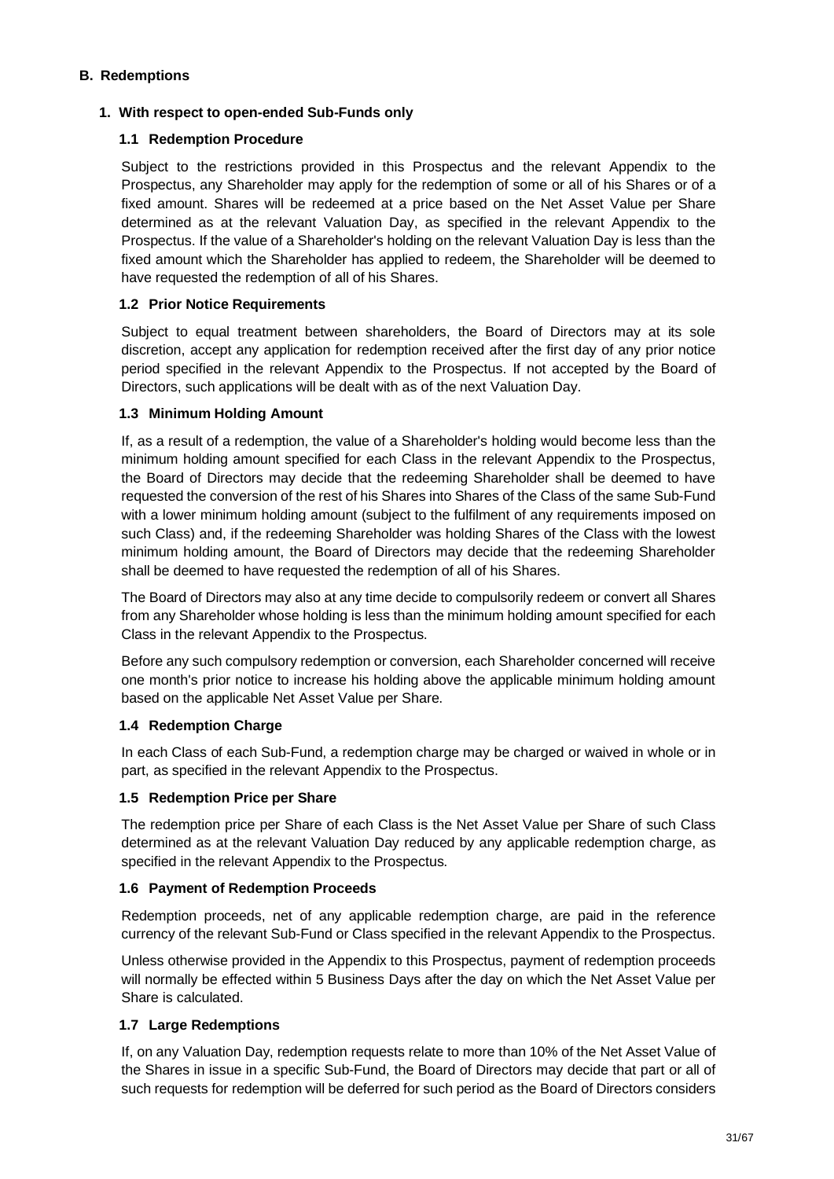## B. Redemptions

### 1. With respect to open-ended Sub-Funds only

#### 1.1 Redemption Procedure

Subject to the restrictions provided in this Prospectus and the relevant Appendix to the Prospectus, any Shareholder may apply for the redemption of some or all of his Shares or of a fixed amount. Shares will be redeemed at a price based on the Net Asset Value per Share determined as at the relevant Valuation Day, as specified in the relevant Appendix to the Prospectus. If the value of a Shareholder's holding on the relevant Valuation Day is less than the fixed amount which the Shareholder has applied to redeem, the Shareholder will be deemed to have requested the redemption of all of his Shares.

#### 1.2 Prior Notice Requirements

Subject to equal treatment between shareholders, the Board of Directors may at its sole discretion, accept any application for redemption received after the first day of any prior notice period specified in the relevant Appendix to the Prospectus. If not accepted by the Board of Directors, such applications will be dealt with as of the next Valuation Day.

#### 1.3 Minimum Holding Amount

If, as a result of a redemption, the value of a Shareholder's holding would become less than the minimum holding amount specified for each Class in the relevant Appendix to the Prospectus, the Board of Directors may decide that the redeeming Shareholder shall be deemed to have requested the conversion of the rest of his Shares into Shares of the Class of the same Sub-Fund with a lower minimum holding amount (subject to the fulfilment of any requirements imposed on such Class) and, if the redeeming Shareholder was holding Shares of the Class with the lowest minimum holding amount, the Board of Directors may decide that the redeeming Shareholder shall be deemed to have requested the redemption of all of his Shares.

The Board of Directors may also at any time decide to compulsorily redeem or convert all Shares from any Shareholder whose holding is less than the minimum holding amount specified for each Class in the relevant Appendix to the Prospectus.

Before any such compulsory redemption or conversion, each Shareholder concerned will receive one month's prior notice to increase his holding above the applicable minimum holding amount based on the applicable Net Asset Value per Share.

#### 1.4 Redemption Charge

In each Class of each Sub-Fund, a redemption charge may be charged or waived in whole or in part, as specified in the relevant Appendix to the Prospectus.

#### 1.5 Redemption Price per Share

The redemption price per Share of each Class is the Net Asset Value per Share of such Class determined as at the relevant Valuation Day reduced by any applicable redemption charge, as specified in the relevant Appendix to the Prospectus.

#### 1.6 Payment of Redemption Proceeds

Redemption proceeds, net of any applicable redemption charge, are paid in the reference currency of the relevant Sub-Fund or Class specified in the relevant Appendix to the Prospectus.

Unless otherwise provided in the Appendix to this Prospectus, payment of redemption proceeds will normally be effected within 5 Business Days after the day on which the Net Asset Value per Share is calculated.

#### 1.7 Large Redemptions

If, on any Valuation Day, redemption requests relate to more than 10% of the Net Asset Value of the Shares in issue in a specific Sub-Fund, the Board of Directors may decide that part or all of such requests for redemption will be deferred for such period as the Board of Directors considers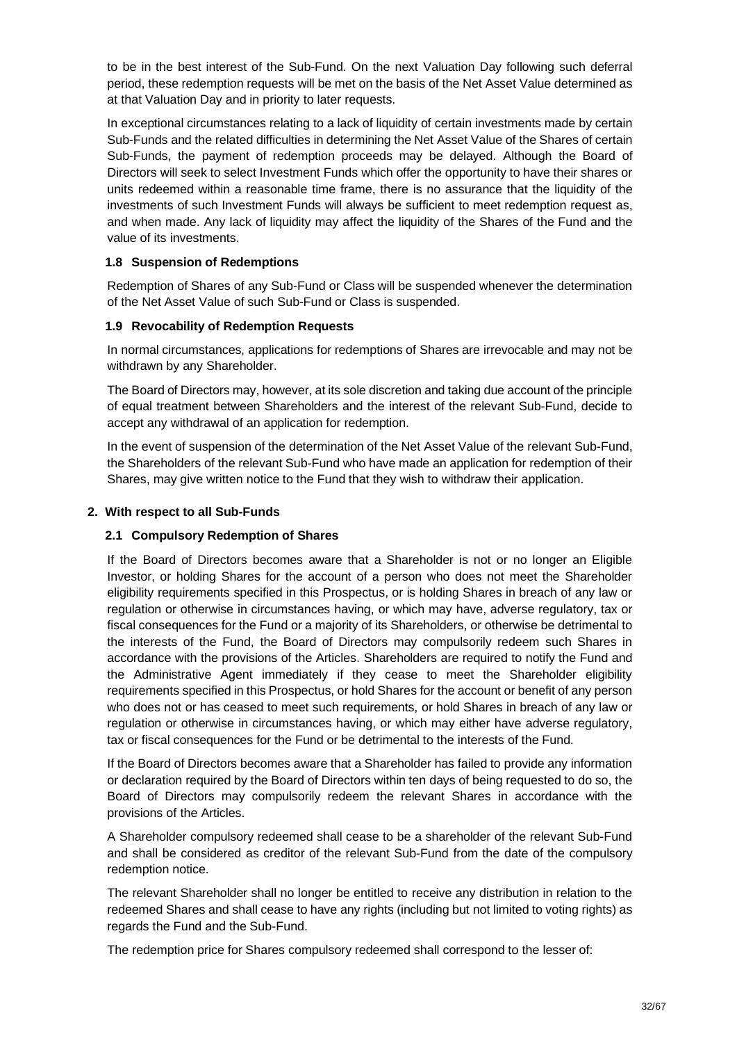to be in the best interest of the Sub-Fund. On the next Valuation Day following such deferral period, these redemption requests will be met on the basis of the Net Asset Value determined as at that Valuation Day and in priority to later requests.

In exceptional circumstances relating to a lack of liquidity of certain investments made by certain Sub-Funds and the related difficulties in determining the Net Asset Value of the Shares of certain Sub-Funds, the payment of redemption proceeds may be delayed. Although the Board of Directors will seek to select Investment Funds which offer the opportunity to have their shares or units redeemed within a reasonable time frame, there is no assurance that the liquidity of the investments of such Investment Funds will always be sufficient to meet redemption request as, and when made. Any lack of liquidity may affect the liquidity of the Shares of the Fund and the value of its investments.

### 1.8 Suspension of Redemptions

Redemption of Shares of any Sub-Fund or Class will be suspended whenever the determination of the Net Asset Value of such Sub-Fund or Class is suspended.

### 1.9 Revocability of Redemption Requests

In normal circumstances, applications for redemptions of Shares are irrevocable and may not be withdrawn by any Shareholder.

The Board of Directors may, however, at its sole discretion and taking due account of the principle of equal treatment between Shareholders and the interest of the relevant Sub-Fund, decide to accept any withdrawal of an application for redemption.

In the event of suspension of the determination of the Net Asset Value of the relevant Sub-Fund, the Shareholders of the relevant Sub-Fund who have made an application for redemption of their Shares, may give written notice to the Fund that they wish to withdraw their application.

## 2. With respect to all Sub-Funds

### 2.1 Compulsory Redemption of Shares

If the Board of Directors becomes aware that a Shareholder is not or no longer an Eligible Investor, or holding Shares for the account of a person who does not meet the Shareholder eligibility requirements specified in this Prospectus, or is holding Shares in breach of any law or regulation or otherwise in circumstances having, or which may have, adverse regulatory, tax or fiscal consequences for the Fund or a majority of its Shareholders, or otherwise be detrimental to the interests of the Fund, the Board of Directors may compulsorily redeem such Shares in accordance with the provisions of the Articles. Shareholders are required to notify the Fund and the Administrative Agent immediately if they cease to meet the Shareholder eligibility requirements specified in this Prospectus, or hold Shares for the account or benefit of any person who does not or has ceased to meet such requirements, or hold Shares in breach of any law or regulation or otherwise in circumstances having, or which may either have adverse regulatory, tax or fiscal consequences for the Fund or be detrimental to the interests of the Fund.

If the Board of Directors becomes aware that a Shareholder has failed to provide any information or declaration required by the Board of Directors within ten days of being requested to do so, the Board of Directors may compulsorily redeem the relevant Shares in accordance with the provisions of the Articles.

A Shareholder compulsory redeemed shall cease to be a shareholder of the relevant Sub-Fund and shall be considered as creditor of the relevant Sub-Fund from the date of the compulsory redemption notice.

The relevant Shareholder shall no longer be entitled to receive any distribution in relation to the redeemed Shares and shall cease to have any rights (including but not limited to voting rights) as regards the Fund and the Sub-Fund.

The redemption price for Shares compulsory redeemed shall correspond to the lesser of: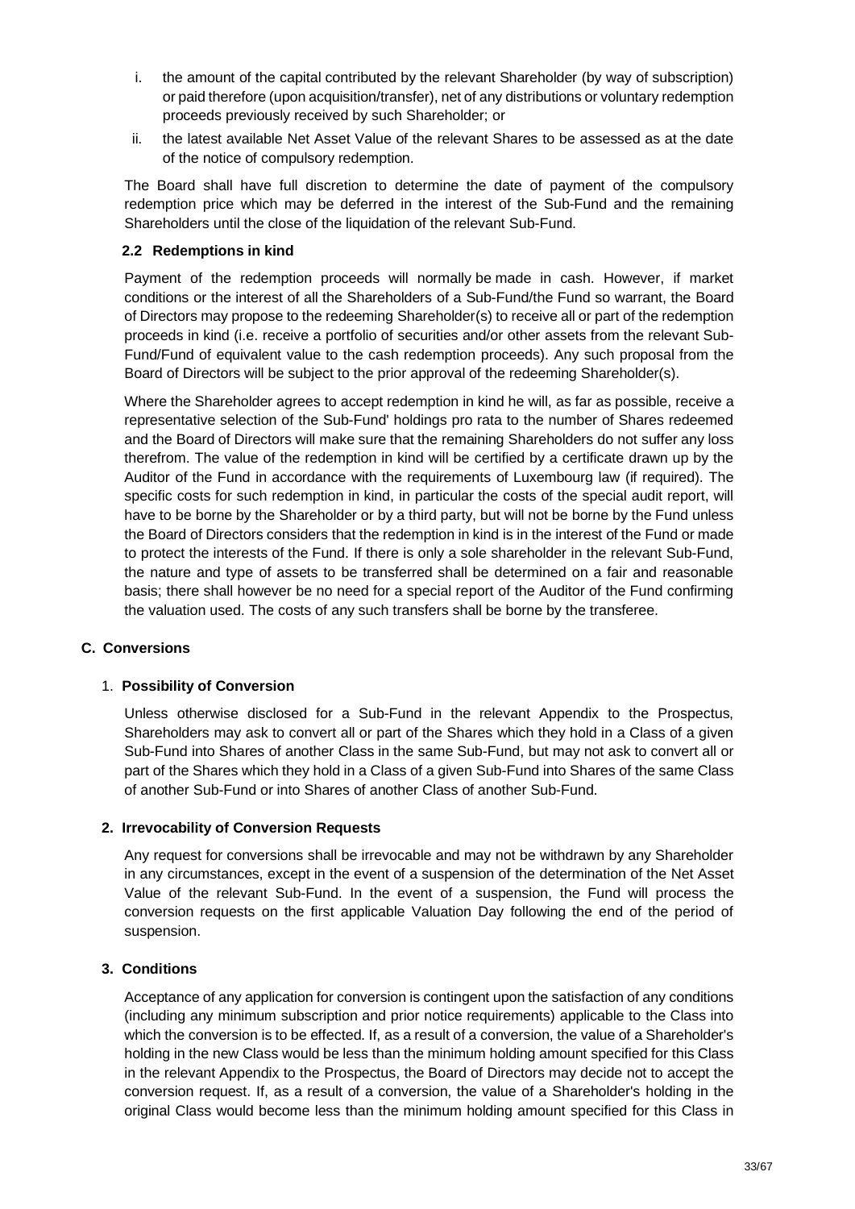i. the amount of the capital contributed by the relevant Shareholder (by way of subscription) or paid therefore (upon acquisition/transfer), net of any distributions or voluntary redemption proceeds previously received by such Shareholder; or

ii. the latest available Net Asset Value of the relevant Shares to be assessed as at the date of the notice of compulsory redemption.

The Board shall have full discretion to determine the date of payment of the compulsory redemption price which may be deferred in the interest of the Sub-Fund and the remaining Shareholders until the close of the liquidation of the relevant Sub-Fund.

### 2.2 Redemptions in kind

Payment of the redemption proceeds will normally be made in cash. However, if market conditions or the interest of all the Shareholders of a Sub-Fund/the Fund so warrant, the Board of Directors may propose to the redeeming Shareholder(s) to receive all or part of the redemption proceeds in kind (i.e. receive a portfolio of securities and/or other assets from the relevant Sub-Fund/Fund of equivalent value to the cash redemption proceeds). Any such proposal from the Board of Directors will be subject to the prior approval of the redeeming Shareholder(s).

Where the Shareholder agrees to accept redemption in kind he will, as far as possible, receive a representative selection of the Sub-Fund' holdings pro rata to the number of Shares redeemed and the Board of Directors will make sure that the remaining Shareholders do not suffer any loss therefrom. The value of the redemption in kind will be certified by a certificate drawn up by the Auditor of the Fund in accordance with the requirements of Luxembourg law (if required). The specific costs for such redemption in kind, in particular the costs of the special audit report, will have to be borne by the Shareholder or by a third party, but will not be borne by the Fund unless the Board of Directors considers that the redemption in kind is in the interest of the Fund or made to protect the interests of the Fund. If there is only a sole shareholder in the relevant Sub-Fund, the nature and type of assets to be transferred shall be determined on a fair and reasonable basis; there shall however be no need for a special report of the Auditor of the Fund confirming the valuation used. The costs of any such transfers shall be borne by the transferee.

## C. Conversions

### 1. Possibility of Conversion

Unless otherwise disclosed for a Sub-Fund in the relevant Appendix to the Prospectus, Shareholders may ask to convert all or part of the Shares which they hold in a Class of a given Sub-Fund into Shares of another Class in the same Sub-Fund, but may not ask to convert all or part of the Shares which they hold in a Class of a given Sub-Fund into Shares of the same Class of another Sub-Fund or into Shares of another Class of another Sub-Fund.

### 2. Irrevocability of Conversion Requests

Any request for conversions shall be irrevocable and may not be withdrawn by any Shareholder in any circumstances, except in the event of a suspension of the determination of the Net Asset Value of the relevant Sub-Fund. In the event of a suspension, the Fund will process the conversion requests on the first applicable Valuation Day following the end of the period of suspension.

### 3. Conditions

Acceptance of any application for conversion is contingent upon the satisfaction of any conditions (including any minimum subscription and prior notice requirements) applicable to the Class into which the conversion is to be effected. If, as a result of a conversion, the value of a Shareholder's holding in the new Class would be less than the minimum holding amount specified for this Class in the relevant Appendix to the Prospectus, the Board of Directors may decide not to accept the conversion request. If, as a result of a conversion, the value of a Shareholder's holding in the original Class would become less than the minimum holding amount specified for this Class in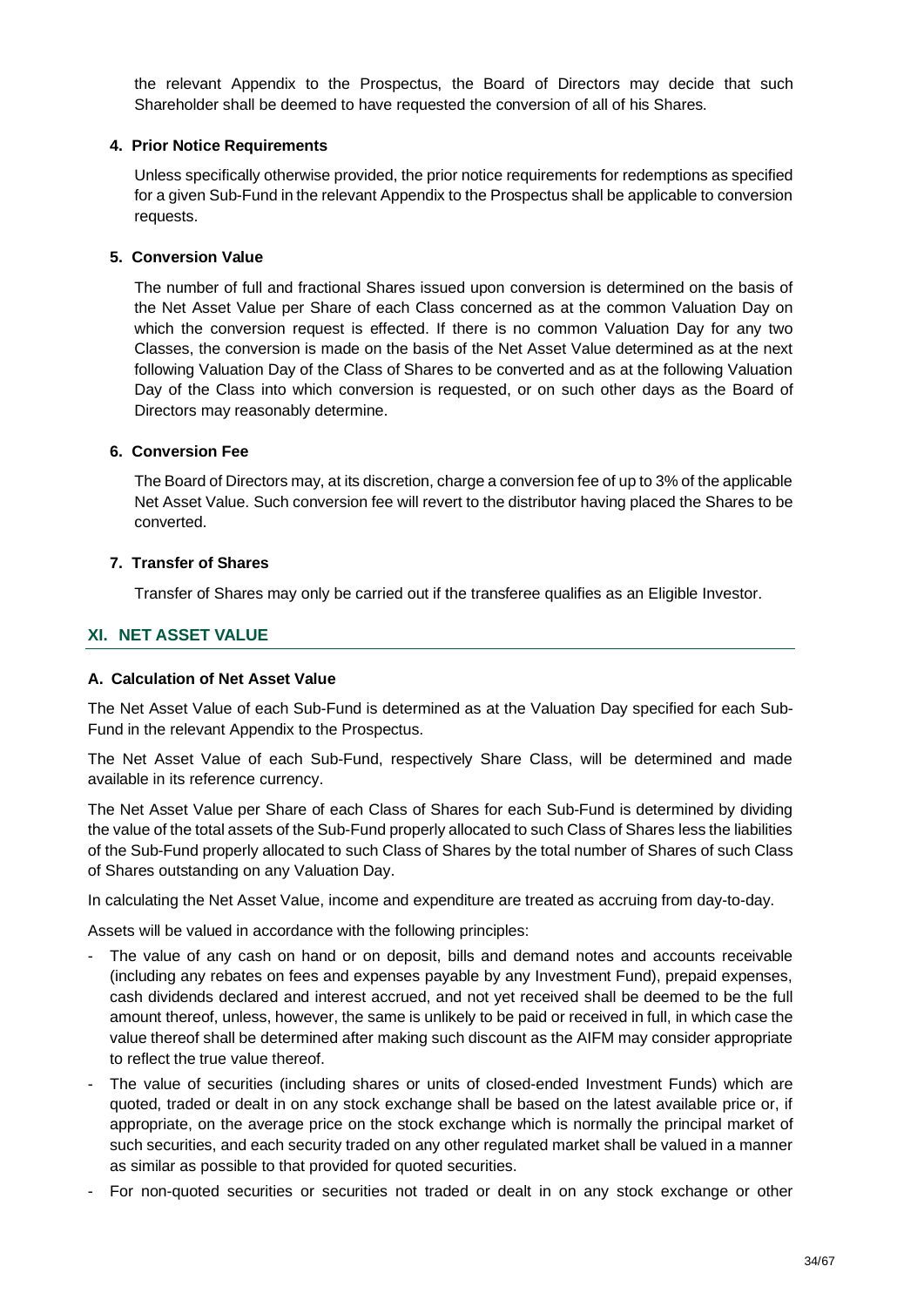the relevant Appendix to the Prospectus, the Board of Directors may decide that such Shareholder shall be deemed to have requested the conversion of all of his Shares.

**4. Prior Notice Requirements**

Unless specifically otherwise provided, the prior notice requirements for redemptions as specified for a given Sub-Fund in the relevant Appendix to the Prospectus shall be applicable to conversion requests.

**5. Conversion Value**

The number of full and fractional Shares issued upon conversion is determined on the basis of the Net Asset Value per Share of each Class concerned as at the common Valuation Day on which the conversion request is effected. If there is no common Valuation Day for any two Classes, the conversion is made on the basis of the Net Asset Value determined as at the next following Valuation Day of the Class of Shares to be converted and as at the following Valuation Day of the Class into which conversion is requested, or on such other days as the Board of Directors may reasonably determine.

**6. Conversion Fee**

The Board of Directors may, at its discretion, charge a conversion fee of up to 3% of the applicable Net Asset Value. Such conversion fee will revert to the distributor having placed the Shares to be converted.

**7. Transfer of Shares**

Transfer of Shares may only be carried out if the transferee qualifies as an Eligible Investor.

## XI. NET ASSET VALUE

### A. Calculation of Net Asset Value

The Net Asset Value of each Sub-Fund is determined as at the Valuation Day specified for each Sub-Fund in the relevant Appendix to the Prospectus.

The Net Asset Value of each Sub-Fund, respectively Share Class, will be determined and made available in its reference currency.

The Net Asset Value per Share of each Class of Shares for each Sub-Fund is determined by dividing the value of the total assets of the Sub-Fund properly allocated to such Class of Shares less the liabilities of the Sub-Fund properly allocated to such Class of Shares by the total number of Shares of such Class of Shares outstanding on any Valuation Day.

In calculating the Net Asset Value, income and expenditure are treated as accruing from day-to-day.

Assets will be valued in accordance with the following principles:

- The value of any cash on hand or on deposit, bills and demand notes and accounts receivable (including any rebates on fees and expenses payable by any Investment Fund), prepaid expenses, cash dividends declared and interest accrued, and not yet received shall be deemed to be the full amount thereof, unless, however, the same is unlikely to be paid or received in full, in which case the value thereof shall be determined after making such discount as the AIFM may consider appropriate to reflect the true value thereof.
- The value of securities (including shares or units of closed-ended Investment Funds) which are quoted, traded or dealt in on any stock exchange shall be based on the latest available price or, if appropriate, on the average price on the stock exchange which is normally the principal market of such securities, and each security traded on any other regulated market shall be valued in a manner as similar as possible to that provided for quoted securities.
- For non-quoted securities or securities not traded or dealt in on any stock exchange or other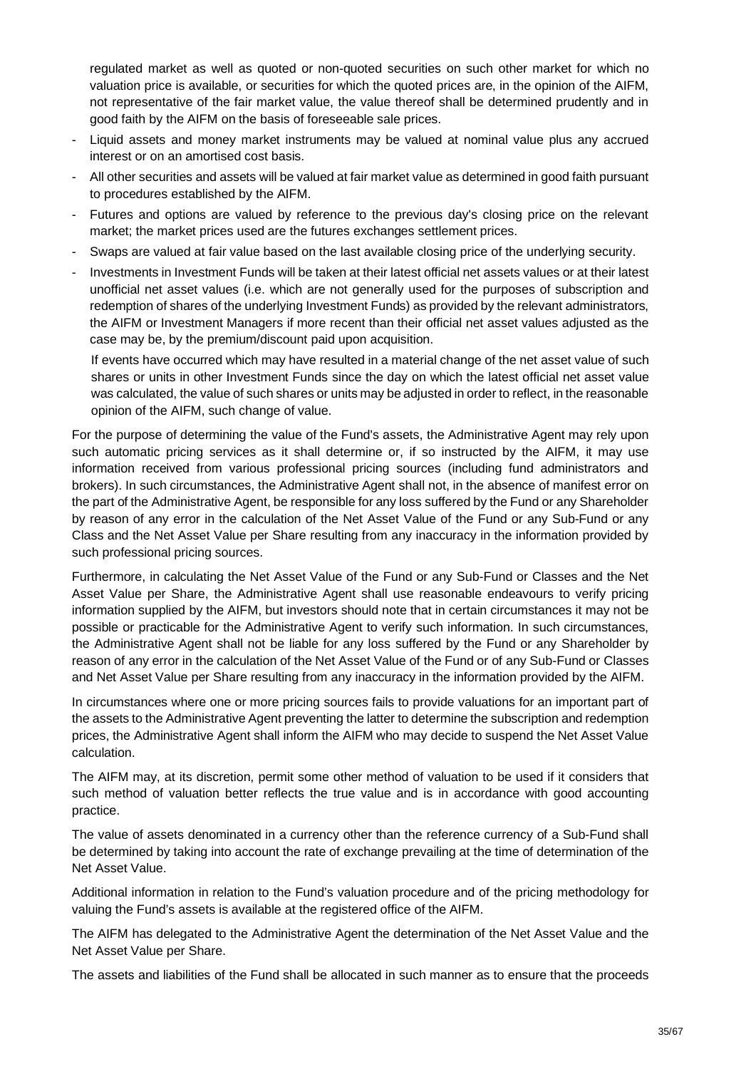regulated market as well as quoted or non-quoted securities on such other market for which no valuation price is available, or securities for which the quoted prices are, in the opinion of the AIFM, not representative of the fair market value, the value thereof shall be determined prudently and in good faith by the AIFM on the basis of foreseeable sale prices.

- Liquid assets and money market instruments may be valued at nominal value plus any accrued interest or on an amortised cost basis.
- All other securities and assets will be valued at fair market value as determined in good faith pursuant to procedures established by the AIFM.
- Futures and options are valued by reference to the previous day's closing price on the relevant market; the market prices used are the futures exchanges settlement prices.
- Swaps are valued at fair value based on the last available closing price of the underlying security.
- Investments in Investment Funds will be taken at their latest official net assets values or at their latest unofficial net asset values (i.e. which are not generally used for the purposes of subscription and redemption of shares of the underlying Investment Funds) as provided by the relevant administrators, the AIFM or Investment Managers if more recent than their official net asset values adjusted as the case may be, by the premium/discount paid upon acquisition.

  If events have occurred which may have resulted in a material change of the net asset value of such shares or units in other Investment Funds since the day on which the latest official net asset value was calculated, the value of such shares or units may be adjusted in order to reflect, in the reasonable opinion of the AIFM, such change of value.

For the purpose of determining the value of the Fund's assets, the Administrative Agent may rely upon such automatic pricing services as it shall determine or, if so instructed by the AIFM, it may use information received from various professional pricing sources (including fund administrators and brokers). In such circumstances, the Administrative Agent shall not, in the absence of manifest error on the part of the Administrative Agent, be responsible for any loss suffered by the Fund or any Shareholder by reason of any error in the calculation of the Net Asset Value of the Fund or any Sub-Fund or any Class and the Net Asset Value per Share resulting from any inaccuracy in the information provided by such professional pricing sources.

Furthermore, in calculating the Net Asset Value of the Fund or any Sub-Fund or Classes and the Net Asset Value per Share, the Administrative Agent shall use reasonable endeavours to verify pricing information supplied by the AIFM, but investors should note that in certain circumstances it may not be possible or practicable for the Administrative Agent to verify such information. In such circumstances, the Administrative Agent shall not be liable for any loss suffered by the Fund or any Shareholder by reason of any error in the calculation of the Net Asset Value of the Fund or of any Sub-Fund or Classes and Net Asset Value per Share resulting from any inaccuracy in the information provided by the AIFM.

In circumstances where one or more pricing sources fails to provide valuations for an important part of the assets to the Administrative Agent preventing the latter to determine the subscription and redemption prices, the Administrative Agent shall inform the AIFM who may decide to suspend the Net Asset Value calculation.

The AIFM may, at its discretion, permit some other method of valuation to be used if it considers that such method of valuation better reflects the true value and is in accordance with good accounting practice.

The value of assets denominated in a currency other than the reference currency of a Sub-Fund shall be determined by taking into account the rate of exchange prevailing at the time of determination of the Net Asset Value.

Additional information in relation to the Fund's valuation procedure and of the pricing methodology for valuing the Fund's assets is available at the registered office of the AIFM.

The AIFM has delegated to the Administrative Agent the determination of the Net Asset Value and the Net Asset Value per Share.

The assets and liabilities of the Fund shall be allocated in such manner as to ensure that the proceeds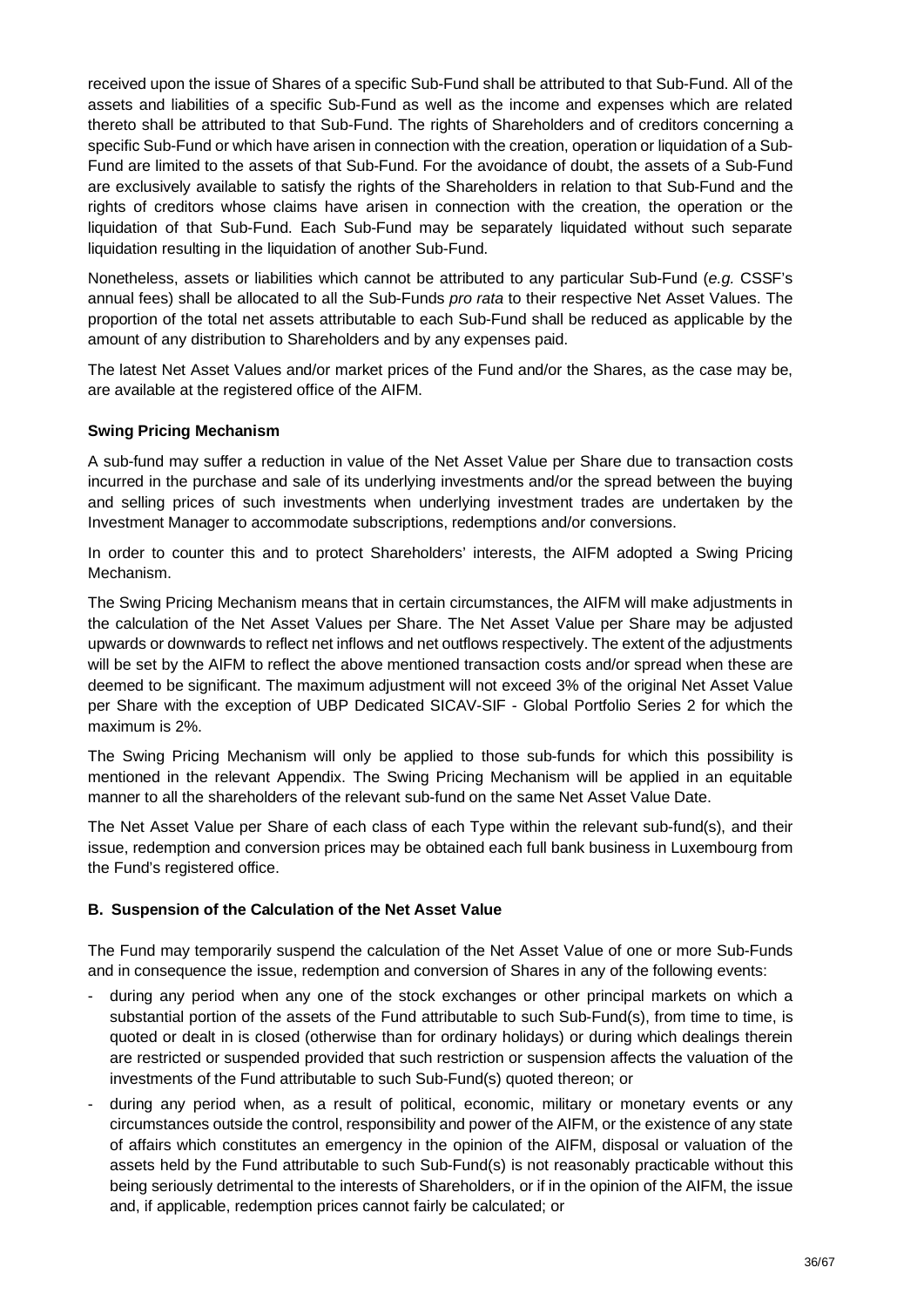received upon the issue of Shares of a specific Sub-Fund shall be attributed to that Sub-Fund. All of the assets and liabilities of a specific Sub-Fund as well as the income and expenses which are related thereto shall be attributed to that Sub-Fund. The rights of Shareholders and of creditors concerning a specific Sub-Fund or which have arisen in connection with the creation, operation or liquidation of a Sub-Fund are limited to the assets of that Sub-Fund. For the avoidance of doubt, the assets of a Sub-Fund are exclusively available to satisfy the rights of the Shareholders in relation to that Sub-Fund and the rights of creditors whose claims have arisen in connection with the creation, the operation or the liquidation of that Sub-Fund. Each Sub-Fund may be separately liquidated without such separate liquidation resulting in the liquidation of another Sub-Fund.

Nonetheless, assets or liabilities which cannot be attributed to any particular Sub-Fund (*e.g.* CSSF's annual fees) shall be allocated to all the Sub-Funds *pro rata* to their respective Net Asset Values. The proportion of the total net assets attributable to each Sub-Fund shall be reduced as applicable by the amount of any distribution to Shareholders and by any expenses paid.

The latest Net Asset Values and/or market prices of the Fund and/or the Shares, as the case may be, are available at the registered office of the AIFM.

**Swing Pricing Mechanism**

A sub-fund may suffer a reduction in value of the Net Asset Value per Share due to transaction costs incurred in the purchase and sale of its underlying investments and/or the spread between the buying and selling prices of such investments when underlying investment trades are undertaken by the Investment Manager to accommodate subscriptions, redemptions and/or conversions.

In order to counter this and to protect Shareholders' interests, the AIFM adopted a Swing Pricing Mechanism.

The Swing Pricing Mechanism means that in certain circumstances, the AIFM will make adjustments in the calculation of the Net Asset Values per Share. The Net Asset Value per Share may be adjusted upwards or downwards to reflect net inflows and net outflows respectively. The extent of the adjustments will be set by the AIFM to reflect the above mentioned transaction costs and/or spread when these are deemed to be significant. The maximum adjustment will not exceed 3% of the original Net Asset Value per Share with the exception of UBP Dedicated SICAV-SIF - Global Portfolio Series 2 for which the maximum is 2%.

The Swing Pricing Mechanism will only be applied to those sub-funds for which this possibility is mentioned in the relevant Appendix. The Swing Pricing Mechanism will be applied in an equitable manner to all the shareholders of the relevant sub-fund on the same Net Asset Value Date.

The Net Asset Value per Share of each class of each Type within the relevant sub-fund(s), and their issue, redemption and conversion prices may be obtained each full bank business in Luxembourg from the Fund's registered office.

**B. Suspension of the Calculation of the Net Asset Value**

The Fund may temporarily suspend the calculation of the Net Asset Value of one or more Sub-Funds and in consequence the issue, redemption and conversion of Shares in any of the following events:

- during any period when any one of the stock exchanges or other principal markets on which a substantial portion of the assets of the Fund attributable to such Sub-Fund(s), from time to time, is quoted or dealt in is closed (otherwise than for ordinary holidays) or during which dealings therein are restricted or suspended provided that such restriction or suspension affects the valuation of the investments of the Fund attributable to such Sub-Fund(s) quoted thereon; or
- during any period when, as a result of political, economic, military or monetary events or any circumstances outside the control, responsibility and power of the AIFM, or the existence of any state of affairs which constitutes an emergency in the opinion of the AIFM, disposal or valuation of the assets held by the Fund attributable to such Sub-Fund(s) is not reasonably practicable without this being seriously detrimental to the interests of Shareholders, or if in the opinion of the AIFM, the issue and, if applicable, redemption prices cannot fairly be calculated; or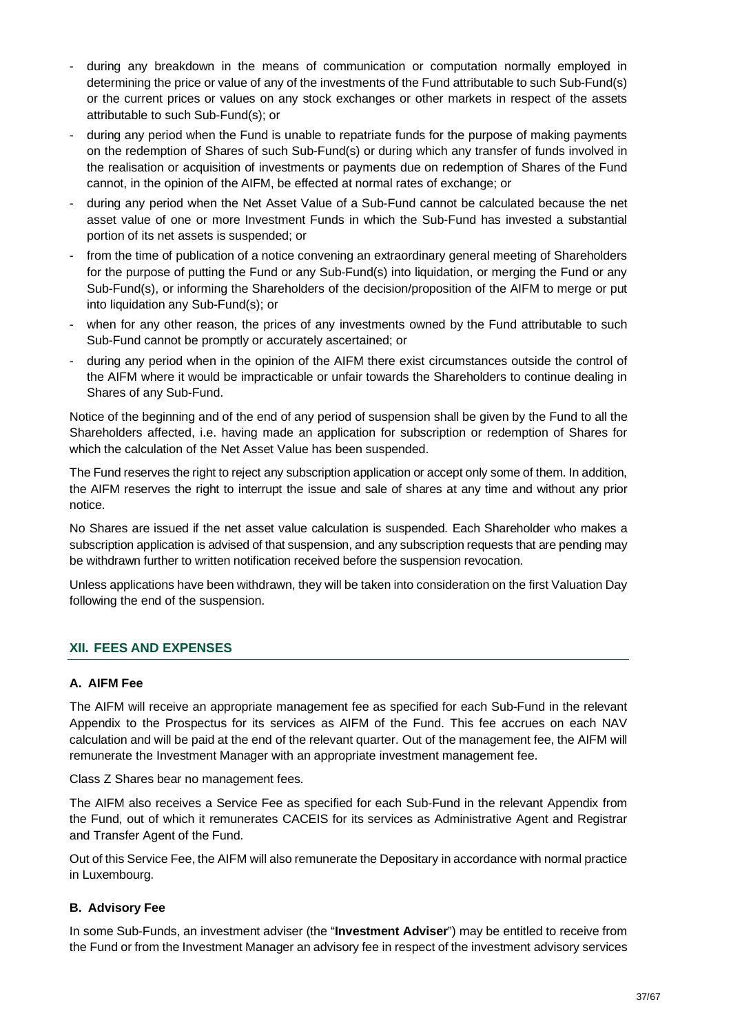- during any breakdown in the means of communication or computation normally employed in determining the price or value of any of the investments of the Fund attributable to such Sub-Fund(s) or the current prices or values on any stock exchanges or other markets in respect of the assets attributable to such Sub-Fund(s); or
- during any period when the Fund is unable to repatriate funds for the purpose of making payments on the redemption of Shares of such Sub-Fund(s) or during which any transfer of funds involved in the realisation or acquisition of investments or payments due on redemption of Shares of the Fund cannot, in the opinion of the AIFM, be effected at normal rates of exchange; or
- during any period when the Net Asset Value of a Sub-Fund cannot be calculated because the net asset value of one or more Investment Funds in which the Sub-Fund has invested a substantial portion of its net assets is suspended; or
- from the time of publication of a notice convening an extraordinary general meeting of Shareholders for the purpose of putting the Fund or any Sub-Fund(s) into liquidation, or merging the Fund or any Sub-Fund(s), or informing the Shareholders of the decision/proposition of the AIFM to merge or put into liquidation any Sub-Fund(s); or
- when for any other reason, the prices of any investments owned by the Fund attributable to such Sub-Fund cannot be promptly or accurately ascertained; or
- during any period when in the opinion of the AIFM there exist circumstances outside the control of the AIFM where it would be impracticable or unfair towards the Shareholders to continue dealing in Shares of any Sub-Fund.

Notice of the beginning and of the end of any period of suspension shall be given by the Fund to all the Shareholders affected, i.e. having made an application for subscription or redemption of Shares for which the calculation of the Net Asset Value has been suspended.

The Fund reserves the right to reject any subscription application or accept only some of them. In addition, the AIFM reserves the right to interrupt the issue and sale of shares at any time and without any prior notice.

No Shares are issued if the net asset value calculation is suspended. Each Shareholder who makes a subscription application is advised of that suspension, and any subscription requests that are pending may be withdrawn further to written notification received before the suspension revocation.

Unless applications have been withdrawn, they will be taken into consideration on the first Valuation Day following the end of the suspension.

## XII. FEES AND EXPENSES

### A. AIFM Fee

The AIFM will receive an appropriate management fee as specified for each Sub-Fund in the relevant Appendix to the Prospectus for its services as AIFM of the Fund. This fee accrues on each NAV calculation and will be paid at the end of the relevant quarter. Out of the management fee, the AIFM will remunerate the Investment Manager with an appropriate investment management fee.

Class Z Shares bear no management fees.

The AIFM also receives a Service Fee as specified for each Sub-Fund in the relevant Appendix from the Fund, out of which it remunerates CACEIS for its services as Administrative Agent and Registrar and Transfer Agent of the Fund.

Out of this Service Fee, the AIFM will also remunerate the Depositary in accordance with normal practice in Luxembourg.

### B. Advisory Fee

In some Sub-Funds, an investment adviser (the "**Investment Adviser**") may be entitled to receive from the Fund or from the Investment Manager an advisory fee in respect of the investment advisory services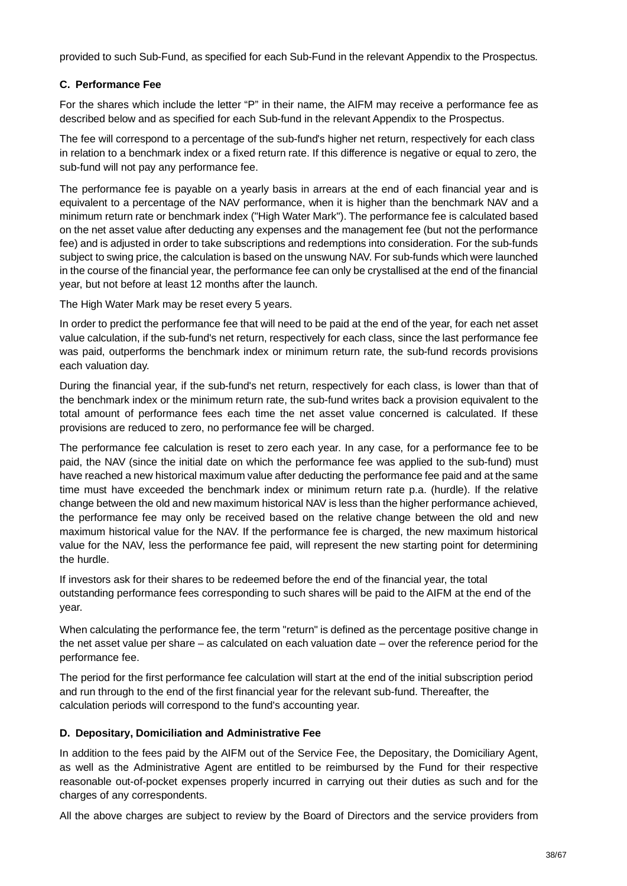provided to such Sub-Fund, as specified for each Sub-Fund in the relevant Appendix to the Prospectus.

### C. Performance Fee

For the shares which include the letter "P" in their name, the AIFM may receive a performance fee as described below and as specified for each Sub-fund in the relevant Appendix to the Prospectus.

The fee will correspond to a percentage of the sub-fund's higher net return, respectively for each class in relation to a benchmark index or a fixed return rate. If this difference is negative or equal to zero, the sub-fund will not pay any performance fee.

The performance fee is payable on a yearly basis in arrears at the end of each financial year and is equivalent to a percentage of the NAV performance, when it is higher than the benchmark NAV and a minimum return rate or benchmark index ("High Water Mark"). The performance fee is calculated based on the net asset value after deducting any expenses and the management fee (but not the performance fee) and is adjusted in order to take subscriptions and redemptions into consideration. For the sub-funds subject to swing price, the calculation is based on the unswung NAV. For sub-funds which were launched in the course of the financial year, the performance fee can only be crystallised at the end of the financial year, but not before at least 12 months after the launch.

The High Water Mark may be reset every 5 years.

In order to predict the performance fee that will need to be paid at the end of the year, for each net asset value calculation, if the sub-fund's net return, respectively for each class, since the last performance fee was paid, outperforms the benchmark index or minimum return rate, the sub-fund records provisions each valuation day.

During the financial year, if the sub-fund's net return, respectively for each class, is lower than that of the benchmark index or the minimum return rate, the sub-fund writes back a provision equivalent to the total amount of performance fees each time the net asset value concerned is calculated. If these provisions are reduced to zero, no performance fee will be charged.

The performance fee calculation is reset to zero each year. In any case, for a performance fee to be paid, the NAV (since the initial date on which the performance fee was applied to the sub-fund) must have reached a new historical maximum value after deducting the performance fee paid and at the same time must have exceeded the benchmark index or minimum return rate p.a. (hurdle). If the relative change between the old and new maximum historical NAV is less than the higher performance achieved, the performance fee may only be received based on the relative change between the old and new maximum historical value for the NAV. If the performance fee is charged, the new maximum historical value for the NAV, less the performance fee paid, will represent the new starting point for determining the hurdle.

If investors ask for their shares to be redeemed before the end of the financial year, the total outstanding performance fees corresponding to such shares will be paid to the AIFM at the end of the year.

When calculating the performance fee, the term "return" is defined as the percentage positive change in the net asset value per share – as calculated on each valuation date – over the reference period for the performance fee.

The period for the first performance fee calculation will start at the end of the initial subscription period and run through to the end of the first financial year for the relevant sub-fund. Thereafter, the calculation periods will correspond to the fund's accounting year.

### D. Depositary, Domiciliation and Administrative Fee

In addition to the fees paid by the AIFM out of the Service Fee, the Depositary, the Domiciliary Agent, as well as the Administrative Agent are entitled to be reimbursed by the Fund for their respective reasonable out-of-pocket expenses properly incurred in carrying out their duties as such and for the charges of any correspondents.

All the above charges are subject to review by the Board of Directors and the service providers from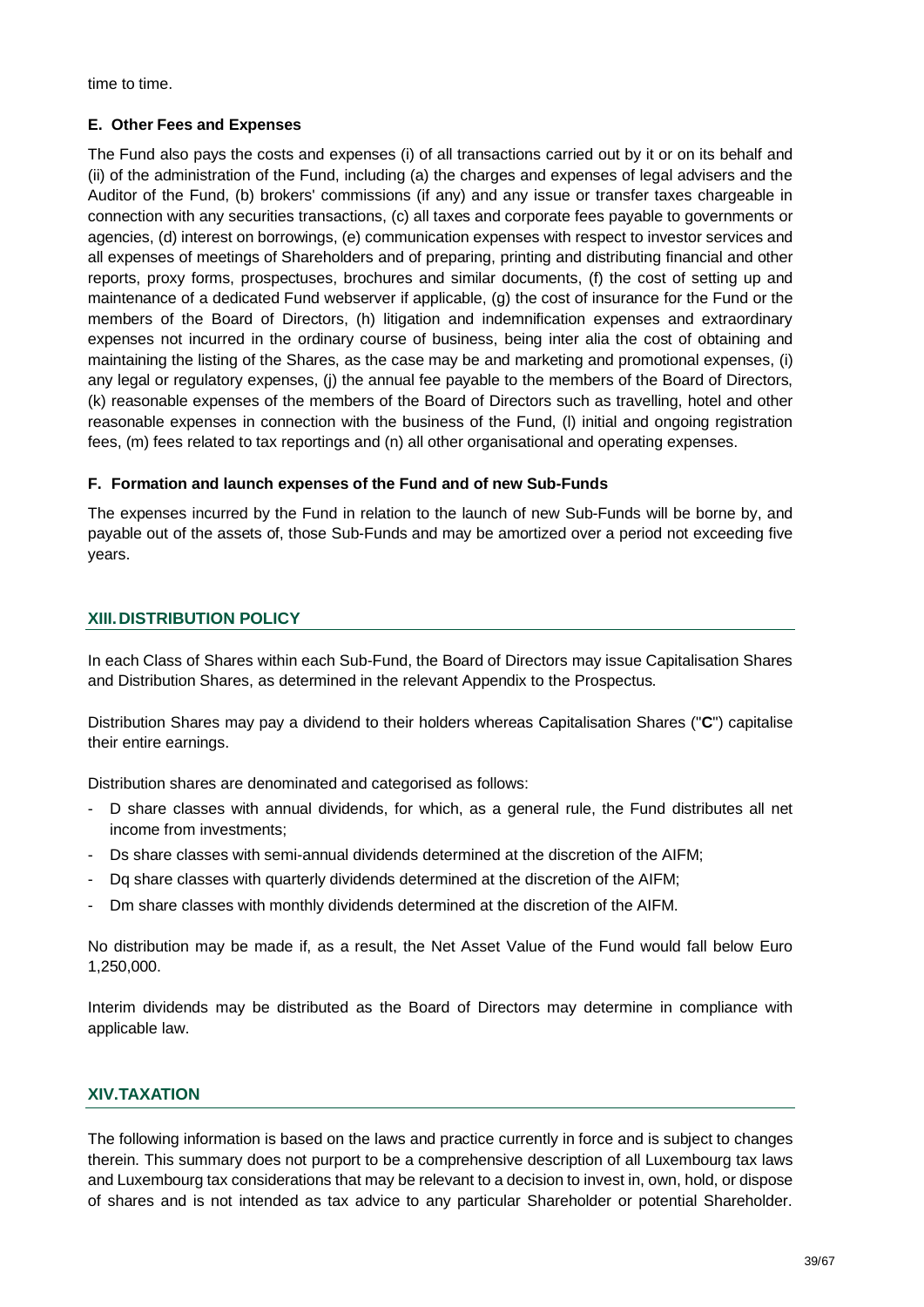time to time.

### E. Other Fees and Expenses

The Fund also pays the costs and expenses (i) of all transactions carried out by it or on its behalf and (ii) of the administration of the Fund, including (a) the charges and expenses of legal advisers and the Auditor of the Fund, (b) brokers' commissions (if any) and any issue or transfer taxes chargeable in connection with any securities transactions, (c) all taxes and corporate fees payable to governments or agencies, (d) interest on borrowings, (e) communication expenses with respect to investor services and all expenses of meetings of Shareholders and of preparing, printing and distributing financial and other reports, proxy forms, prospectuses, brochures and similar documents, (f) the cost of setting up and maintenance of a dedicated Fund webserver if applicable, (g) the cost of insurance for the Fund or the members of the Board of Directors, (h) litigation and indemnification expenses and extraordinary expenses not incurred in the ordinary course of business, being inter alia the cost of obtaining and maintaining the listing of the Shares, as the case may be and marketing and promotional expenses, (i) any legal or regulatory expenses, (j) the annual fee payable to the members of the Board of Directors, (k) reasonable expenses of the members of the Board of Directors such as travelling, hotel and other reasonable expenses in connection with the business of the Fund, (l) initial and ongoing registration fees, (m) fees related to tax reportings and (n) all other organisational and operating expenses.

### F. Formation and launch expenses of the Fund and of new Sub-Funds

The expenses incurred by the Fund in relation to the launch of new Sub-Funds will be borne by, and payable out of the assets of, those Sub-Funds and may be amortized over a period not exceeding five years.

## XIII. DISTRIBUTION POLICY

In each Class of Shares within each Sub-Fund, the Board of Directors may issue Capitalisation Shares and Distribution Shares, as determined in the relevant Appendix to the Prospectus.

Distribution Shares may pay a dividend to their holders whereas Capitalisation Shares ("**C**") capitalise their entire earnings.

Distribution shares are denominated and categorised as follows:

- D share classes with annual dividends, for which, as a general rule, the Fund distributes all net income from investments;
- Ds share classes with semi-annual dividends determined at the discretion of the AIFM;
- Dq share classes with quarterly dividends determined at the discretion of the AIFM;
- Dm share classes with monthly dividends determined at the discretion of the AIFM.

No distribution may be made if, as a result, the Net Asset Value of the Fund would fall below Euro 1,250,000.

Interim dividends may be distributed as the Board of Directors may determine in compliance with applicable law.

## XIV. TAXATION

The following information is based on the laws and practice currently in force and is subject to changes therein. This summary does not purport to be a comprehensive description of all Luxembourg tax laws and Luxembourg tax considerations that may be relevant to a decision to invest in, own, hold, or dispose of shares and is not intended as tax advice to any particular Shareholder or potential Shareholder.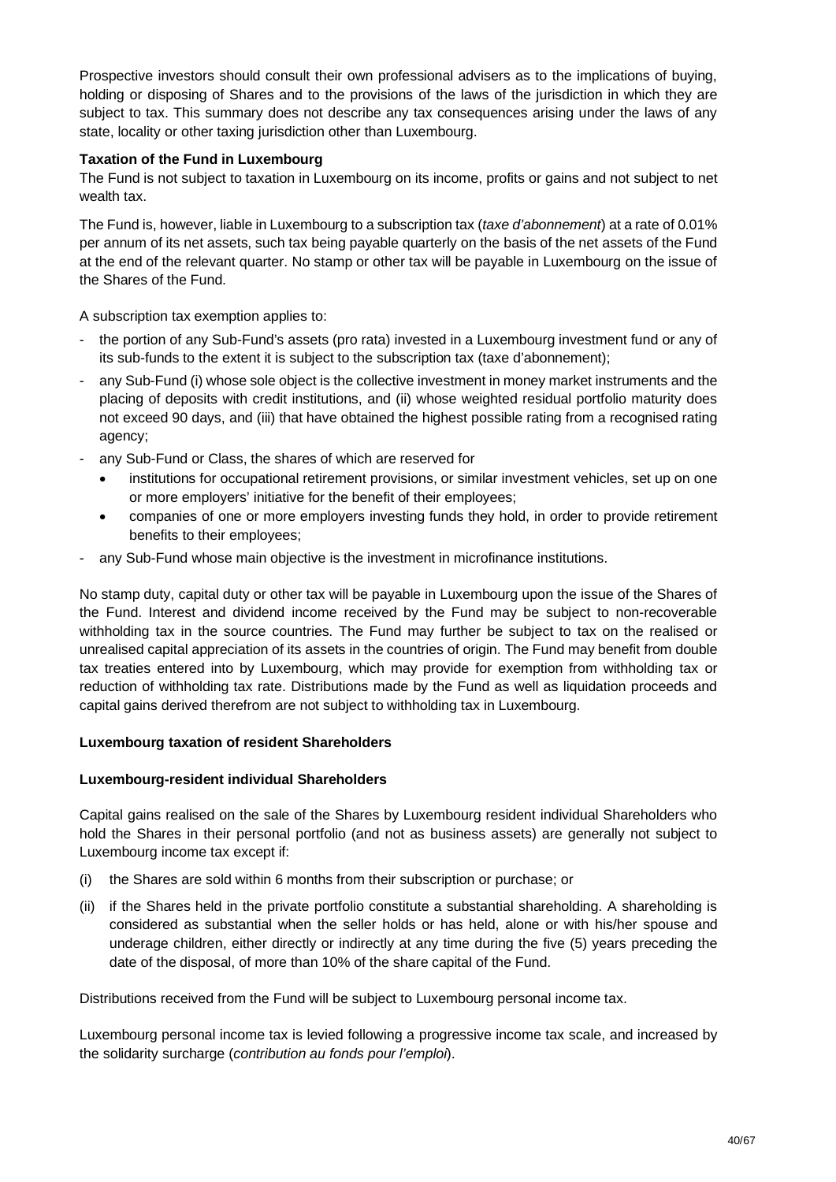Prospective investors should consult their own professional advisers as to the implications of buying, holding or disposing of Shares and to the provisions of the laws of the jurisdiction in which they are subject to tax. This summary does not describe any tax consequences arising under the laws of any state, locality or other taxing jurisdiction other than Luxembourg.

**Taxation of the Fund in Luxembourg**

The Fund is not subject to taxation in Luxembourg on its income, profits or gains and not subject to net wealth tax.

The Fund is, however, liable in Luxembourg to a subscription tax (*taxe d'abonnement*) at a rate of 0.01% per annum of its net assets, such tax being payable quarterly on the basis of the net assets of the Fund at the end of the relevant quarter. No stamp or other tax will be payable in Luxembourg on the issue of the Shares of the Fund.

A subscription tax exemption applies to:

- the portion of any Sub-Fund's assets (pro rata) invested in a Luxembourg investment fund or any of its sub-funds to the extent it is subject to the subscription tax (taxe d'abonnement);
- any Sub-Fund (i) whose sole object is the collective investment in money market instruments and the placing of deposits with credit institutions, and (ii) whose weighted residual portfolio maturity does not exceed 90 days, and (iii) that have obtained the highest possible rating from a recognised rating agency;
- any Sub-Fund or Class, the shares of which are reserved for
  - institutions for occupational retirement provisions, or similar investment vehicles, set up on one or more employers' initiative for the benefit of their employees;
  - companies of one or more employers investing funds they hold, in order to provide retirement benefits to their employees;
- any Sub-Fund whose main objective is the investment in microfinance institutions.

No stamp duty, capital duty or other tax will be payable in Luxembourg upon the issue of the Shares of the Fund. Interest and dividend income received by the Fund may be subject to non-recoverable withholding tax in the source countries. The Fund may further be subject to tax on the realised or unrealised capital appreciation of its assets in the countries of origin. The Fund may benefit from double tax treaties entered into by Luxembourg, which may provide for exemption from withholding tax or reduction of withholding tax rate. Distributions made by the Fund as well as liquidation proceeds and capital gains derived therefrom are not subject to withholding tax in Luxembourg.

**Luxembourg taxation of resident Shareholders**

**Luxembourg-resident individual Shareholders**

Capital gains realised on the sale of the Shares by Luxembourg resident individual Shareholders who hold the Shares in their personal portfolio (and not as business assets) are generally not subject to Luxembourg income tax except if:

(i) the Shares are sold within 6 months from their subscription or purchase; or

(ii) if the Shares held in the private portfolio constitute a substantial shareholding. A shareholding is considered as substantial when the seller holds or has held, alone or with his/her spouse and underage children, either directly or indirectly at any time during the five (5) years preceding the date of the disposal, of more than 10% of the share capital of the Fund.

Distributions received from the Fund will be subject to Luxembourg personal income tax.

Luxembourg personal income tax is levied following a progressive income tax scale, and increased by the solidarity surcharge (*contribution au fonds pour l'emploi*).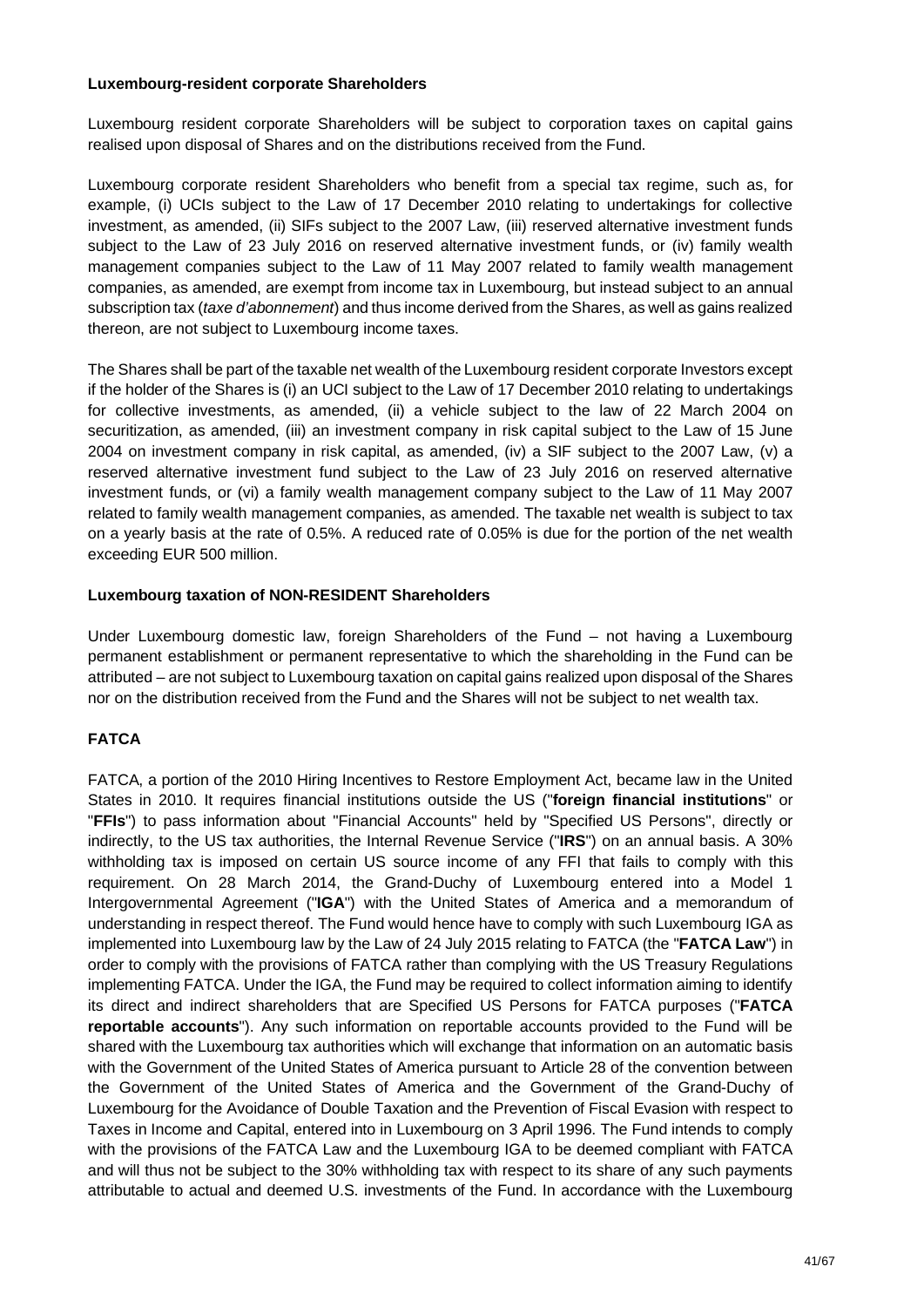**Luxembourg-resident corporate Shareholders**

Luxembourg resident corporate Shareholders will be subject to corporation taxes on capital gains realised upon disposal of Shares and on the distributions received from the Fund.

Luxembourg corporate resident Shareholders who benefit from a special tax regime, such as, for example, (i) UCIs subject to the Law of 17 December 2010 relating to undertakings for collective investment, as amended, (ii) SIFs subject to the 2007 Law, (iii) reserved alternative investment funds subject to the Law of 23 July 2016 on reserved alternative investment funds, or (iv) family wealth management companies subject to the Law of 11 May 2007 related to family wealth management companies, as amended, are exempt from income tax in Luxembourg, but instead subject to an annual subscription tax (*taxe d'abonnement*) and thus income derived from the Shares, as well as gains realized thereon, are not subject to Luxembourg income taxes.

The Shares shall be part of the taxable net wealth of the Luxembourg resident corporate Investors except if the holder of the Shares is (i) an UCI subject to the Law of 17 December 2010 relating to undertakings for collective investments, as amended, (ii) a vehicle subject to the law of 22 March 2004 on securitization, as amended, (iii) an investment company in risk capital subject to the Law of 15 June 2004 on investment company in risk capital, as amended, (iv) a SIF subject to the 2007 Law, (v) a reserved alternative investment fund subject to the Law of 23 July 2016 on reserved alternative investment funds, or (vi) a family wealth management company subject to the Law of 11 May 2007 related to family wealth management companies, as amended. The taxable net wealth is subject to tax on a yearly basis at the rate of 0.5%. A reduced rate of 0.05% is due for the portion of the net wealth exceeding EUR 500 million.

**Luxembourg taxation of NON-RESIDENT Shareholders**

Under Luxembourg domestic law, foreign Shareholders of the Fund – not having a Luxembourg permanent establishment or permanent representative to which the shareholding in the Fund can be attributed – are not subject to Luxembourg taxation on capital gains realized upon disposal of the Shares nor on the distribution received from the Fund and the Shares will not be subject to net wealth tax.

## FATCA

FATCA, a portion of the 2010 Hiring Incentives to Restore Employment Act, became law in the United States in 2010. It requires financial institutions outside the US ("**foreign financial institutions**" or "**FFIs**") to pass information about "Financial Accounts" held by "Specified US Persons", directly or indirectly, to the US tax authorities, the Internal Revenue Service ("**IRS**") on an annual basis. A 30% withholding tax is imposed on certain US source income of any FFI that fails to comply with this requirement. On 28 March 2014, the Grand-Duchy of Luxembourg entered into a Model 1 Intergovernmental Agreement ("**IGA**") with the United States of America and a memorandum of understanding in respect thereof. The Fund would hence have to comply with such Luxembourg IGA as implemented into Luxembourg law by the Law of 24 July 2015 relating to FATCA (the "**FATCA Law**") in order to comply with the provisions of FATCA rather than complying with the US Treasury Regulations implementing FATCA. Under the IGA, the Fund may be required to collect information aiming to identify its direct and indirect shareholders that are Specified US Persons for FATCA purposes ("**FATCA reportable accounts**"). Any such information on reportable accounts provided to the Fund will be shared with the Luxembourg tax authorities which will exchange that information on an automatic basis with the Government of the United States of America pursuant to Article 28 of the convention between the Government of the United States of America and the Government of the Grand-Duchy of Luxembourg for the Avoidance of Double Taxation and the Prevention of Fiscal Evasion with respect to Taxes in Income and Capital, entered into in Luxembourg on 3 April 1996. The Fund intends to comply with the provisions of the FATCA Law and the Luxembourg IGA to be deemed compliant with FATCA and will thus not be subject to the 30% withholding tax with respect to its share of any such payments attributable to actual and deemed U.S. investments of the Fund. In accordance with the Luxembourg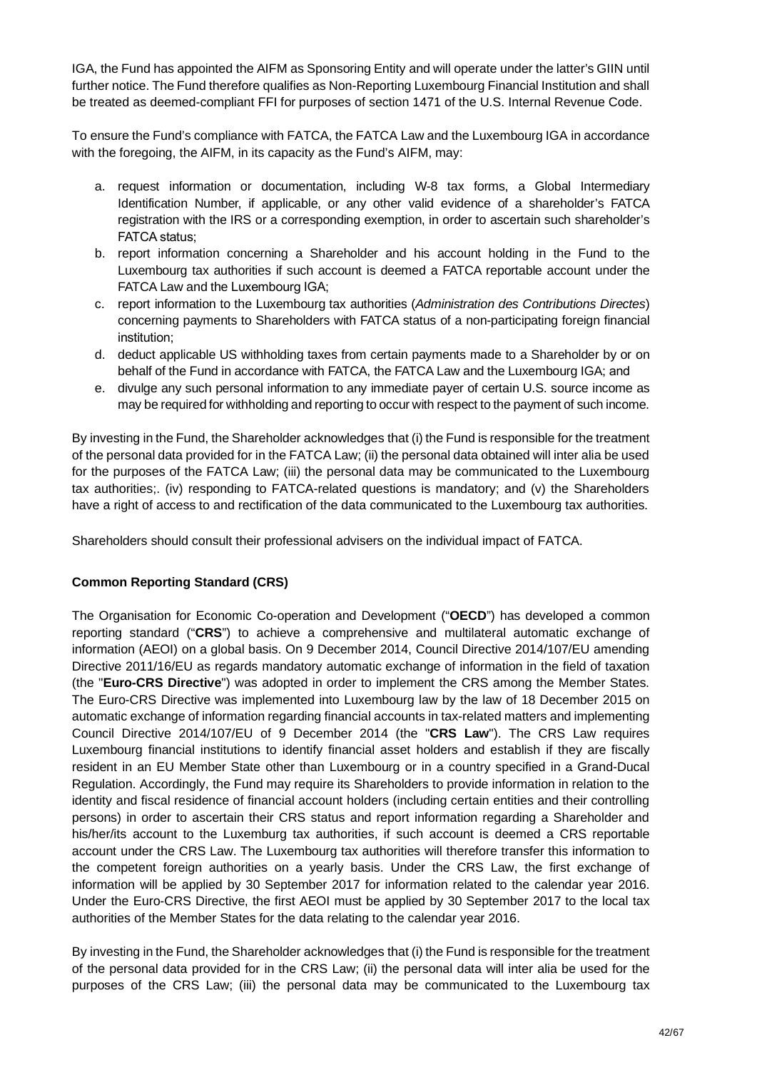IGA, the Fund has appointed the AIFM as Sponsoring Entity and will operate under the latter's GIIN until further notice. The Fund therefore qualifies as Non-Reporting Luxembourg Financial Institution and shall be treated as deemed-compliant FFI for purposes of section 1471 of the U.S. Internal Revenue Code.

To ensure the Fund's compliance with FATCA, the FATCA Law and the Luxembourg IGA in accordance with the foregoing, the AIFM, in its capacity as the Fund's AIFM, may:

a. request information or documentation, including W-8 tax forms, a Global Intermediary Identification Number, if applicable, or any other valid evidence of a shareholder's FATCA registration with the IRS or a corresponding exemption, in order to ascertain such shareholder's FATCA status;
b. report information concerning a Shareholder and his account holding in the Fund to the Luxembourg tax authorities if such account is deemed a FATCA reportable account under the FATCA Law and the Luxembourg IGA;
c. report information to the Luxembourg tax authorities (*Administration des Contributions Directes*) concerning payments to Shareholders with FATCA status of a non-participating foreign financial institution;
d. deduct applicable US withholding taxes from certain payments made to a Shareholder by or on behalf of the Fund in accordance with FATCA, the FATCA Law and the Luxembourg IGA; and
e. divulge any such personal information to any immediate payer of certain U.S. source income as may be required for withholding and reporting to occur with respect to the payment of such income.

By investing in the Fund, the Shareholder acknowledges that (i) the Fund is responsible for the treatment of the personal data provided for in the FATCA Law; (ii) the personal data obtained will inter alia be used for the purposes of the FATCA Law; (iii) the personal data may be communicated to the Luxembourg tax authorities;. (iv) responding to FATCA-related questions is mandatory; and (v) the Shareholders have a right of access to and rectification of the data communicated to the Luxembourg tax authorities.

Shareholders should consult their professional advisers on the individual impact of FATCA.

**Common Reporting Standard (CRS)**

The Organisation for Economic Co-operation and Development ("**OECD**") has developed a common reporting standard ("**CRS**") to achieve a comprehensive and multilateral automatic exchange of information (AEOI) on a global basis. On 9 December 2014, Council Directive 2014/107/EU amending Directive 2011/16/EU as regards mandatory automatic exchange of information in the field of taxation (the "**Euro-CRS Directive**") was adopted in order to implement the CRS among the Member States. The Euro-CRS Directive was implemented into Luxembourg law by the law of 18 December 2015 on automatic exchange of information regarding financial accounts in tax-related matters and implementing Council Directive 2014/107/EU of 9 December 2014 (the "**CRS Law**"). The CRS Law requires Luxembourg financial institutions to identify financial asset holders and establish if they are fiscally resident in an EU Member State other than Luxembourg or in a country specified in a Grand-Ducal Regulation. Accordingly, the Fund may require its Shareholders to provide information in relation to the identity and fiscal residence of financial account holders (including certain entities and their controlling persons) in order to ascertain their CRS status and report information regarding a Shareholder and his/her/its account to the Luxemburg tax authorities, if such account is deemed a CRS reportable account under the CRS Law. The Luxembourg tax authorities will therefore transfer this information to the competent foreign authorities on a yearly basis. Under the CRS Law, the first exchange of information will be applied by 30 September 2017 for information related to the calendar year 2016. Under the Euro-CRS Directive, the first AEOI must be applied by 30 September 2017 to the local tax authorities of the Member States for the data relating to the calendar year 2016.

By investing in the Fund, the Shareholder acknowledges that (i) the Fund is responsible for the treatment of the personal data provided for in the CRS Law; (ii) the personal data will inter alia be used for the purposes of the CRS Law; (iii) the personal data may be communicated to the Luxembourg tax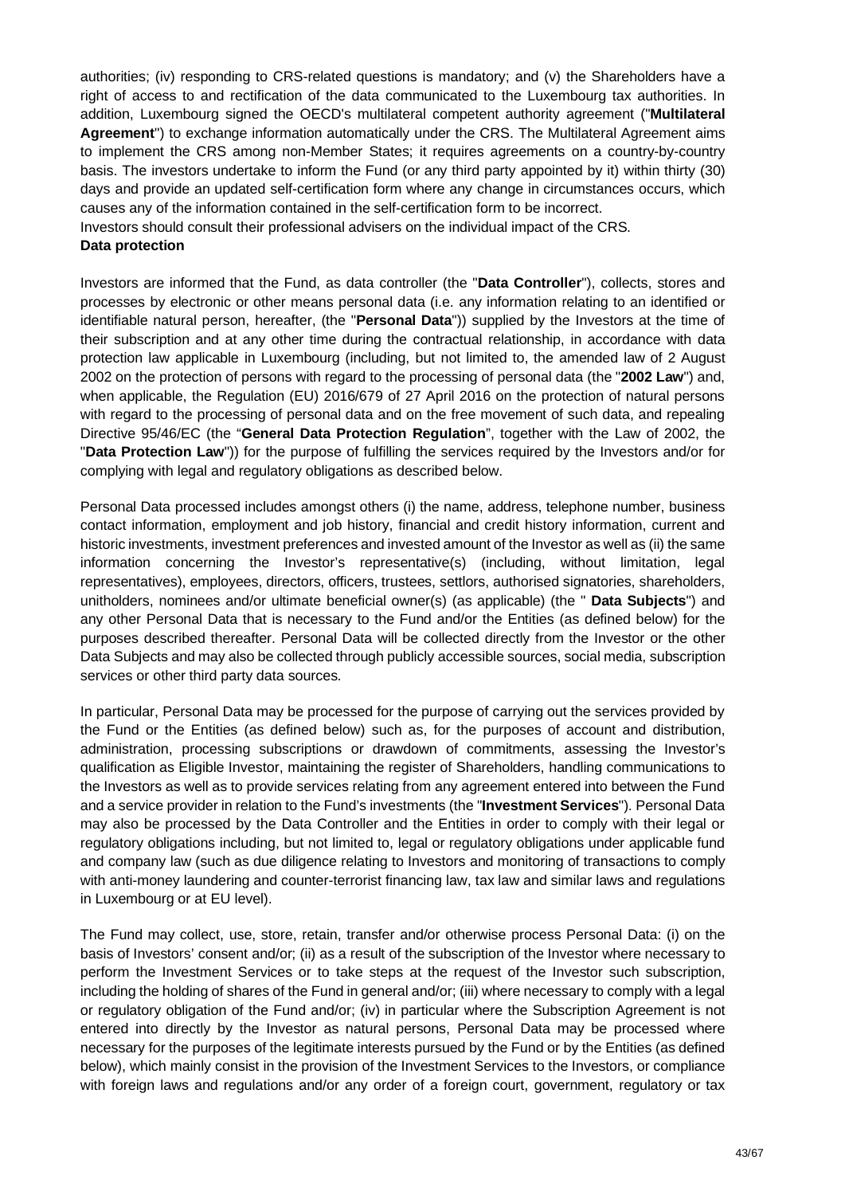authorities; (iv) responding to CRS-related questions is mandatory; and (v) the Shareholders have a right of access to and rectification of the data communicated to the Luxembourg tax authorities. In addition, Luxembourg signed the OECD's multilateral competent authority agreement ("**Multilateral Agreement**") to exchange information automatically under the CRS. The Multilateral Agreement aims to implement the CRS among non-Member States; it requires agreements on a country-by-country basis. The investors undertake to inform the Fund (or any third party appointed by it) within thirty (30) days and provide an updated self-certification form where any change in circumstances occurs, which causes any of the information contained in the self-certification form to be incorrect.

Investors should consult their professional advisers on the individual impact of the CRS.

**Data protection**

Investors are informed that the Fund, as data controller (the "**Data Controller**"), collects, stores and processes by electronic or other means personal data (i.e. any information relating to an identified or identifiable natural person, hereafter, (the "**Personal Data**")) supplied by the Investors at the time of their subscription and at any other time during the contractual relationship, in accordance with data protection law applicable in Luxembourg (including, but not limited to, the amended law of 2 August 2002 on the protection of persons with regard to the processing of personal data (the "**2002 Law**") and, when applicable, the Regulation (EU) 2016/679 of 27 April 2016 on the protection of natural persons with regard to the processing of personal data and on the free movement of such data, and repealing Directive 95/46/EC (the "**General Data Protection Regulation**", together with the Law of 2002, the "**Data Protection Law**")) for the purpose of fulfilling the services required by the Investors and/or for complying with legal and regulatory obligations as described below.

Personal Data processed includes amongst others (i) the name, address, telephone number, business contact information, employment and job history, financial and credit history information, current and historic investments, investment preferences and invested amount of the Investor as well as (ii) the same information concerning the Investor's representative(s) (including, without limitation, legal representatives), employees, directors, officers, trustees, settlors, authorised signatories, shareholders, unitholders, nominees and/or ultimate beneficial owner(s) (as applicable) (the " **Data Subjects**") and any other Personal Data that is necessary to the Fund and/or the Entities (as defined below) for the purposes described thereafter. Personal Data will be collected directly from the Investor or the other Data Subjects and may also be collected through publicly accessible sources, social media, subscription services or other third party data sources.

In particular, Personal Data may be processed for the purpose of carrying out the services provided by the Fund or the Entities (as defined below) such as, for the purposes of account and distribution, administration, processing subscriptions or drawdown of commitments, assessing the Investor's qualification as Eligible Investor, maintaining the register of Shareholders, handling communications to the Investors as well as to provide services relating from any agreement entered into between the Fund and a service provider in relation to the Fund's investments (the "**Investment Services**"). Personal Data may also be processed by the Data Controller and the Entities in order to comply with their legal or regulatory obligations including, but not limited to, legal or regulatory obligations under applicable fund and company law (such as due diligence relating to Investors and monitoring of transactions to comply with anti-money laundering and counter-terrorist financing law, tax law and similar laws and regulations in Luxembourg or at EU level).

The Fund may collect, use, store, retain, transfer and/or otherwise process Personal Data: (i) on the basis of Investors' consent and/or; (ii) as a result of the subscription of the Investor where necessary to perform the Investment Services or to take steps at the request of the Investor such subscription, including the holding of shares of the Fund in general and/or; (iii) where necessary to comply with a legal or regulatory obligation of the Fund and/or; (iv) in particular where the Subscription Agreement is not entered into directly by the Investor as natural persons, Personal Data may be processed where necessary for the purposes of the legitimate interests pursued by the Fund or by the Entities (as defined below), which mainly consist in the provision of the Investment Services to the Investors, or compliance with foreign laws and regulations and/or any order of a foreign court, government, regulatory or tax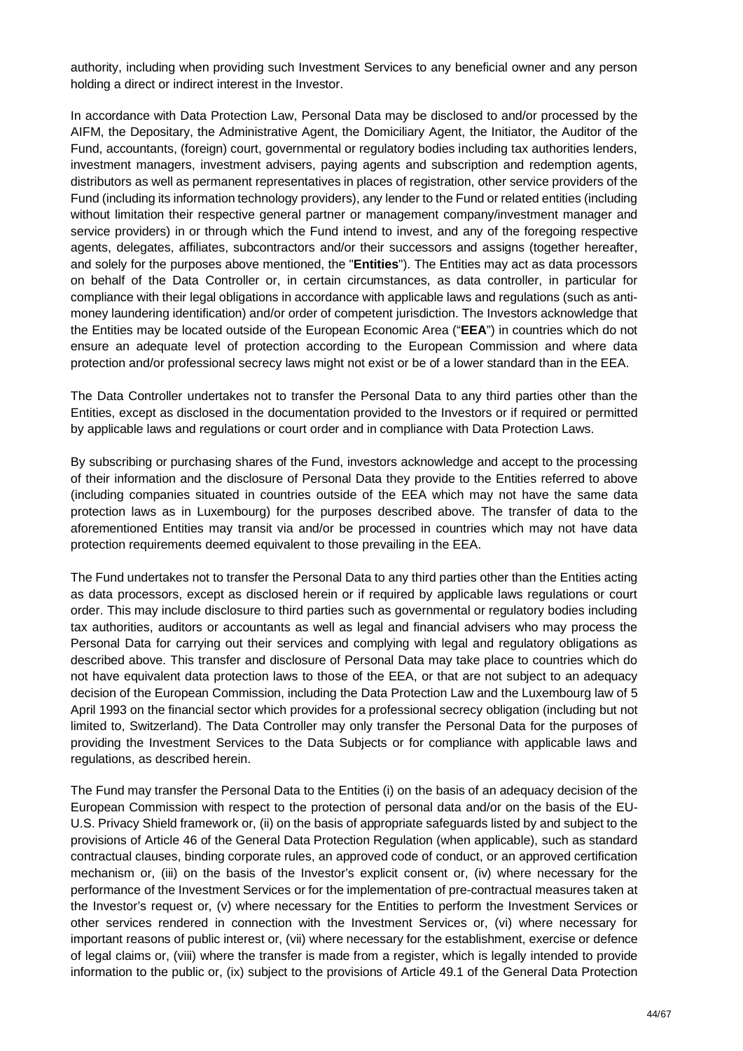authority, including when providing such Investment Services to any beneficial owner and any person holding a direct or indirect interest in the Investor.

In accordance with Data Protection Law, Personal Data may be disclosed to and/or processed by the AIFM, the Depositary, the Administrative Agent, the Domiciliary Agent, the Initiator, the Auditor of the Fund, accountants, (foreign) court, governmental or regulatory bodies including tax authorities lenders, investment managers, investment advisers, paying agents and subscription and redemption agents, distributors as well as permanent representatives in places of registration, other service providers of the Fund (including its information technology providers), any lender to the Fund or related entities (including without limitation their respective general partner or management company/investment manager and service providers) in or through which the Fund intend to invest, and any of the foregoing respective agents, delegates, affiliates, subcontractors and/or their successors and assigns (together hereafter, and solely for the purposes above mentioned, the "**Entities**"). The Entities may act as data processors on behalf of the Data Controller or, in certain circumstances, as data controller, in particular for compliance with their legal obligations in accordance with applicable laws and regulations (such as anti-money laundering identification) and/or order of competent jurisdiction. The Investors acknowledge that the Entities may be located outside of the European Economic Area ("**EEA**") in countries which do not ensure an adequate level of protection according to the European Commission and where data protection and/or professional secrecy laws might not exist or be of a lower standard than in the EEA.

The Data Controller undertakes not to transfer the Personal Data to any third parties other than the Entities, except as disclosed in the documentation provided to the Investors or if required or permitted by applicable laws and regulations or court order and in compliance with Data Protection Laws.

By subscribing or purchasing shares of the Fund, investors acknowledge and accept to the processing of their information and the disclosure of Personal Data they provide to the Entities referred to above (including companies situated in countries outside of the EEA which may not have the same data protection laws as in Luxembourg) for the purposes described above. The transfer of data to the aforementioned Entities may transit via and/or be processed in countries which may not have data protection requirements deemed equivalent to those prevailing in the EEA.

The Fund undertakes not to transfer the Personal Data to any third parties other than the Entities acting as data processors, except as disclosed herein or if required by applicable laws regulations or court order. This may include disclosure to third parties such as governmental or regulatory bodies including tax authorities, auditors or accountants as well as legal and financial advisers who may process the Personal Data for carrying out their services and complying with legal and regulatory obligations as described above. This transfer and disclosure of Personal Data may take place to countries which do not have equivalent data protection laws to those of the EEA, or that are not subject to an adequacy decision of the European Commission, including the Data Protection Law and the Luxembourg law of 5 April 1993 on the financial sector which provides for a professional secrecy obligation (including but not limited to, Switzerland). The Data Controller may only transfer the Personal Data for the purposes of providing the Investment Services to the Data Subjects or for compliance with applicable laws and regulations, as described herein.

The Fund may transfer the Personal Data to the Entities (i) on the basis of an adequacy decision of the European Commission with respect to the protection of personal data and/or on the basis of the EU-U.S. Privacy Shield framework or, (ii) on the basis of appropriate safeguards listed by and subject to the provisions of Article 46 of the General Data Protection Regulation (when applicable), such as standard contractual clauses, binding corporate rules, an approved code of conduct, or an approved certification mechanism or, (iii) on the basis of the Investor's explicit consent or, (iv) where necessary for the performance of the Investment Services or for the implementation of pre-contractual measures taken at the Investor's request or, (v) where necessary for the Entities to perform the Investment Services or other services rendered in connection with the Investment Services or, (vi) where necessary for important reasons of public interest or, (vii) where necessary for the establishment, exercise or defence of legal claims or, (viii) where the transfer is made from a register, which is legally intended to provide information to the public or, (ix) subject to the provisions of Article 49.1 of the General Data Protection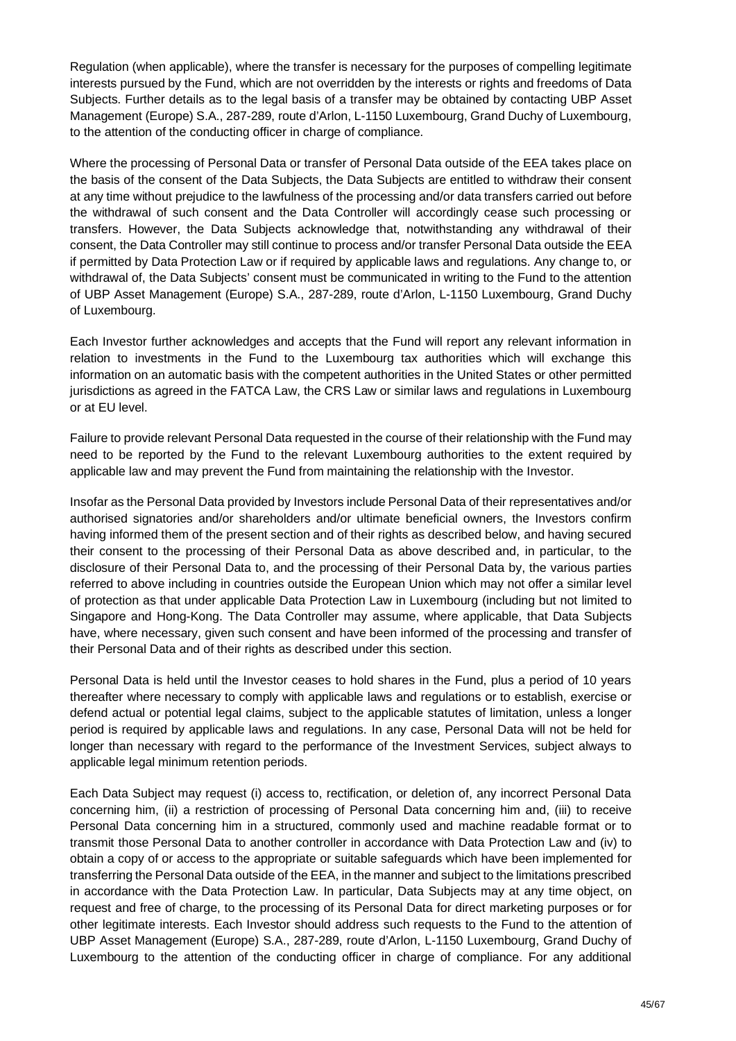Regulation (when applicable), where the transfer is necessary for the purposes of compelling legitimate interests pursued by the Fund, which are not overridden by the interests or rights and freedoms of Data Subjects. Further details as to the legal basis of a transfer may be obtained by contacting UBP Asset Management (Europe) S.A., 287-289, route d'Arlon, L-1150 Luxembourg, Grand Duchy of Luxembourg, to the attention of the conducting officer in charge of compliance.

Where the processing of Personal Data or transfer of Personal Data outside of the EEA takes place on the basis of the consent of the Data Subjects, the Data Subjects are entitled to withdraw their consent at any time without prejudice to the lawfulness of the processing and/or data transfers carried out before the withdrawal of such consent and the Data Controller will accordingly cease such processing or transfers. However, the Data Subjects acknowledge that, notwithstanding any withdrawal of their consent, the Data Controller may still continue to process and/or transfer Personal Data outside the EEA if permitted by Data Protection Law or if required by applicable laws and regulations. Any change to, or withdrawal of, the Data Subjects' consent must be communicated in writing to the Fund to the attention of UBP Asset Management (Europe) S.A., 287-289, route d'Arlon, L-1150 Luxembourg, Grand Duchy of Luxembourg.

Each Investor further acknowledges and accepts that the Fund will report any relevant information in relation to investments in the Fund to the Luxembourg tax authorities which will exchange this information on an automatic basis with the competent authorities in the United States or other permitted jurisdictions as agreed in the FATCA Law, the CRS Law or similar laws and regulations in Luxembourg or at EU level.

Failure to provide relevant Personal Data requested in the course of their relationship with the Fund may need to be reported by the Fund to the relevant Luxembourg authorities to the extent required by applicable law and may prevent the Fund from maintaining the relationship with the Investor.

Insofar as the Personal Data provided by Investors include Personal Data of their representatives and/or authorised signatories and/or shareholders and/or ultimate beneficial owners, the Investors confirm having informed them of the present section and of their rights as described below, and having secured their consent to the processing of their Personal Data as above described and, in particular, to the disclosure of their Personal Data to, and the processing of their Personal Data by, the various parties referred to above including in countries outside the European Union which may not offer a similar level of protection as that under applicable Data Protection Law in Luxembourg (including but not limited to Singapore and Hong-Kong. The Data Controller may assume, where applicable, that Data Subjects have, where necessary, given such consent and have been informed of the processing and transfer of their Personal Data and of their rights as described under this section.

Personal Data is held until the Investor ceases to hold shares in the Fund, plus a period of 10 years thereafter where necessary to comply with applicable laws and regulations or to establish, exercise or defend actual or potential legal claims, subject to the applicable statutes of limitation, unless a longer period is required by applicable laws and regulations. In any case, Personal Data will not be held for longer than necessary with regard to the performance of the Investment Services, subject always to applicable legal minimum retention periods.

Each Data Subject may request (i) access to, rectification, or deletion of, any incorrect Personal Data concerning him, (ii) a restriction of processing of Personal Data concerning him and, (iii) to receive Personal Data concerning him in a structured, commonly used and machine readable format or to transmit those Personal Data to another controller in accordance with Data Protection Law and (iv) to obtain a copy of or access to the appropriate or suitable safeguards which have been implemented for transferring the Personal Data outside of the EEA, in the manner and subject to the limitations prescribed in accordance with the Data Protection Law. In particular, Data Subjects may at any time object, on request and free of charge, to the processing of its Personal Data for direct marketing purposes or for other legitimate interests. Each Investor should address such requests to the Fund to the attention of UBP Asset Management (Europe) S.A., 287-289, route d'Arlon, L-1150 Luxembourg, Grand Duchy of Luxembourg to the attention of the conducting officer in charge of compliance. For any additional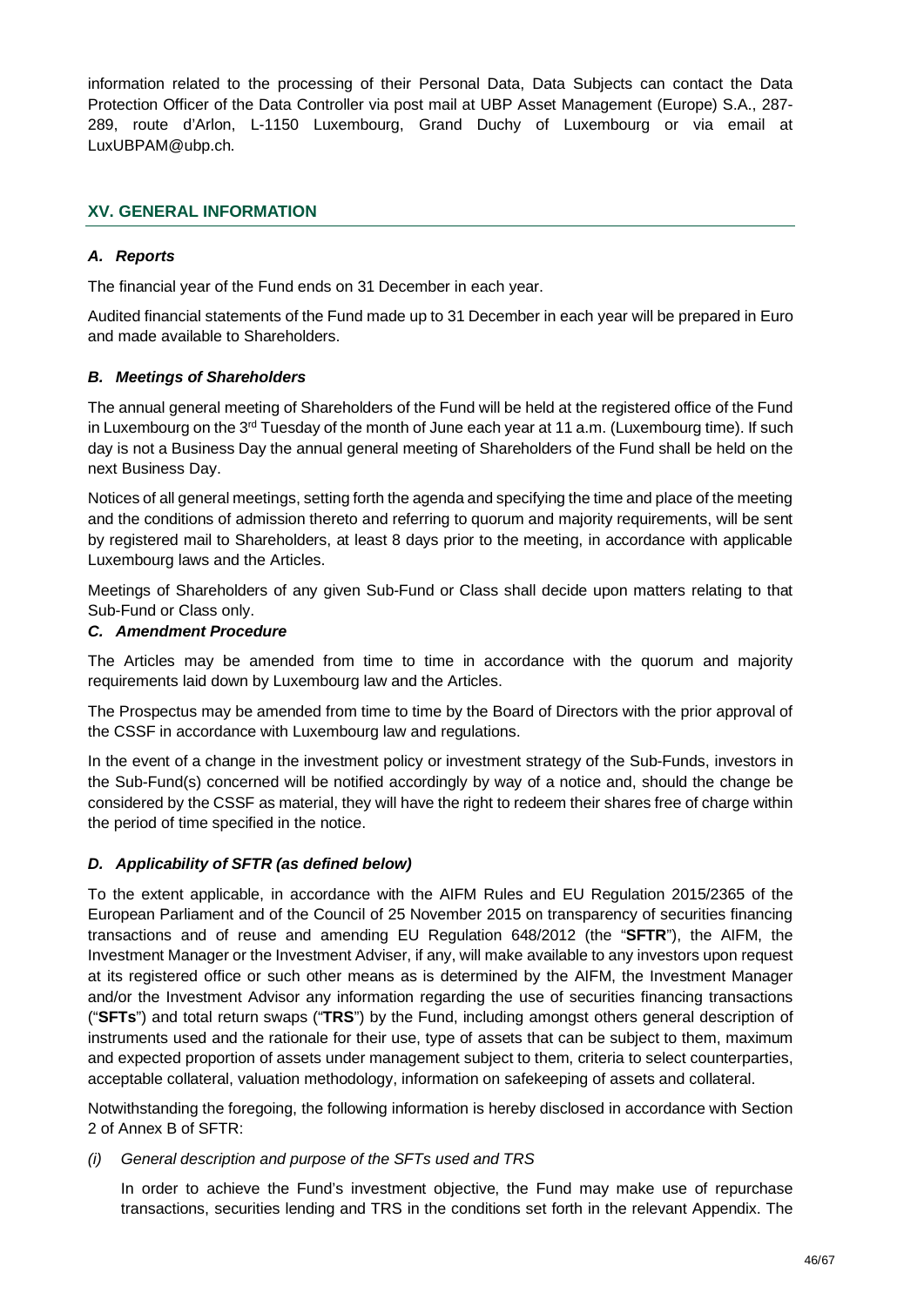information related to the processing of their Personal Data, Data Subjects can contact the Data Protection Officer of the Data Controller via post mail at UBP Asset Management (Europe) S.A., 287-289, route d'Arlon, L-1150 Luxembourg, Grand Duchy of Luxembourg or via email at LuxUBPAM@ubp.ch.

## XV. GENERAL INFORMATION

### *A. Reports*

The financial year of the Fund ends on 31 December in each year.

Audited financial statements of the Fund made up to 31 December in each year will be prepared in Euro and made available to Shareholders.

### *B. Meetings of Shareholders*

The annual general meeting of Shareholders of the Fund will be held at the registered office of the Fund in Luxembourg on the 3rd Tuesday of the month of June each year at 11 a.m. (Luxembourg time). If such day is not a Business Day the annual general meeting of Shareholders of the Fund shall be held on the next Business Day.

Notices of all general meetings, setting forth the agenda and specifying the time and place of the meeting and the conditions of admission thereto and referring to quorum and majority requirements, will be sent by registered mail to Shareholders, at least 8 days prior to the meeting, in accordance with applicable Luxembourg laws and the Articles.

Meetings of Shareholders of any given Sub-Fund or Class shall decide upon matters relating to that Sub-Fund or Class only.

### *C. Amendment Procedure*

The Articles may be amended from time to time in accordance with the quorum and majority requirements laid down by Luxembourg law and the Articles.

The Prospectus may be amended from time to time by the Board of Directors with the prior approval of the CSSF in accordance with Luxembourg law and regulations.

In the event of a change in the investment policy or investment strategy of the Sub-Funds, investors in the Sub-Fund(s) concerned will be notified accordingly by way of a notice and, should the change be considered by the CSSF as material, they will have the right to redeem their shares free of charge within the period of time specified in the notice.

### *D. Applicability of SFTR (as defined below)*

To the extent applicable, in accordance with the AIFM Rules and EU Regulation 2015/2365 of the European Parliament and of the Council of 25 November 2015 on transparency of securities financing transactions and of reuse and amending EU Regulation 648/2012 (the "**SFTR**"), the AIFM, the Investment Manager or the Investment Adviser, if any, will make available to any investors upon request at its registered office or such other means as is determined by the AIFM, the Investment Manager and/or the Investment Advisor any information regarding the use of securities financing transactions ("**SFTs**") and total return swaps ("**TRS**") by the Fund, including amongst others general description of instruments used and the rationale for their use, type of assets that can be subject to them, maximum and expected proportion of assets under management subject to them, criteria to select counterparties, acceptable collateral, valuation methodology, information on safekeeping of assets and collateral.

Notwithstanding the foregoing, the following information is hereby disclosed in accordance with Section 2 of Annex B of SFTR:

*(i) General description and purpose of the SFTs used and TRS*

In order to achieve the Fund's investment objective, the Fund may make use of repurchase transactions, securities lending and TRS in the conditions set forth in the relevant Appendix. The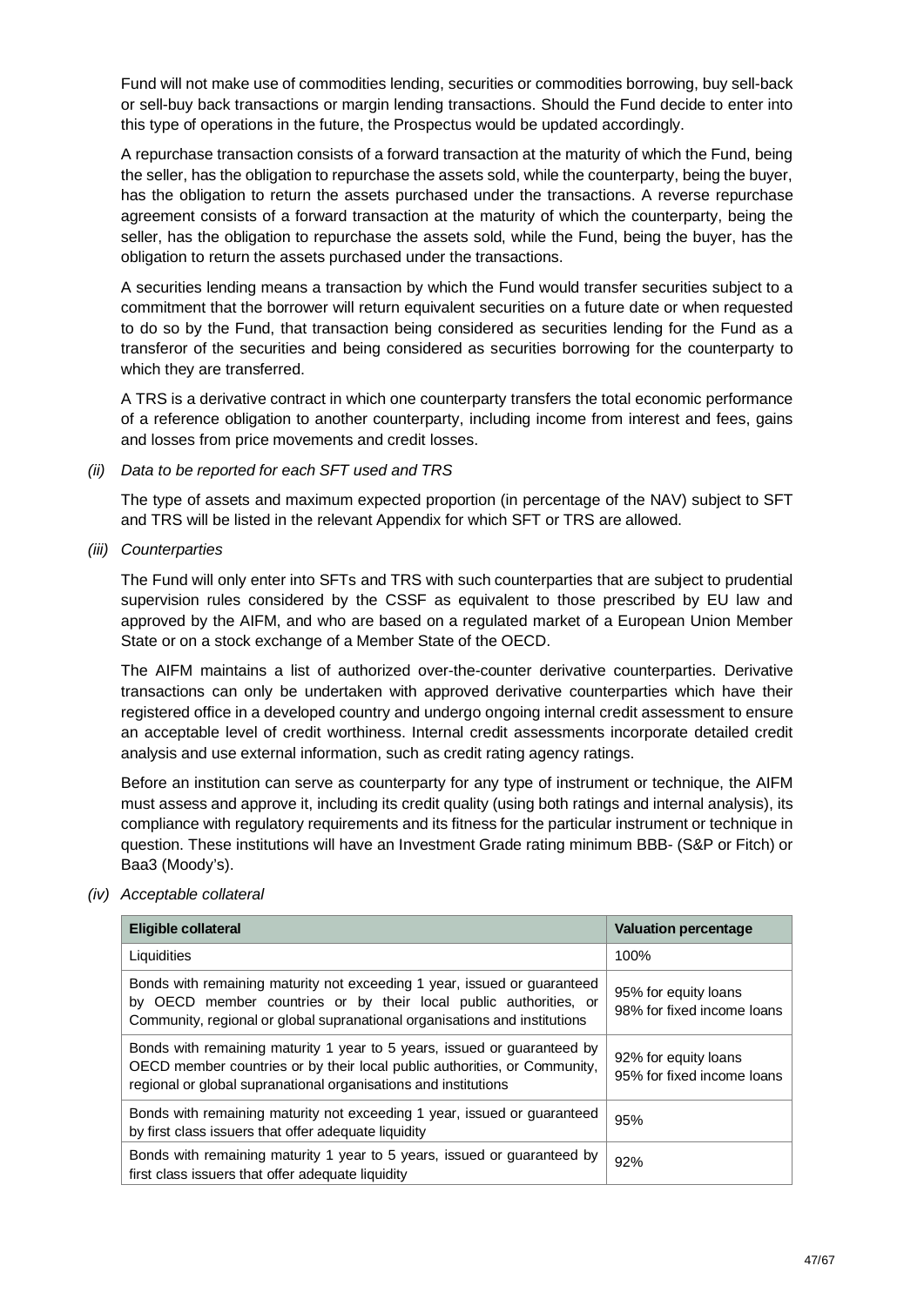Fund will not make use of commodities lending, securities or commodities borrowing, buy sell-back or sell-buy back transactions or margin lending transactions. Should the Fund decide to enter into this type of operations in the future, the Prospectus would be updated accordingly.

A repurchase transaction consists of a forward transaction at the maturity of which the Fund, being the seller, has the obligation to repurchase the assets sold, while the counterparty, being the buyer, has the obligation to return the assets purchased under the transactions. A reverse repurchase agreement consists of a forward transaction at the maturity of which the counterparty, being the seller, has the obligation to repurchase the assets sold, while the Fund, being the buyer, has the obligation to return the assets purchased under the transactions.

A securities lending means a transaction by which the Fund would transfer securities subject to a commitment that the borrower will return equivalent securities on a future date or when requested to do so by the Fund, that transaction being considered as securities lending for the Fund as a transferor of the securities and being considered as securities borrowing for the counterparty to which they are transferred.

A TRS is a derivative contract in which one counterparty transfers the total economic performance of a reference obligation to another counterparty, including income from interest and fees, gains and losses from price movements and credit losses.

*(ii) Data to be reported for each SFT used and TRS*

The type of assets and maximum expected proportion (in percentage of the NAV) subject to SFT and TRS will be listed in the relevant Appendix for which SFT or TRS are allowed.

*(iii) Counterparties*

The Fund will only enter into SFTs and TRS with such counterparties that are subject to prudential supervision rules considered by the CSSF as equivalent to those prescribed by EU law and approved by the AIFM, and who are based on a regulated market of a European Union Member State or on a stock exchange of a Member State of the OECD.

The AIFM maintains a list of authorized over-the-counter derivative counterparties. Derivative transactions can only be undertaken with approved derivative counterparties which have their registered office in a developed country and undergo ongoing internal credit assessment to ensure an acceptable level of credit worthiness. Internal credit assessments incorporate detailed credit analysis and use external information, such as credit rating agency ratings.

Before an institution can serve as counterparty for any type of instrument or technique, the AIFM must assess and approve it, including its credit quality (using both ratings and internal analysis), its compliance with regulatory requirements and its fitness for the particular instrument or technique in question. These institutions will have an Investment Grade rating minimum BBB- (S&P or Fitch) or Baa3 (Moody's).

*(iv) Acceptable collateral*

| **Eligible collateral** | **Valuation percentage** |
|---|---|
| Liquidities | 100% |
| Bonds with remaining maturity not exceeding 1 year, issued or guaranteed by OECD member countries or by their local public authorities, or Community, regional or global supranational organisations and institutions | 95% for equity loans<br>98% for fixed income loans |
| Bonds with remaining maturity 1 year to 5 years, issued or guaranteed by OECD member countries or by their local public authorities, or Community, regional or global supranational organisations and institutions | 92% for equity loans<br>95% for fixed income loans |
| Bonds with remaining maturity not exceeding 1 year, issued or guaranteed by first class issuers that offer adequate liquidity | 95% |
| Bonds with remaining maturity 1 year to 5 years, issued or guaranteed by first class issuers that offer adequate liquidity | 92% |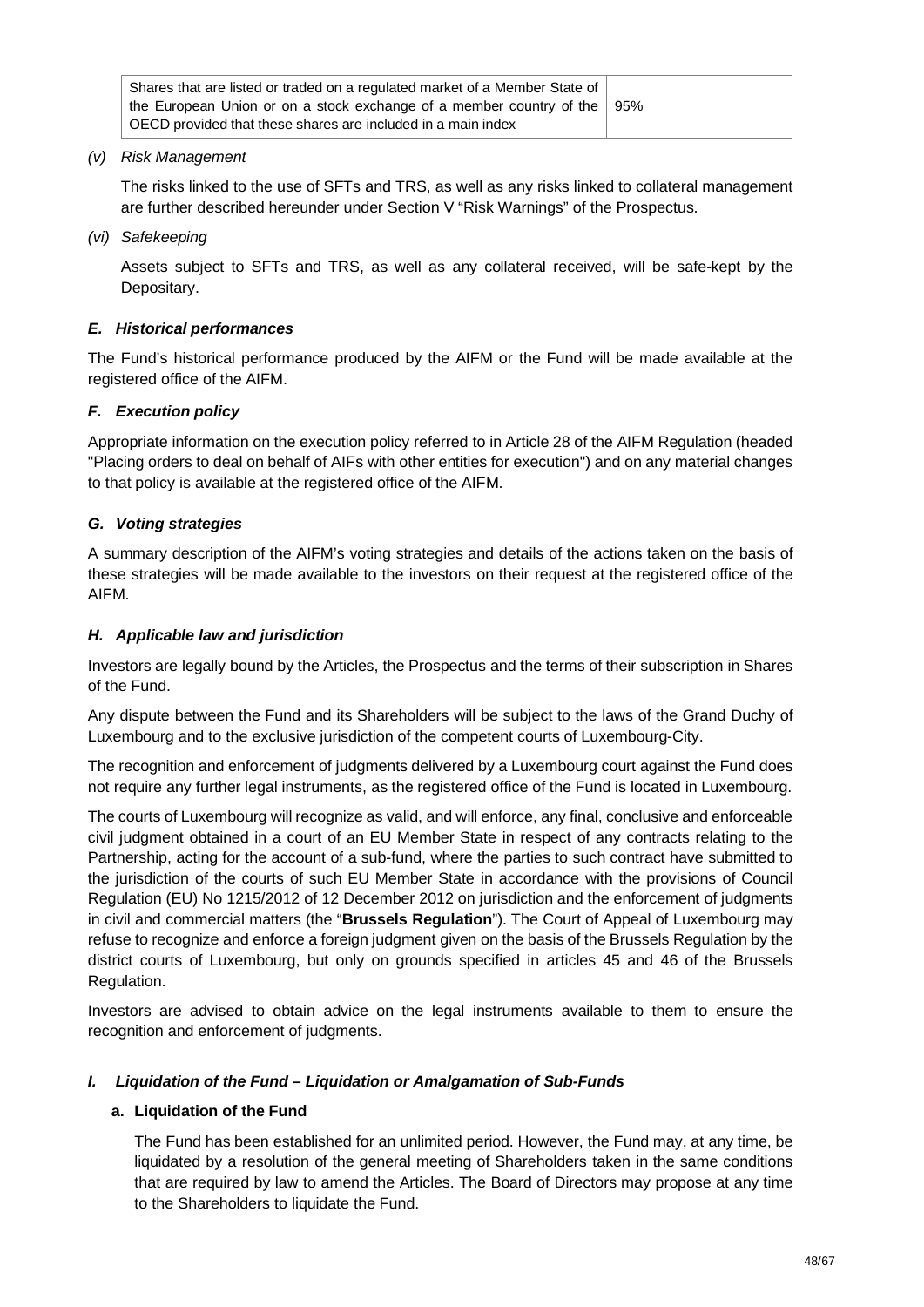| Shares that are listed or traded on a regulated market of a Member State of the European Union or on a stock exchange of a member country of the OECD provided that these shares are included in a main index | 95% |
|---|---|

*(v) Risk Management*

The risks linked to the use of SFTs and TRS, as well as any risks linked to collateral management are further described hereunder under Section V "Risk Warnings" of the Prospectus.

*(vi) Safekeeping*

Assets subject to SFTs and TRS, as well as any collateral received, will be safe-kept by the Depositary.

### *E. Historical performances*

The Fund's historical performance produced by the AIFM or the Fund will be made available at the registered office of the AIFM.

### *F. Execution policy*

Appropriate information on the execution policy referred to in Article 28 of the AIFM Regulation (headed "Placing orders to deal on behalf of AIFs with other entities for execution") and on any material changes to that policy is available at the registered office of the AIFM.

### *G. Voting strategies*

A summary description of the AIFM's voting strategies and details of the actions taken on the basis of these strategies will be made available to the investors on their request at the registered office of the AIFM.

### *H. Applicable law and jurisdiction*

Investors are legally bound by the Articles, the Prospectus and the terms of their subscription in Shares of the Fund.

Any dispute between the Fund and its Shareholders will be subject to the laws of the Grand Duchy of Luxembourg and to the exclusive jurisdiction of the competent courts of Luxembourg-City.

The recognition and enforcement of judgments delivered by a Luxembourg court against the Fund does not require any further legal instruments, as the registered office of the Fund is located in Luxembourg.

The courts of Luxembourg will recognize as valid, and will enforce, any final, conclusive and enforceable civil judgment obtained in a court of an EU Member State in respect of any contracts relating to the Partnership, acting for the account of a sub-fund, where the parties to such contract have submitted to the jurisdiction of the courts of such EU Member State in accordance with the provisions of Council Regulation (EU) No 1215/2012 of 12 December 2012 on jurisdiction and the enforcement of judgments in civil and commercial matters (the "**Brussels Regulation**"). The Court of Appeal of Luxembourg may refuse to recognize and enforce a foreign judgment given on the basis of the Brussels Regulation by the district courts of Luxembourg, but only on grounds specified in articles 45 and 46 of the Brussels Regulation.

Investors are advised to obtain advice on the legal instruments available to them to ensure the recognition and enforcement of judgments.

### *I. Liquidation of the Fund – Liquidation or Amalgamation of Sub-Funds*

#### **a. Liquidation of the Fund**

The Fund has been established for an unlimited period. However, the Fund may, at any time, be liquidated by a resolution of the general meeting of Shareholders taken in the same conditions that are required by law to amend the Articles. The Board of Directors may propose at any time to the Shareholders to liquidate the Fund.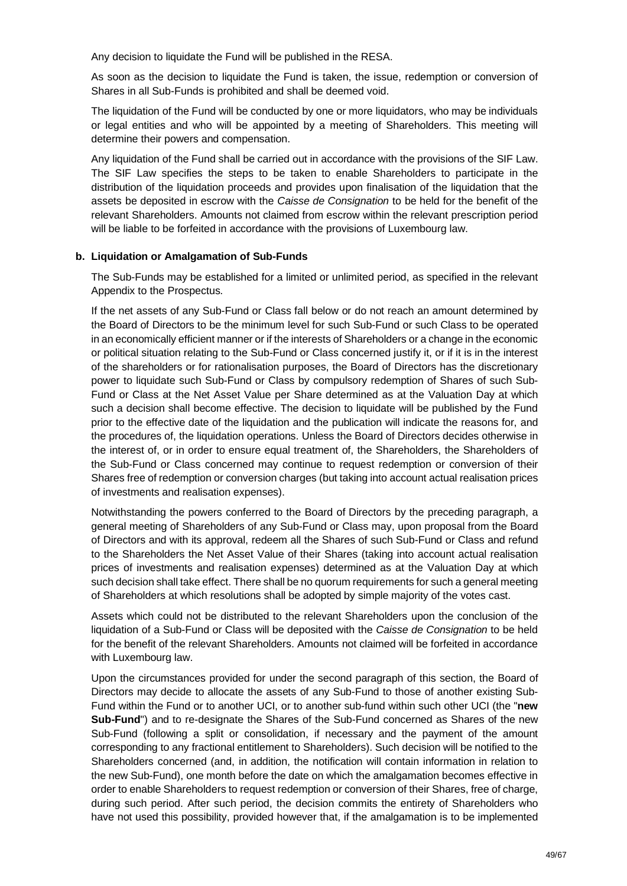Any decision to liquidate the Fund will be published in the RESA.

As soon as the decision to liquidate the Fund is taken, the issue, redemption or conversion of Shares in all Sub-Funds is prohibited and shall be deemed void.

The liquidation of the Fund will be conducted by one or more liquidators, who may be individuals or legal entities and who will be appointed by a meeting of Shareholders. This meeting will determine their powers and compensation.

Any liquidation of the Fund shall be carried out in accordance with the provisions of the SIF Law. The SIF Law specifies the steps to be taken to enable Shareholders to participate in the distribution of the liquidation proceeds and provides upon finalisation of the liquidation that the assets be deposited in escrow with the *Caisse de Consignation* to be held for the benefit of the relevant Shareholders. Amounts not claimed from escrow within the relevant prescription period will be liable to be forfeited in accordance with the provisions of Luxembourg law.

**b. Liquidation or Amalgamation of Sub-Funds**

The Sub-Funds may be established for a limited or unlimited period, as specified in the relevant Appendix to the Prospectus.

If the net assets of any Sub-Fund or Class fall below or do not reach an amount determined by the Board of Directors to be the minimum level for such Sub-Fund or such Class to be operated in an economically efficient manner or if the interests of Shareholders or a change in the economic or political situation relating to the Sub-Fund or Class concerned justify it, or if it is in the interest of the shareholders or for rationalisation purposes, the Board of Directors has the discretionary power to liquidate such Sub-Fund or Class by compulsory redemption of Shares of such Sub-Fund or Class at the Net Asset Value per Share determined as at the Valuation Day at which such a decision shall become effective. The decision to liquidate will be published by the Fund prior to the effective date of the liquidation and the publication will indicate the reasons for, and the procedures of, the liquidation operations. Unless the Board of Directors decides otherwise in the interest of, or in order to ensure equal treatment of, the Shareholders, the Shareholders of the Sub-Fund or Class concerned may continue to request redemption or conversion of their Shares free of redemption or conversion charges (but taking into account actual realisation prices of investments and realisation expenses).

Notwithstanding the powers conferred to the Board of Directors by the preceding paragraph, a general meeting of Shareholders of any Sub-Fund or Class may, upon proposal from the Board of Directors and with its approval, redeem all the Shares of such Sub-Fund or Class and refund to the Shareholders the Net Asset Value of their Shares (taking into account actual realisation prices of investments and realisation expenses) determined as at the Valuation Day at which such decision shall take effect. There shall be no quorum requirements for such a general meeting of Shareholders at which resolutions shall be adopted by simple majority of the votes cast.

Assets which could not be distributed to the relevant Shareholders upon the conclusion of the liquidation of a Sub-Fund or Class will be deposited with the *Caisse de Consignation* to be held for the benefit of the relevant Shareholders. Amounts not claimed will be forfeited in accordance with Luxembourg law.

Upon the circumstances provided for under the second paragraph of this section, the Board of Directors may decide to allocate the assets of any Sub-Fund to those of another existing Sub-Fund within the Fund or to another UCI, or to another sub-fund within such other UCI (the "**new Sub-Fund**") and to re-designate the Shares of the Sub-Fund concerned as Shares of the new Sub-Fund (following a split or consolidation, if necessary and the payment of the amount corresponding to any fractional entitlement to Shareholders). Such decision will be notified to the Shareholders concerned (and, in addition, the notification will contain information in relation to the new Sub-Fund), one month before the date on which the amalgamation becomes effective in order to enable Shareholders to request redemption or conversion of their Shares, free of charge, during such period. After such period, the decision commits the entirety of Shareholders who have not used this possibility, provided however that, if the amalgamation is to be implemented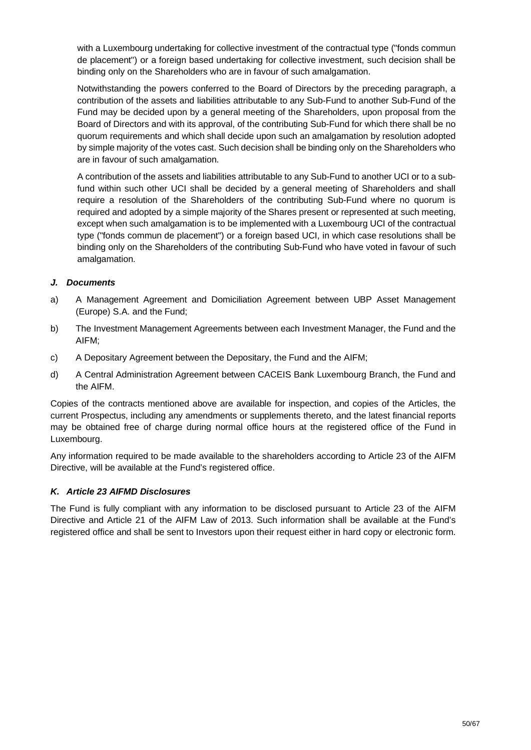with a Luxembourg undertaking for collective investment of the contractual type ("fonds commun de placement") or a foreign based undertaking for collective investment, such decision shall be binding only on the Shareholders who are in favour of such amalgamation.

Notwithstanding the powers conferred to the Board of Directors by the preceding paragraph, a contribution of the assets and liabilities attributable to any Sub-Fund to another Sub-Fund of the Fund may be decided upon by a general meeting of the Shareholders, upon proposal from the Board of Directors and with its approval, of the contributing Sub-Fund for which there shall be no quorum requirements and which shall decide upon such an amalgamation by resolution adopted by simple majority of the votes cast. Such decision shall be binding only on the Shareholders who are in favour of such amalgamation.

A contribution of the assets and liabilities attributable to any Sub-Fund to another UCI or to a sub-fund within such other UCI shall be decided by a general meeting of Shareholders and shall require a resolution of the Shareholders of the contributing Sub-Fund where no quorum is required and adopted by a simple majority of the Shares present or represented at such meeting, except when such amalgamation is to be implemented with a Luxembourg UCI of the contractual type ("fonds commun de placement") or a foreign based UCI, in which case resolutions shall be binding only on the Shareholders of the contributing Sub-Fund who have voted in favour of such amalgamation.

### *J. Documents*

a) A Management Agreement and Domiciliation Agreement between UBP Asset Management (Europe) S.A. and the Fund;

b) The Investment Management Agreements between each Investment Manager, the Fund and the AIFM;

c) A Depositary Agreement between the Depositary, the Fund and the AIFM;

d) A Central Administration Agreement between CACEIS Bank Luxembourg Branch, the Fund and the AIFM.

Copies of the contracts mentioned above are available for inspection, and copies of the Articles, the current Prospectus, including any amendments or supplements thereto, and the latest financial reports may be obtained free of charge during normal office hours at the registered office of the Fund in Luxembourg.

Any information required to be made available to the shareholders according to Article 23 of the AIFM Directive, will be available at the Fund's registered office.

### *K. Article 23 AIFMD Disclosures*

The Fund is fully compliant with any information to be disclosed pursuant to Article 23 of the AIFM Directive and Article 21 of the AIFM Law of 2013. Such information shall be available at the Fund's registered office and shall be sent to Investors upon their request either in hard copy or electronic form.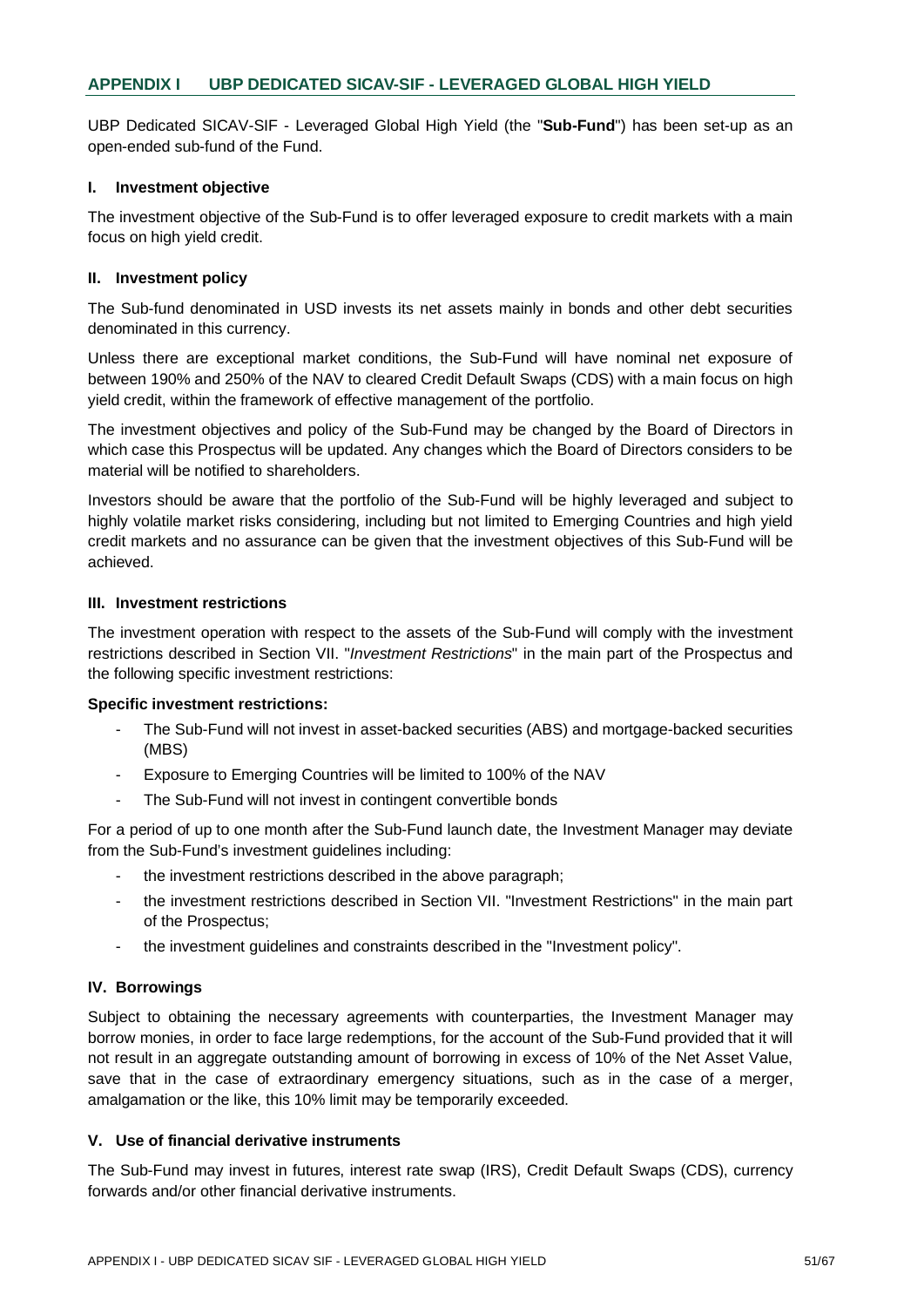## APPENDIX I UBP DEDICATED SICAV-SIF - LEVERAGED GLOBAL HIGH YIELD

UBP Dedicated SICAV-SIF - Leveraged Global High Yield (the "**Sub-Fund**") has been set-up as an open-ended sub-fund of the Fund.

### I. Investment objective

The investment objective of the Sub-Fund is to offer leveraged exposure to credit markets with a main focus on high yield credit.

### II. Investment policy

The Sub-fund denominated in USD invests its net assets mainly in bonds and other debt securities denominated in this currency.

Unless there are exceptional market conditions, the Sub-Fund will have nominal net exposure of between 190% and 250% of the NAV to cleared Credit Default Swaps (CDS) with a main focus on high yield credit, within the framework of effective management of the portfolio.

The investment objectives and policy of the Sub-Fund may be changed by the Board of Directors in which case this Prospectus will be updated. Any changes which the Board of Directors considers to be material will be notified to shareholders.

Investors should be aware that the portfolio of the Sub-Fund will be highly leveraged and subject to highly volatile market risks considering, including but not limited to Emerging Countries and high yield credit markets and no assurance can be given that the investment objectives of this Sub-Fund will be achieved.

### III. Investment restrictions

The investment operation with respect to the assets of the Sub-Fund will comply with the investment restrictions described in Section VII. "*Investment Restrictions*" in the main part of the Prospectus and the following specific investment restrictions:

**Specific investment restrictions:**

- The Sub-Fund will not invest in asset-backed securities (ABS) and mortgage-backed securities (MBS)
- Exposure to Emerging Countries will be limited to 100% of the NAV
- The Sub-Fund will not invest in contingent convertible bonds

For a period of up to one month after the Sub-Fund launch date, the Investment Manager may deviate from the Sub-Fund's investment guidelines including:

- the investment restrictions described in the above paragraph;
- the investment restrictions described in Section VII. "Investment Restrictions" in the main part of the Prospectus;
- the investment guidelines and constraints described in the "Investment policy".

### IV. Borrowings

Subject to obtaining the necessary agreements with counterparties, the Investment Manager may borrow monies, in order to face large redemptions, for the account of the Sub-Fund provided that it will not result in an aggregate outstanding amount of borrowing in excess of 10% of the Net Asset Value, save that in the case of extraordinary emergency situations, such as in the case of a merger, amalgamation or the like, this 10% limit may be temporarily exceeded.

### V. Use of financial derivative instruments

The Sub-Fund may invest in futures, interest rate swap (IRS), Credit Default Swaps (CDS), currency forwards and/or other financial derivative instruments.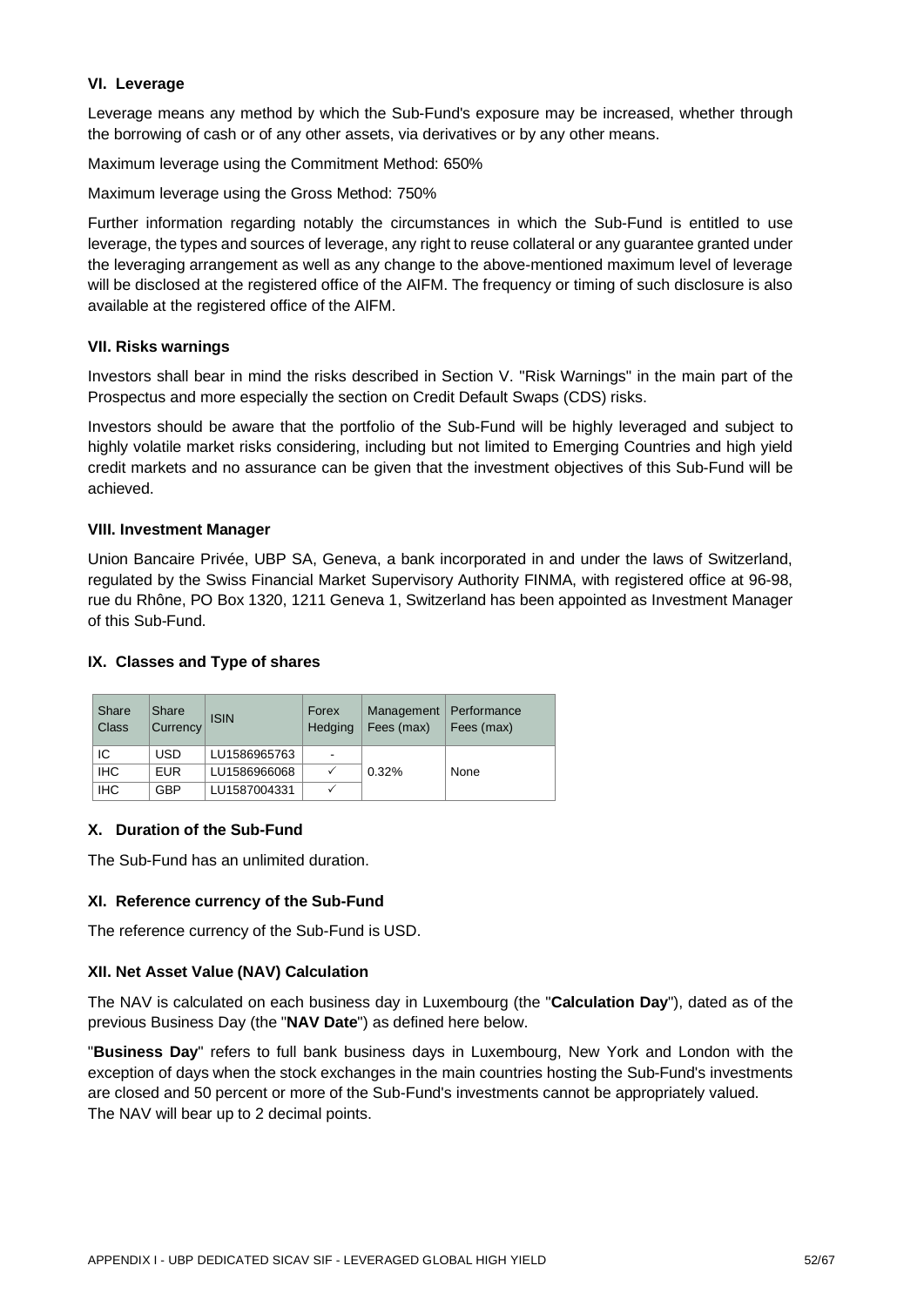### VI. Leverage

Leverage means any method by which the Sub-Fund's exposure may be increased, whether through the borrowing of cash or of any other assets, via derivatives or by any other means.

Maximum leverage using the Commitment Method: 650%

Maximum leverage using the Gross Method: 750%

Further information regarding notably the circumstances in which the Sub-Fund is entitled to use leverage, the types and sources of leverage, any right to reuse collateral or any guarantee granted under the leveraging arrangement as well as any change to the above-mentioned maximum level of leverage will be disclosed at the registered office of the AIFM. The frequency or timing of such disclosure is also available at the registered office of the AIFM.

### VII. Risks warnings

Investors shall bear in mind the risks described in Section V. "Risk Warnings" in the main part of the Prospectus and more especially the section on Credit Default Swaps (CDS) risks.

Investors should be aware that the portfolio of the Sub-Fund will be highly leveraged and subject to highly volatile market risks considering, including but not limited to Emerging Countries and high yield credit markets and no assurance can be given that the investment objectives of this Sub-Fund will be achieved.

### VIII. Investment Manager

Union Bancaire Privée, UBP SA, Geneva, a bank incorporated in and under the laws of Switzerland, regulated by the Swiss Financial Market Supervisory Authority FINMA, with registered office at 96-98, rue du Rhône, PO Box 1320, 1211 Geneva 1, Switzerland has been appointed as Investment Manager of this Sub-Fund.

### IX. Classes and Type of shares

| Share Class | Share Currency | ISIN | Forex Hedging | Management Fees (max) | Performance Fees (max) |
|---|---|---|---|---|---|
| IC | USD | LU1586965763 | - | 0.32% | None |
| IHC | EUR | LU1586966068 | ✓ | | |
| IHC | GBP | LU1587004331 | ✓ | | |

### X. Duration of the Sub-Fund

The Sub-Fund has an unlimited duration.

### XI. Reference currency of the Sub-Fund

The reference currency of the Sub-Fund is USD.

### XII. Net Asset Value (NAV) Calculation

The NAV is calculated on each business day in Luxembourg (the "**Calculation Day**"), dated as of the previous Business Day (the "**NAV Date**") as defined here below.

"**Business Day**" refers to full bank business days in Luxembourg, New York and London with the exception of days when the stock exchanges in the main countries hosting the Sub-Fund's investments are closed and 50 percent or more of the Sub-Fund's investments cannot be appropriately valued.
The NAV will bear up to 2 decimal points.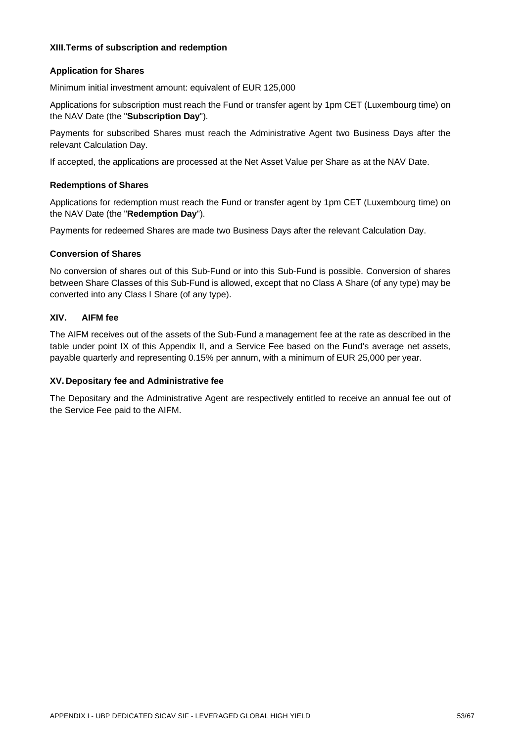## XIII. Terms of subscription and redemption

### Application for Shares

Minimum initial investment amount: equivalent of EUR 125,000

Applications for subscription must reach the Fund or transfer agent by 1pm CET (Luxembourg time) on the NAV Date (the "**Subscription Day**").

Payments for subscribed Shares must reach the Administrative Agent two Business Days after the relevant Calculation Day.

If accepted, the applications are processed at the Net Asset Value per Share as at the NAV Date.

### Redemptions of Shares

Applications for redemption must reach the Fund or transfer agent by 1pm CET (Luxembourg time) on the NAV Date (the "**Redemption Day**").

Payments for redeemed Shares are made two Business Days after the relevant Calculation Day.

### Conversion of Shares

No conversion of shares out of this Sub-Fund or into this Sub-Fund is possible. Conversion of shares between Share Classes of this Sub-Fund is allowed, except that no Class A Share (of any type) may be converted into any Class I Share (of any type).

## XIV. AIFM fee

The AIFM receives out of the assets of the Sub-Fund a management fee at the rate as described in the table under point IX of this Appendix II, and a Service Fee based on the Fund's average net assets, payable quarterly and representing 0.15% per annum, with a minimum of EUR 25,000 per year.

## XV. Depositary fee and Administrative fee

The Depositary and the Administrative Agent are respectively entitled to receive an annual fee out of the Service Fee paid to the AIFM.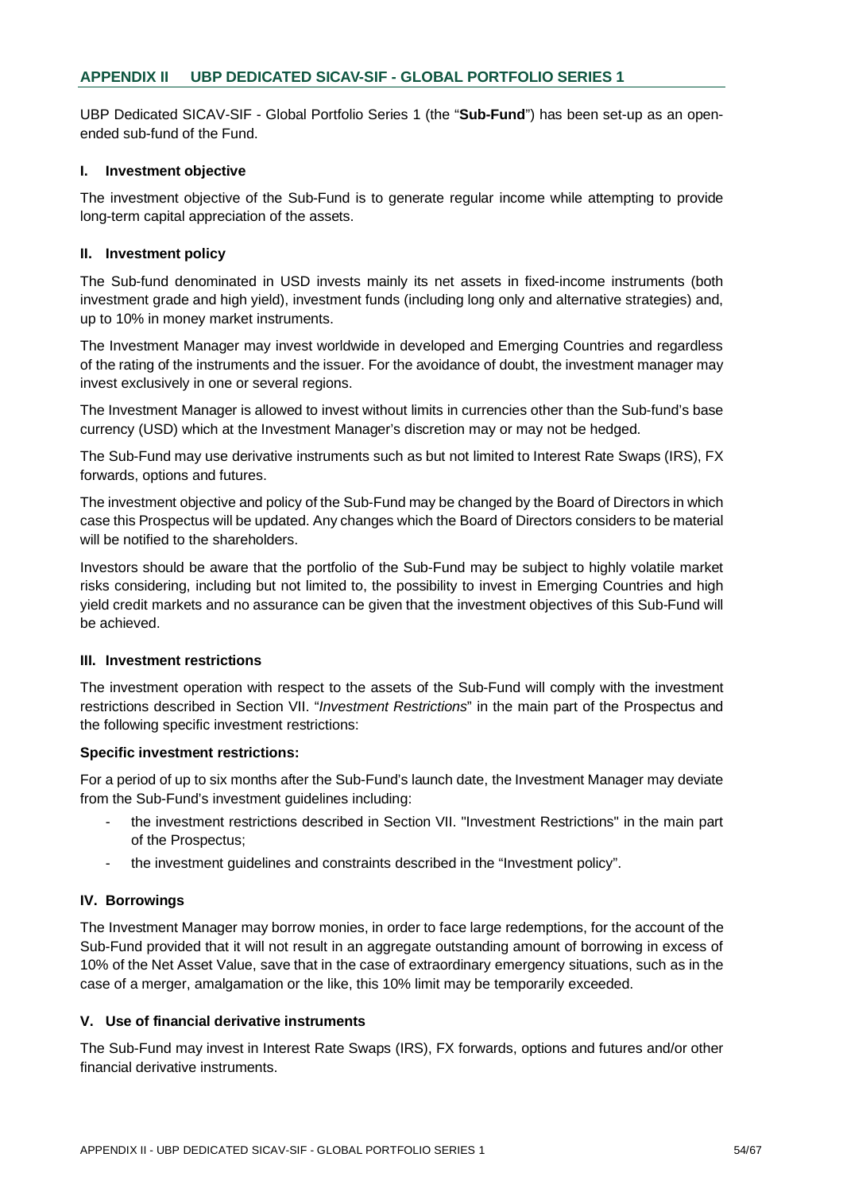## APPENDIX II UBP DEDICATED SICAV-SIF - GLOBAL PORTFOLIO SERIES 1

UBP Dedicated SICAV-SIF - Global Portfolio Series 1 (the "**Sub-Fund**") has been set-up as an open-ended sub-fund of the Fund.

### I. Investment objective

The investment objective of the Sub-Fund is to generate regular income while attempting to provide long-term capital appreciation of the assets.

### II. Investment policy

The Sub-fund denominated in USD invests mainly its net assets in fixed-income instruments (both investment grade and high yield), investment funds (including long only and alternative strategies) and, up to 10% in money market instruments.

The Investment Manager may invest worldwide in developed and Emerging Countries and regardless of the rating of the instruments and the issuer. For the avoidance of doubt, the investment manager may invest exclusively in one or several regions.

The Investment Manager is allowed to invest without limits in currencies other than the Sub-fund's base currency (USD) which at the Investment Manager's discretion may or may not be hedged.

The Sub-Fund may use derivative instruments such as but not limited to Interest Rate Swaps (IRS), FX forwards, options and futures.

The investment objective and policy of the Sub-Fund may be changed by the Board of Directors in which case this Prospectus will be updated. Any changes which the Board of Directors considers to be material will be notified to the shareholders.

Investors should be aware that the portfolio of the Sub-Fund may be subject to highly volatile market risks considering, including but not limited to, the possibility to invest in Emerging Countries and high yield credit markets and no assurance can be given that the investment objectives of this Sub-Fund will be achieved.

### III. Investment restrictions

The investment operation with respect to the assets of the Sub-Fund will comply with the investment restrictions described in Section VII. "*Investment Restrictions*" in the main part of the Prospectus and the following specific investment restrictions:

**Specific investment restrictions:**

For a period of up to six months after the Sub-Fund's launch date, the Investment Manager may deviate from the Sub-Fund's investment guidelines including:

- the investment restrictions described in Section VII. "Investment Restrictions" in the main part of the Prospectus;
- the investment guidelines and constraints described in the "Investment policy".

### IV. Borrowings

The Investment Manager may borrow monies, in order to face large redemptions, for the account of the Sub-Fund provided that it will not result in an aggregate outstanding amount of borrowing in excess of 10% of the Net Asset Value, save that in the case of extraordinary emergency situations, such as in the case of a merger, amalgamation or the like, this 10% limit may be temporarily exceeded.

### V. Use of financial derivative instruments

The Sub-Fund may invest in Interest Rate Swaps (IRS), FX forwards, options and futures and/or other financial derivative instruments.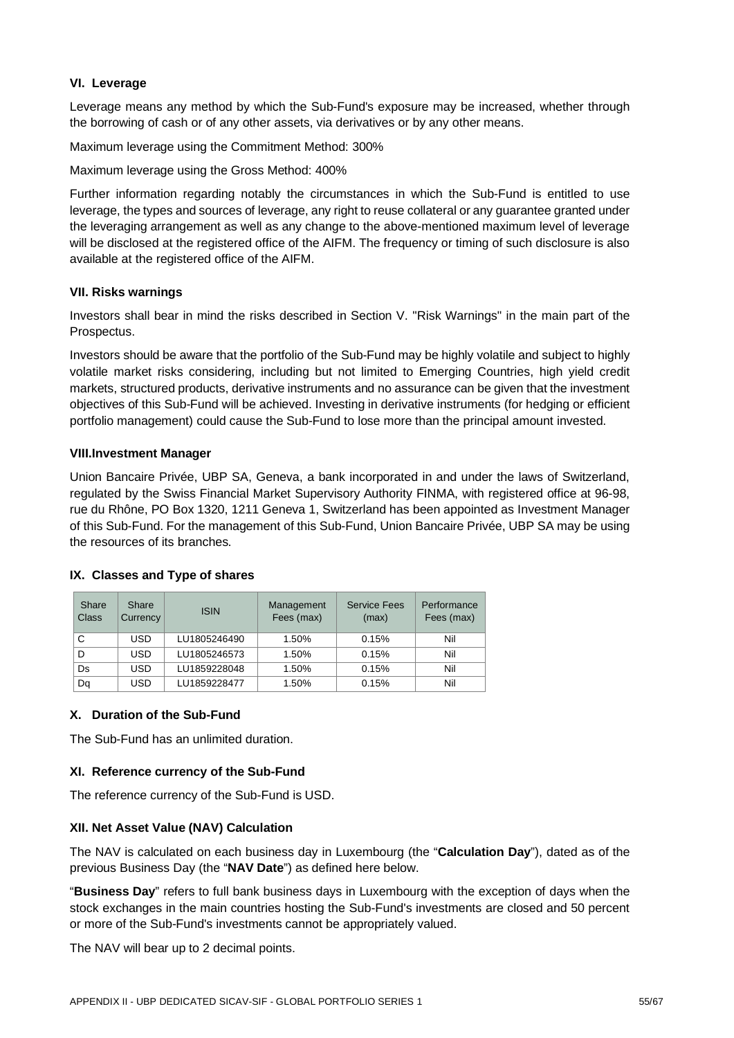### VI. Leverage

Leverage means any method by which the Sub-Fund's exposure may be increased, whether through the borrowing of cash or of any other assets, via derivatives or by any other means.

Maximum leverage using the Commitment Method: 300%

Maximum leverage using the Gross Method: 400%

Further information regarding notably the circumstances in which the Sub-Fund is entitled to use leverage, the types and sources of leverage, any right to reuse collateral or any guarantee granted under the leveraging arrangement as well as any change to the above-mentioned maximum level of leverage will be disclosed at the registered office of the AIFM. The frequency or timing of such disclosure is also available at the registered office of the AIFM.

### VII. Risks warnings

Investors shall bear in mind the risks described in Section V. "Risk Warnings" in the main part of the Prospectus.

Investors should be aware that the portfolio of the Sub-Fund may be highly volatile and subject to highly volatile market risks considering, including but not limited to Emerging Countries, high yield credit markets, structured products, derivative instruments and no assurance can be given that the investment objectives of this Sub-Fund will be achieved. Investing in derivative instruments (for hedging or efficient portfolio management) could cause the Sub-Fund to lose more than the principal amount invested.

### VIII.Investment Manager

Union Bancaire Privée, UBP SA, Geneva, a bank incorporated in and under the laws of Switzerland, regulated by the Swiss Financial Market Supervisory Authority FINMA, with registered office at 96-98, rue du Rhône, PO Box 1320, 1211 Geneva 1, Switzerland has been appointed as Investment Manager of this Sub-Fund. For the management of this Sub-Fund, Union Bancaire Privée, UBP SA may be using the resources of its branches.

### IX. Classes and Type of shares

| Share Class | Share Currency | ISIN | Management Fees (max) | Service Fees (max) | Performance Fees (max) |
|---|---|---|---|---|---|
| C | USD | LU1805246490 | 1.50% | 0.15% | Nil |
| D | USD | LU1805246573 | 1.50% | 0.15% | Nil |
| Ds | USD | LU1859228048 | 1.50% | 0.15% | Nil |
| Dq | USD | LU1859228477 | 1.50% | 0.15% | Nil |

### X. Duration of the Sub-Fund

The Sub-Fund has an unlimited duration.

### XI. Reference currency of the Sub-Fund

The reference currency of the Sub-Fund is USD.

### XII. Net Asset Value (NAV) Calculation

The NAV is calculated on each business day in Luxembourg (the "**Calculation Day**"), dated as of the previous Business Day (the "**NAV Date**") as defined here below.

"**Business Day**" refers to full bank business days in Luxembourg with the exception of days when the stock exchanges in the main countries hosting the Sub-Fund's investments are closed and 50 percent or more of the Sub-Fund's investments cannot be appropriately valued.

The NAV will bear up to 2 decimal points.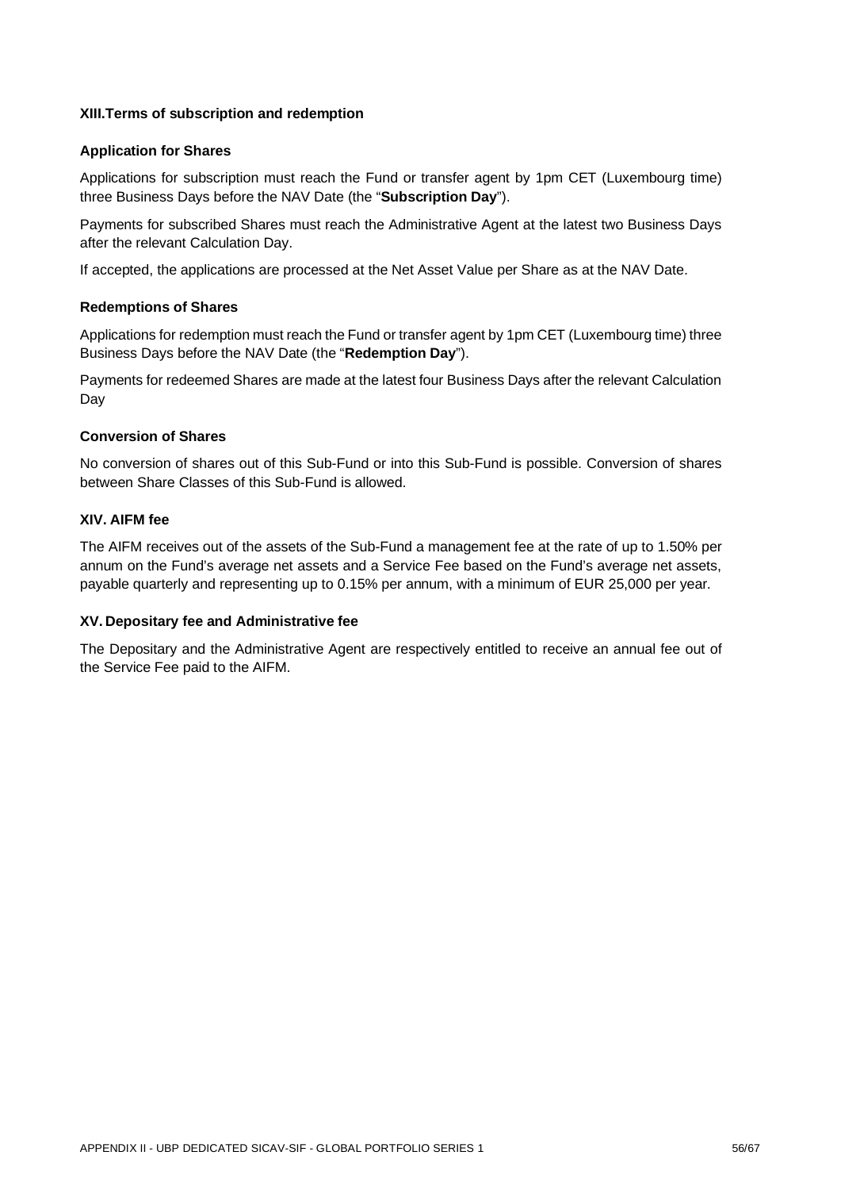## XIII. Terms of subscription and redemption

### Application for Shares

Applications for subscription must reach the Fund or transfer agent by 1pm CET (Luxembourg time) three Business Days before the NAV Date (the "**Subscription Day**").

Payments for subscribed Shares must reach the Administrative Agent at the latest two Business Days after the relevant Calculation Day.

If accepted, the applications are processed at the Net Asset Value per Share as at the NAV Date.

### Redemptions of Shares

Applications for redemption must reach the Fund or transfer agent by 1pm CET (Luxembourg time) three Business Days before the NAV Date (the "**Redemption Day**").

Payments for redeemed Shares are made at the latest four Business Days after the relevant Calculation Day

### Conversion of Shares

No conversion of shares out of this Sub-Fund or into this Sub-Fund is possible. Conversion of shares between Share Classes of this Sub-Fund is allowed.

## XIV. AIFM fee

The AIFM receives out of the assets of the Sub-Fund a management fee at the rate of up to 1.50% per annum on the Fund's average net assets and a Service Fee based on the Fund's average net assets, payable quarterly and representing up to 0.15% per annum, with a minimum of EUR 25,000 per year.

## XV. Depositary fee and Administrative fee

The Depositary and the Administrative Agent are respectively entitled to receive an annual fee out of the Service Fee paid to the AIFM.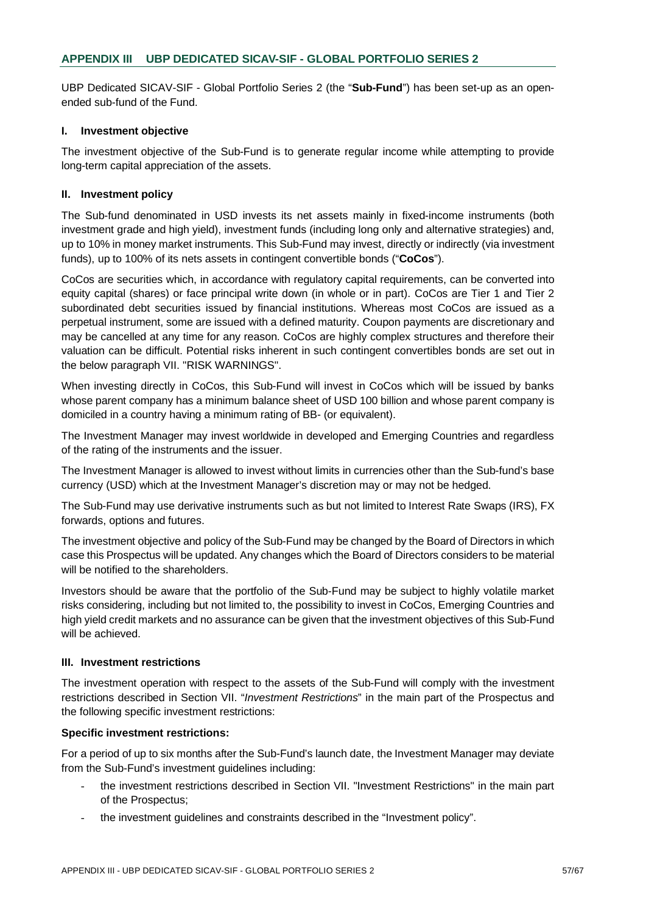## APPENDIX III UBP DEDICATED SICAV-SIF - GLOBAL PORTFOLIO SERIES 2

UBP Dedicated SICAV-SIF - Global Portfolio Series 2 (the "**Sub-Fund**") has been set-up as an open-ended sub-fund of the Fund.

### I. Investment objective

The investment objective of the Sub-Fund is to generate regular income while attempting to provide long-term capital appreciation of the assets.

### II. Investment policy

The Sub-fund denominated in USD invests its net assets mainly in fixed-income instruments (both investment grade and high yield), investment funds (including long only and alternative strategies) and, up to 10% in money market instruments. This Sub-Fund may invest, directly or indirectly (via investment funds), up to 100% of its nets assets in contingent convertible bonds ("**CoCos**").

CoCos are securities which, in accordance with regulatory capital requirements, can be converted into equity capital (shares) or face principal write down (in whole or in part). CoCos are Tier 1 and Tier 2 subordinated debt securities issued by financial institutions. Whereas most CoCos are issued as a perpetual instrument, some are issued with a defined maturity. Coupon payments are discretionary and may be cancelled at any time for any reason. CoCos are highly complex structures and therefore their valuation can be difficult. Potential risks inherent in such contingent convertibles bonds are set out in the below paragraph VII. "RISK WARNINGS".

When investing directly in CoCos, this Sub-Fund will invest in CoCos which will be issued by banks whose parent company has a minimum balance sheet of USD 100 billion and whose parent company is domiciled in a country having a minimum rating of BB- (or equivalent).

The Investment Manager may invest worldwide in developed and Emerging Countries and regardless of the rating of the instruments and the issuer.

The Investment Manager is allowed to invest without limits in currencies other than the Sub-fund's base currency (USD) which at the Investment Manager's discretion may or may not be hedged.

The Sub-Fund may use derivative instruments such as but not limited to Interest Rate Swaps (IRS), FX forwards, options and futures.

The investment objective and policy of the Sub-Fund may be changed by the Board of Directors in which case this Prospectus will be updated. Any changes which the Board of Directors considers to be material will be notified to the shareholders.

Investors should be aware that the portfolio of the Sub-Fund may be subject to highly volatile market risks considering, including but not limited to, the possibility to invest in CoCos, Emerging Countries and high yield credit markets and no assurance can be given that the investment objectives of this Sub-Fund will be achieved.

### III. Investment restrictions

The investment operation with respect to the assets of the Sub-Fund will comply with the investment restrictions described in Section VII. "*Investment Restrictions*" in the main part of the Prospectus and the following specific investment restrictions:

**Specific investment restrictions:**

For a period of up to six months after the Sub-Fund's launch date, the Investment Manager may deviate from the Sub-Fund's investment guidelines including:

- the investment restrictions described in Section VII. "Investment Restrictions" in the main part of the Prospectus;
- the investment guidelines and constraints described in the "Investment policy".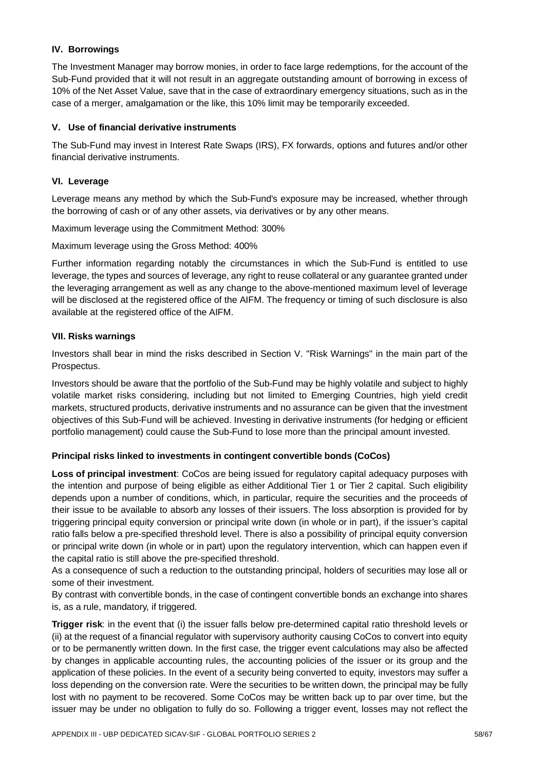### IV. Borrowings

The Investment Manager may borrow monies, in order to face large redemptions, for the account of the Sub-Fund provided that it will not result in an aggregate outstanding amount of borrowing in excess of 10% of the Net Asset Value, save that in the case of extraordinary emergency situations, such as in the case of a merger, amalgamation or the like, this 10% limit may be temporarily exceeded.

### V. Use of financial derivative instruments

The Sub-Fund may invest in Interest Rate Swaps (IRS), FX forwards, options and futures and/or other financial derivative instruments.

### VI. Leverage

Leverage means any method by which the Sub-Fund's exposure may be increased, whether through the borrowing of cash or of any other assets, via derivatives or by any other means.

Maximum leverage using the Commitment Method: 300%

Maximum leverage using the Gross Method: 400%

Further information regarding notably the circumstances in which the Sub-Fund is entitled to use leverage, the types and sources of leverage, any right to reuse collateral or any guarantee granted under the leveraging arrangement as well as any change to the above-mentioned maximum level of leverage will be disclosed at the registered office of the AIFM. The frequency or timing of such disclosure is also available at the registered office of the AIFM.

### VII. Risks warnings

Investors shall bear in mind the risks described in Section V. "Risk Warnings" in the main part of the Prospectus.

Investors should be aware that the portfolio of the Sub-Fund may be highly volatile and subject to highly volatile market risks considering, including but not limited to Emerging Countries, high yield credit markets, structured products, derivative instruments and no assurance can be given that the investment objectives of this Sub-Fund will be achieved. Investing in derivative instruments (for hedging or efficient portfolio management) could cause the Sub-Fund to lose more than the principal amount invested.

**Principal risks linked to investments in contingent convertible bonds (CoCos)**

**Loss of principal investment**: CoCos are being issued for regulatory capital adequacy purposes with the intention and purpose of being eligible as either Additional Tier 1 or Tier 2 capital. Such eligibility depends upon a number of conditions, which, in particular, require the securities and the proceeds of their issue to be available to absorb any losses of their issuers. The loss absorption is provided for by triggering principal equity conversion or principal write down (in whole or in part), if the issuer's capital ratio falls below a pre-specified threshold level. There is also a possibility of principal equity conversion or principal write down (in whole or in part) upon the regulatory intervention, which can happen even if the capital ratio is still above the pre-specified threshold.
As a consequence of such a reduction to the outstanding principal, holders of securities may lose all or some of their investment.
By contrast with convertible bonds, in the case of contingent convertible bonds an exchange into shares is, as a rule, mandatory, if triggered.

**Trigger risk**: in the event that (i) the issuer falls below pre-determined capital ratio threshold levels or (ii) at the request of a financial regulator with supervisory authority causing CoCos to convert into equity or to be permanently written down. In the first case, the trigger event calculations may also be affected by changes in applicable accounting rules, the accounting policies of the issuer or its group and the application of these policies. In the event of a security being converted to equity, investors may suffer a loss depending on the conversion rate. Were the securities to be written down, the principal may be fully lost with no payment to be recovered. Some CoCos may be written back up to par over time, but the issuer may be under no obligation to fully do so. Following a trigger event, losses may not reflect the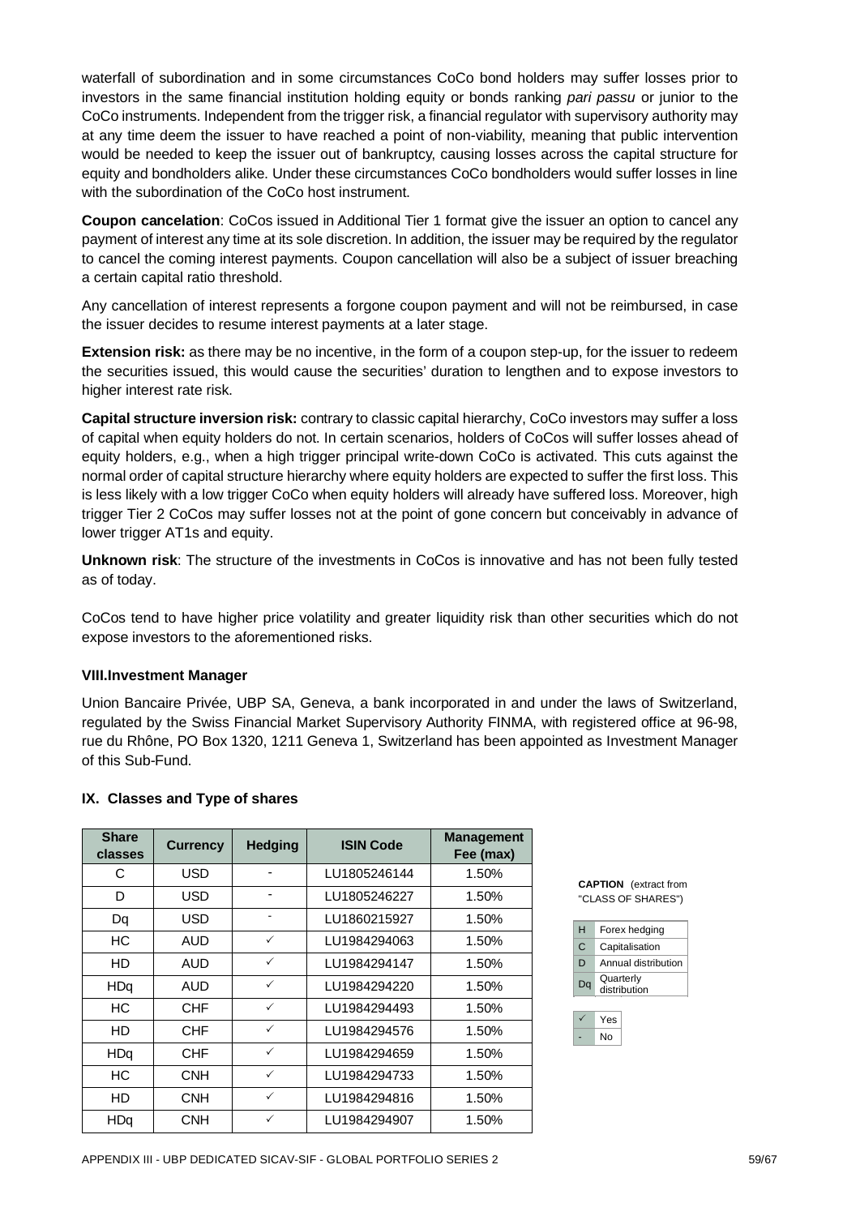waterfall of subordination and in some circumstances CoCo bond holders may suffer losses prior to investors in the same financial institution holding equity or bonds ranking *pari passu* or junior to the CoCo instruments. Independent from the trigger risk, a financial regulator with supervisory authority may at any time deem the issuer to have reached a point of non-viability, meaning that public intervention would be needed to keep the issuer out of bankruptcy, causing losses across the capital structure for equity and bondholders alike. Under these circumstances CoCo bondholders would suffer losses in line with the subordination of the CoCo host instrument.

**Coupon cancelation**: CoCos issued in Additional Tier 1 format give the issuer an option to cancel any payment of interest any time at its sole discretion. In addition, the issuer may be required by the regulator to cancel the coming interest payments. Coupon cancellation will also be a subject of issuer breaching a certain capital ratio threshold.

Any cancellation of interest represents a forgone coupon payment and will not be reimbursed, in case the issuer decides to resume interest payments at a later stage.

**Extension risk:** as there may be no incentive, in the form of a coupon step-up, for the issuer to redeem the securities issued, this would cause the securities' duration to lengthen and to expose investors to higher interest rate risk.

**Capital structure inversion risk:** contrary to classic capital hierarchy, CoCo investors may suffer a loss of capital when equity holders do not. In certain scenarios, holders of CoCos will suffer losses ahead of equity holders, e.g., when a high trigger principal write-down CoCo is activated. This cuts against the normal order of capital structure hierarchy where equity holders are expected to suffer the first loss. This is less likely with a low trigger CoCo when equity holders will already have suffered loss. Moreover, high trigger Tier 2 CoCos may suffer losses not at the point of gone concern but conceivably in advance of lower trigger AT1s and equity.

**Unknown risk**: The structure of the investments in CoCos is innovative and has not been fully tested as of today.

CoCos tend to have higher price volatility and greater liquidity risk than other securities which do not expose investors to the aforementioned risks.

**VIII.Investment Manager**

Union Bancaire Privée, UBP SA, Geneva, a bank incorporated in and under the laws of Switzerland, regulated by the Swiss Financial Market Supervisory Authority FINMA, with registered office at 96-98, rue du Rhône, PO Box 1320, 1211 Geneva 1, Switzerland has been appointed as Investment Manager of this Sub-Fund.

**IX. Classes and Type of shares**

| Share classes | Currency | Hedging | ISIN Code | Management Fee (max) |
|---|---|---|---|---|
| C | USD | - | LU1805246144 | 1.50% |
| D | USD | - | LU1805246227 | 1.50% |
| Dq | USD | - | LU1860215927 | 1.50% |
| HC | AUD | ✓ | LU1984294063 | 1.50% |
| HD | AUD | ✓ | LU1984294147 | 1.50% |
| HDq | AUD | ✓ | LU1984294220 | 1.50% |
| HC | CHF | ✓ | LU1984294493 | 1.50% |
| HD | CHF | ✓ | LU1984294576 | 1.50% |
| HDq | CHF | ✓ | LU1984294659 | 1.50% |
| HC | CNH | ✓ | LU1984294733 | 1.50% |
| HD | CNH | ✓ | LU1984294816 | 1.50% |
| HDq | CNH | ✓ | LU1984294907 | 1.50% |

**CAPTION** (extract from "CLASS OF SHARES")

| | |
|---|---|
| H | Forex hedging |
| C | Capitalisation |
| D | Annual distribution |
| Dq | Quarterly distribution |

| | |
|---|---|
| ✓ | Yes |
| - | No |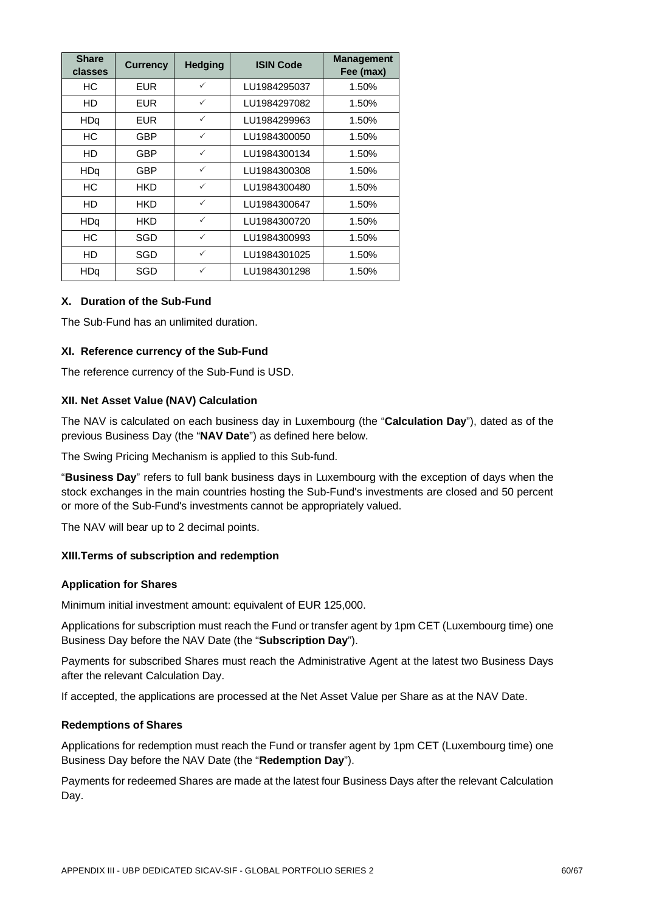| Share classes | Currency | Hedging | ISIN Code | Management Fee (max) |
| --- | --- | --- | --- | --- |
| HC | EUR | ✓ | LU1984295037 | 1.50% |
| HD | EUR | ✓ | LU1984297082 | 1.50% |
| HDq | EUR | ✓ | LU1984299963 | 1.50% |
| HC | GBP | ✓ | LU1984300050 | 1.50% |
| HD | GBP | ✓ | LU1984300134 | 1.50% |
| HDq | GBP | ✓ | LU1984300308 | 1.50% |
| HC | HKD | ✓ | LU1984300480 | 1.50% |
| HD | HKD | ✓ | LU1984300647 | 1.50% |
| HDq | HKD | ✓ | LU1984300720 | 1.50% |
| HC | SGD | ✓ | LU1984300993 | 1.50% |
| HD | SGD | ✓ | LU1984301025 | 1.50% |
| HDq | SGD | ✓ | LU1984301298 | 1.50% |

### X. Duration of the Sub-Fund

The Sub-Fund has an unlimited duration.

### XI. Reference currency of the Sub-Fund

The reference currency of the Sub-Fund is USD.

### XII. Net Asset Value (NAV) Calculation

The NAV is calculated on each business day in Luxembourg (the "**Calculation Day**"), dated as of the previous Business Day (the "**NAV Date**") as defined here below.

The Swing Pricing Mechanism is applied to this Sub-fund.

"**Business Day**" refers to full bank business days in Luxembourg with the exception of days when the stock exchanges in the main countries hosting the Sub-Fund's investments are closed and 50 percent or more of the Sub-Fund's investments cannot be appropriately valued.

The NAV will bear up to 2 decimal points.

### XIII. Terms of subscription and redemption

#### Application for Shares

Minimum initial investment amount: equivalent of EUR 125,000.

Applications for subscription must reach the Fund or transfer agent by 1pm CET (Luxembourg time) one Business Day before the NAV Date (the "**Subscription Day**").

Payments for subscribed Shares must reach the Administrative Agent at the latest two Business Days after the relevant Calculation Day.

If accepted, the applications are processed at the Net Asset Value per Share as at the NAV Date.

#### Redemptions of Shares

Applications for redemption must reach the Fund or transfer agent by 1pm CET (Luxembourg time) one Business Day before the NAV Date (the "**Redemption Day**").

Payments for redeemed Shares are made at the latest four Business Days after the relevant Calculation Day.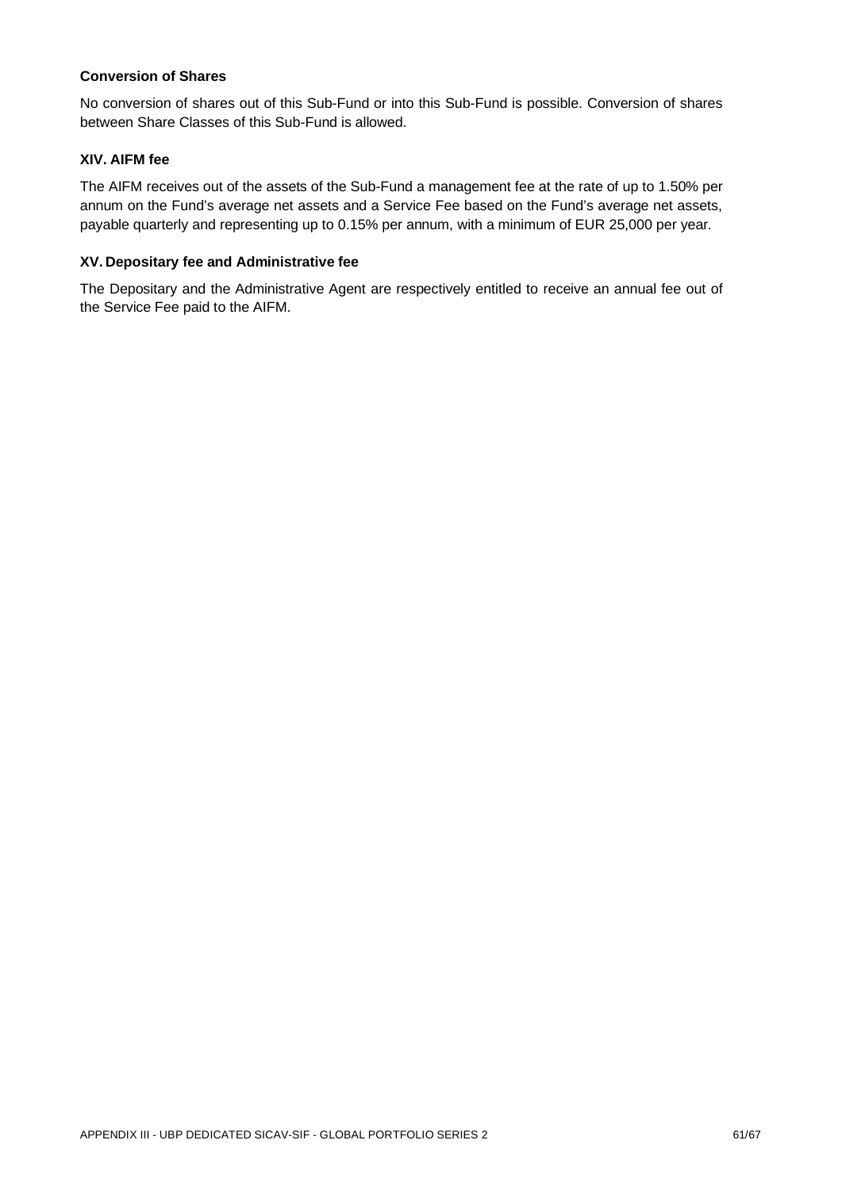### Conversion of Shares

No conversion of shares out of this Sub-Fund or into this Sub-Fund is possible. Conversion of shares between Share Classes of this Sub-Fund is allowed.

### XIV. AIFM fee

The AIFM receives out of the assets of the Sub-Fund a management fee at the rate of up to 1.50% per annum on the Fund's average net assets and a Service Fee based on the Fund's average net assets, payable quarterly and representing up to 0.15% per annum, with a minimum of EUR 25,000 per year.

### XV. Depositary fee and Administrative fee

The Depositary and the Administrative Agent are respectively entitled to receive an annual fee out of the Service Fee paid to the AIFM.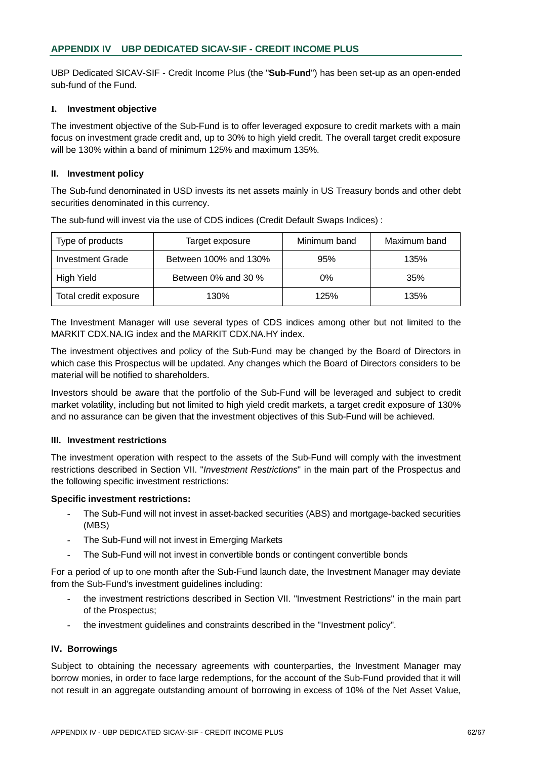## APPENDIX IV UBP DEDICATED SICAV-SIF - CREDIT INCOME PLUS

UBP Dedicated SICAV-SIF - Credit Income Plus (the "**Sub-Fund**") has been set-up as an open-ended sub-fund of the Fund.

### I. Investment objective

The investment objective of the Sub-Fund is to offer leveraged exposure to credit markets with a main focus on investment grade credit and, up to 30% to high yield credit. The overall target credit exposure will be 130% within a band of minimum 125% and maximum 135%.

### II. Investment policy

The Sub-fund denominated in USD invests its net assets mainly in US Treasury bonds and other debt securities denominated in this currency.

The sub-fund will invest via the use of CDS indices (Credit Default Swaps Indices) :

| Type of products | Target exposure | Minimum band | Maximum band |
|---|---|---|---|
| Investment Grade | Between 100% and 130% | 95% | 135% |
| High Yield | Between 0% and 30 % | 0% | 35% |
| Total credit exposure | 130% | 125% | 135% |

The Investment Manager will use several types of CDS indices among other but not limited to the MARKIT CDX.NA.IG index and the MARKIT CDX.NA.HY index.

The investment objectives and policy of the Sub-Fund may be changed by the Board of Directors in which case this Prospectus will be updated. Any changes which the Board of Directors considers to be material will be notified to shareholders.

Investors should be aware that the portfolio of the Sub-Fund will be leveraged and subject to credit market volatility, including but not limited to high yield credit markets, a target credit exposure of 130% and no assurance can be given that the investment objectives of this Sub-Fund will be achieved.

### III. Investment restrictions

The investment operation with respect to the assets of the Sub-Fund will comply with the investment restrictions described in Section VII. "*Investment Restrictions*" in the main part of the Prospectus and the following specific investment restrictions:

**Specific investment restrictions:**

- The Sub-Fund will not invest in asset-backed securities (ABS) and mortgage-backed securities (MBS)
- The Sub-Fund will not invest in Emerging Markets
- The Sub-Fund will not invest in convertible bonds or contingent convertible bonds

For a period of up to one month after the Sub-Fund launch date, the Investment Manager may deviate from the Sub-Fund's investment guidelines including:

- the investment restrictions described in Section VII. "Investment Restrictions" in the main part of the Prospectus;
- the investment guidelines and constraints described in the "Investment policy".

### IV. Borrowings

Subject to obtaining the necessary agreements with counterparties, the Investment Manager may borrow monies, in order to face large redemptions, for the account of the Sub-Fund provided that it will not result in an aggregate outstanding amount of borrowing in excess of 10% of the Net Asset Value,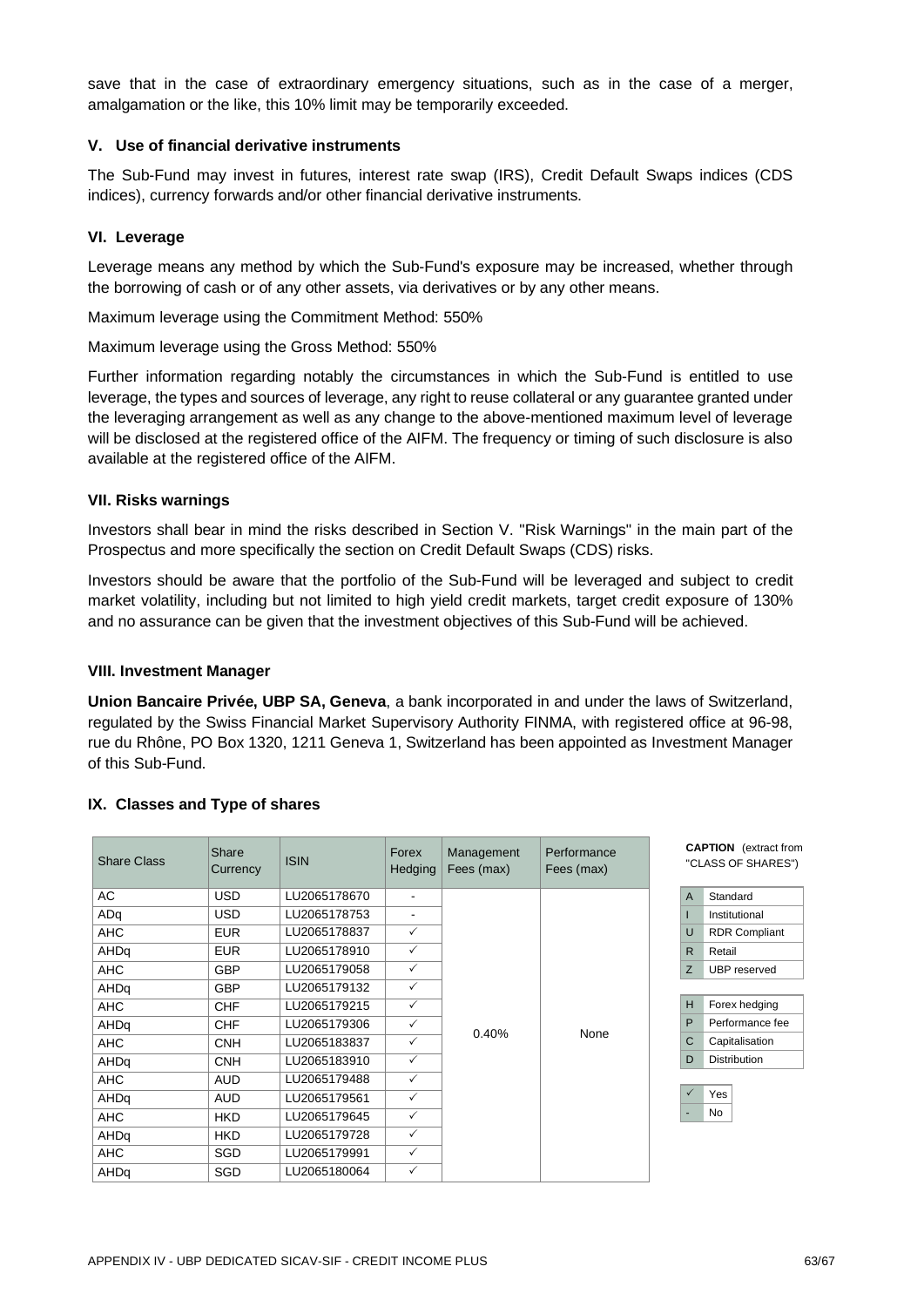save that in the case of extraordinary emergency situations, such as in the case of a merger, amalgamation or the like, this 10% limit may be temporarily exceeded.

### V. Use of financial derivative instruments

The Sub-Fund may invest in futures, interest rate swap (IRS), Credit Default Swaps indices (CDS indices), currency forwards and/or other financial derivative instruments.

### VI. Leverage

Leverage means any method by which the Sub-Fund's exposure may be increased, whether through the borrowing of cash or of any other assets, via derivatives or by any other means.

Maximum leverage using the Commitment Method: 550%

Maximum leverage using the Gross Method: 550%

Further information regarding notably the circumstances in which the Sub-Fund is entitled to use leverage, the types and sources of leverage, any right to reuse collateral or any guarantee granted under the leveraging arrangement as well as any change to the above-mentioned maximum level of leverage will be disclosed at the registered office of the AIFM. The frequency or timing of such disclosure is also available at the registered office of the AIFM.

### VII. Risks warnings

Investors shall bear in mind the risks described in Section V. "Risk Warnings" in the main part of the Prospectus and more specifically the section on Credit Default Swaps (CDS) risks.

Investors should be aware that the portfolio of the Sub-Fund will be leveraged and subject to credit market volatility, including but not limited to high yield credit markets, target credit exposure of 130% and no assurance can be given that the investment objectives of this Sub-Fund will be achieved.

### VIII. Investment Manager

**Union Bancaire Privée, UBP SA, Geneva**, a bank incorporated in and under the laws of Switzerland, regulated by the Swiss Financial Market Supervisory Authority FINMA, with registered office at 96-98, rue du Rhône, PO Box 1320, 1211 Geneva 1, Switzerland has been appointed as Investment Manager of this Sub-Fund.

### IX. Classes and Type of shares

| Share Class | Share Currency | ISIN | Forex Hedging | Management Fees (max) | Performance Fees (max) |
|---|---|---|---|---|---|
| AC | USD | LU2065178670 | - | 0.40% | None |
| ADq | USD | LU2065178753 | - | | |
| AHC | EUR | LU2065178837 | ✓ | | |
| AHDq | EUR | LU2065178910 | ✓ | | |
| AHC | GBP | LU2065179058 | ✓ | | |
| AHDq | GBP | LU2065179132 | ✓ | | |
| AHC | CHF | LU2065179215 | ✓ | | |
| AHDq | CHF | LU2065179306 | ✓ | | |
| AHC | CNH | LU2065183837 | ✓ | | |
| AHDq | CNH | LU2065183910 | ✓ | | |
| AHC | AUD | LU2065179488 | ✓ | | |
| AHDq | AUD | LU2065179561 | ✓ | | |
| AHC | HKD | LU2065179645 | ✓ | | |
| AHDq | HKD | LU2065179728 | ✓ | | |
| AHC | SGD | LU2065179991 | ✓ | | |
| AHDq | SGD | LU2065180064 | ✓ | | |

**CAPTION** (extract from "CLASS OF SHARES")

| | |
|---|---|
| A | Standard |
| I | Institutional |
| U | RDR Compliant |
| R | Retail |
| Z | UBP reserved |

| | |
|---|---|
| H | Forex hedging |
| P | Performance fee |
| C | Capitalisation |
| D | Distribution |

| | |
|---|---|
| ✓ | Yes |
| - | No |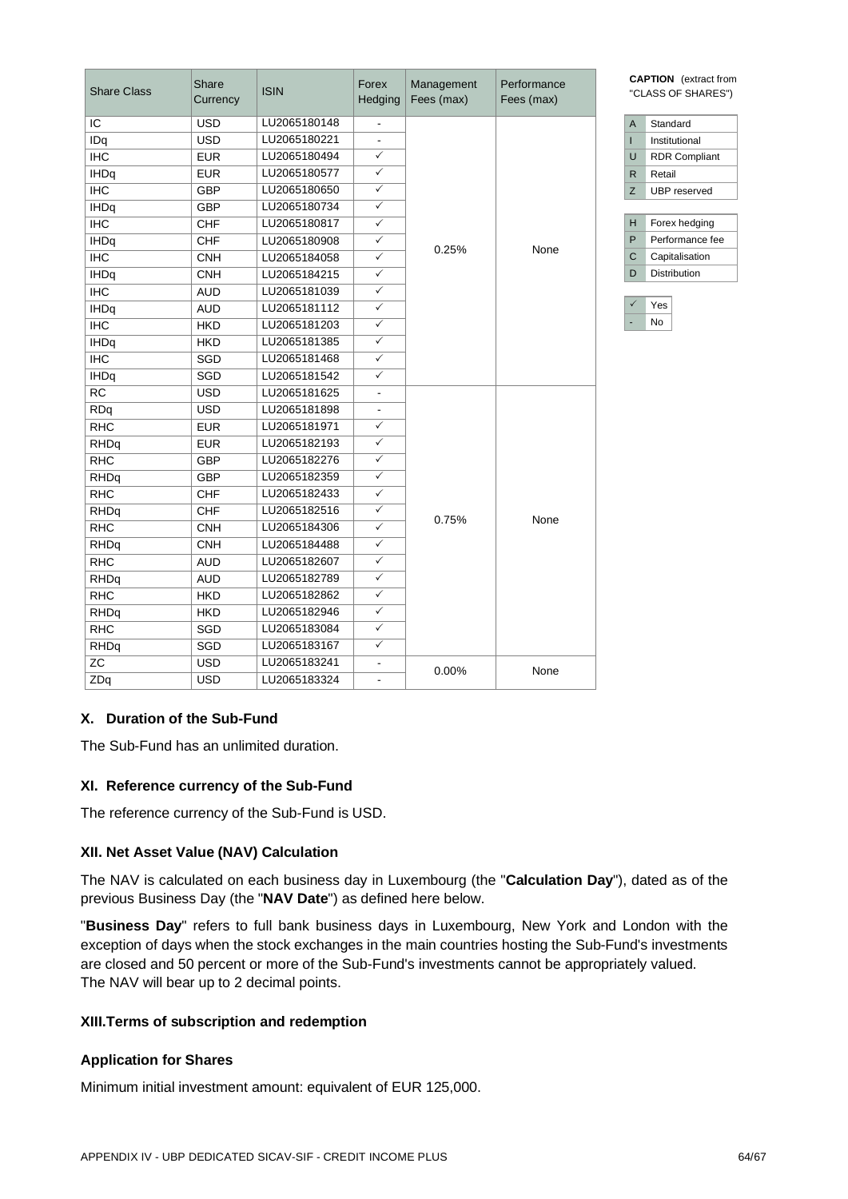| Share Class | Share Currency | ISIN | Forex Hedging | Management Fees (max) | Performance Fees (max) |
|---|---|---|---|---|---|
| IC | USD | LU2065180148 | - | 0.25% | None |
| IDq | USD | LU2065180221 | - | | |
| IHC | EUR | LU2065180494 | ✓ | | |
| IHDq | EUR | LU2065180577 | ✓ | | |
| IHC | GBP | LU2065180650 | ✓ | | |
| IHDq | GBP | LU2065180734 | ✓ | | |
| IHC | CHF | LU2065180817 | ✓ | | |
| IHDq | CHF | LU2065180908 | ✓ | | |
| IHC | CNH | LU2065184058 | ✓ | | |
| IHDq | CNH | LU2065184215 | ✓ | | |
| IHC | AUD | LU2065181039 | ✓ | | |
| IHDq | AUD | LU2065181112 | ✓ | | |
| IHC | HKD | LU2065181203 | ✓ | | |
| IHDq | HKD | LU2065181385 | ✓ | | |
| IHC | SGD | LU2065181468 | ✓ | | |
| IHDq | SGD | LU2065181542 | ✓ | | |
| RC | USD | LU2065181625 | - | 0.75% | None |
| RDq | USD | LU2065181898 | - | | |
| RHC | EUR | LU2065181971 | ✓ | | |
| RHDq | EUR | LU2065182193 | ✓ | | |
| RHC | GBP | LU2065182276 | ✓ | | |
| RHDq | GBP | LU2065182359 | ✓ | | |
| RHC | CHF | LU2065182433 | ✓ | | |
| RHDq | CHF | LU2065182516 | ✓ | | |
| RHC | CNH | LU2065184306 | ✓ | | |
| RHDq | CNH | LU2065184488 | ✓ | | |
| RHC | AUD | LU2065182607 | ✓ | | |
| RHDq | AUD | LU2065182789 | ✓ | | |
| RHC | HKD | LU2065182862 | ✓ | | |
| RHDq | HKD | LU2065182946 | ✓ | | |
| RHC | SGD | LU2065183084 | ✓ | | |
| RHDq | SGD | LU2065183167 | ✓ | | |
| ZC | USD | LU2065183241 | - | 0.00% | None |
| ZDq | USD | LU2065183324 | - | | |

**CAPTION** (extract from "CLASS OF SHARES")

| | |
|---|---|
| A | Standard |
| I | Institutional |
| U | RDR Compliant |
| R | Retail |
| Z | UBP reserved |

| | |
|---|---|
| H | Forex hedging |
| P | Performance fee |
| C | Capitalisation |
| D | Distribution |

| | |
|---|---|
| ✓ | Yes |
| - | No |

### X. Duration of the Sub-Fund

The Sub-Fund has an unlimited duration.

### XI. Reference currency of the Sub-Fund

The reference currency of the Sub-Fund is USD.

### XII. Net Asset Value (NAV) Calculation

The NAV is calculated on each business day in Luxembourg (the "**Calculation Day**"), dated as of the previous Business Day (the "**NAV Date**") as defined here below.

"**Business Day**" refers to full bank business days in Luxembourg, New York and London with the exception of days when the stock exchanges in the main countries hosting the Sub-Fund's investments are closed and 50 percent or more of the Sub-Fund's investments cannot be appropriately valued.
The NAV will bear up to 2 decimal points.

### XIII.Terms of subscription and redemption

#### Application for Shares

Minimum initial investment amount: equivalent of EUR 125,000.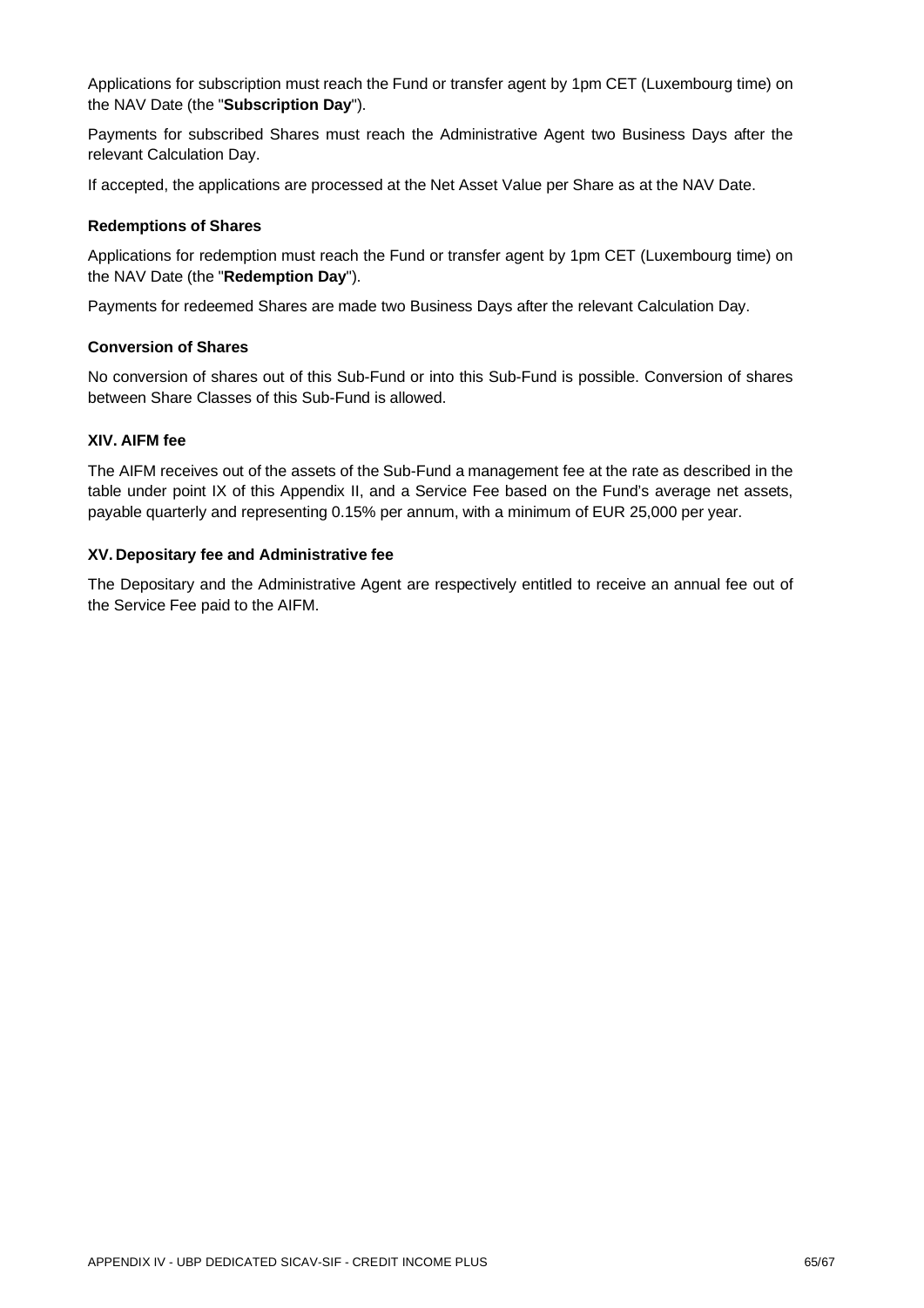Applications for subscription must reach the Fund or transfer agent by 1pm CET (Luxembourg time) on the NAV Date (the "**Subscription Day**").

Payments for subscribed Shares must reach the Administrative Agent two Business Days after the relevant Calculation Day.

If accepted, the applications are processed at the Net Asset Value per Share as at the NAV Date.

#### Redemptions of Shares

Applications for redemption must reach the Fund or transfer agent by 1pm CET (Luxembourg time) on the NAV Date (the "**Redemption Day**").

Payments for redeemed Shares are made two Business Days after the relevant Calculation Day.

#### Conversion of Shares

No conversion of shares out of this Sub-Fund or into this Sub-Fund is possible. Conversion of shares between Share Classes of this Sub-Fund is allowed.

### XIV. AIFM fee

The AIFM receives out of the assets of the Sub-Fund a management fee at the rate as described in the table under point IX of this Appendix II, and a Service Fee based on the Fund's average net assets, payable quarterly and representing 0.15% per annum, with a minimum of EUR 25,000 per year.

### XV. Depositary fee and Administrative fee

The Depositary and the Administrative Agent are respectively entitled to receive an annual fee out of the Service Fee paid to the AIFM.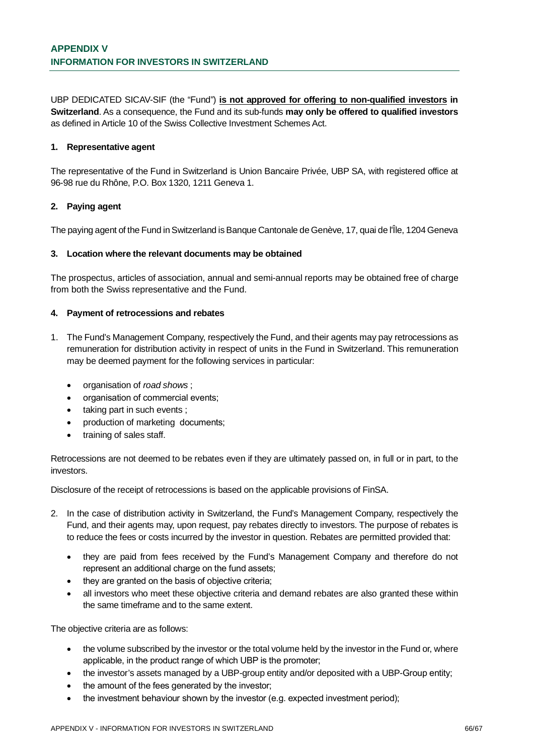## APPENDIX V
## INFORMATION FOR INVESTORS IN SWITZERLAND

UBP DEDICATED SICAV-SIF (the "Fund") **is not approved for offering to non-qualified investors in Switzerland**. As a consequence, the Fund and its sub-funds **may only be offered to qualified investors** as defined in Article 10 of the Swiss Collective Investment Schemes Act.

### 1. Representative agent

The representative of the Fund in Switzerland is Union Bancaire Privée, UBP SA, with registered office at 96-98 rue du Rhône, P.O. Box 1320, 1211 Geneva 1.

### 2. Paying agent

The paying agent of the Fund in Switzerland is Banque Cantonale de Genève, 17, quai de l'Île, 1204 Geneva

### 3. Location where the relevant documents may be obtained

The prospectus, articles of association, annual and semi-annual reports may be obtained free of charge from both the Swiss representative and the Fund.

### 4. Payment of retrocessions and rebates

1. The Fund's Management Company, respectively the Fund, and their agents may pay retrocessions as remuneration for distribution activity in respect of units in the Fund in Switzerland. This remuneration may be deemed payment for the following services in particular:

   - organisation of *road shows* ;
   - organisation of commercial events;
   - taking part in such events ;
   - production of marketing documents;
   - training of sales staff.

Retrocessions are not deemed to be rebates even if they are ultimately passed on, in full or in part, to the investors.

Disclosure of the receipt of retrocessions is based on the applicable provisions of FinSA.

2. In the case of distribution activity in Switzerland, the Fund's Management Company, respectively the Fund, and their agents may, upon request, pay rebates directly to investors. The purpose of rebates is to reduce the fees or costs incurred by the investor in question. Rebates are permitted provided that:

   - they are paid from fees received by the Fund's Management Company and therefore do not represent an additional charge on the fund assets;
   - they are granted on the basis of objective criteria;
   - all investors who meet these objective criteria and demand rebates are also granted these within the same timeframe and to the same extent.

The objective criteria are as follows:

- the volume subscribed by the investor or the total volume held by the investor in the Fund or, where applicable, in the product range of which UBP is the promoter;
- the investor's assets managed by a UBP-group entity and/or deposited with a UBP-Group entity;
- the amount of the fees generated by the investor;
- the investment behaviour shown by the investor (e.g. expected investment period);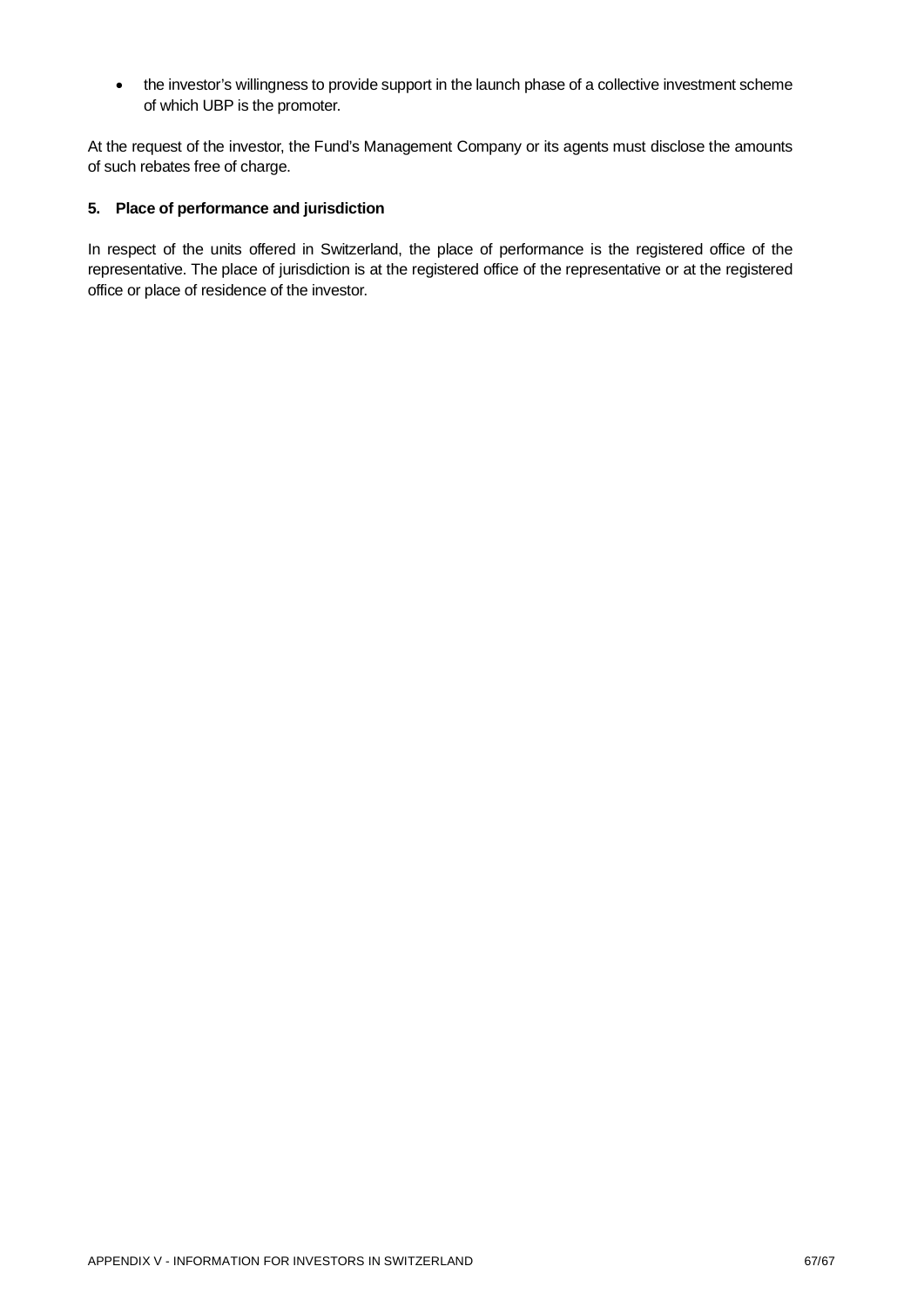- the investor's willingness to provide support in the launch phase of a collective investment scheme of which UBP is the promoter.

At the request of the investor, the Fund's Management Company or its agents must disclose the amounts of such rebates free of charge.

**5. Place of performance and jurisdiction**

In respect of the units offered in Switzerland, the place of performance is the registered office of the representative. The place of jurisdiction is at the registered office of the representative or at the registered office or place of residence of the investor.